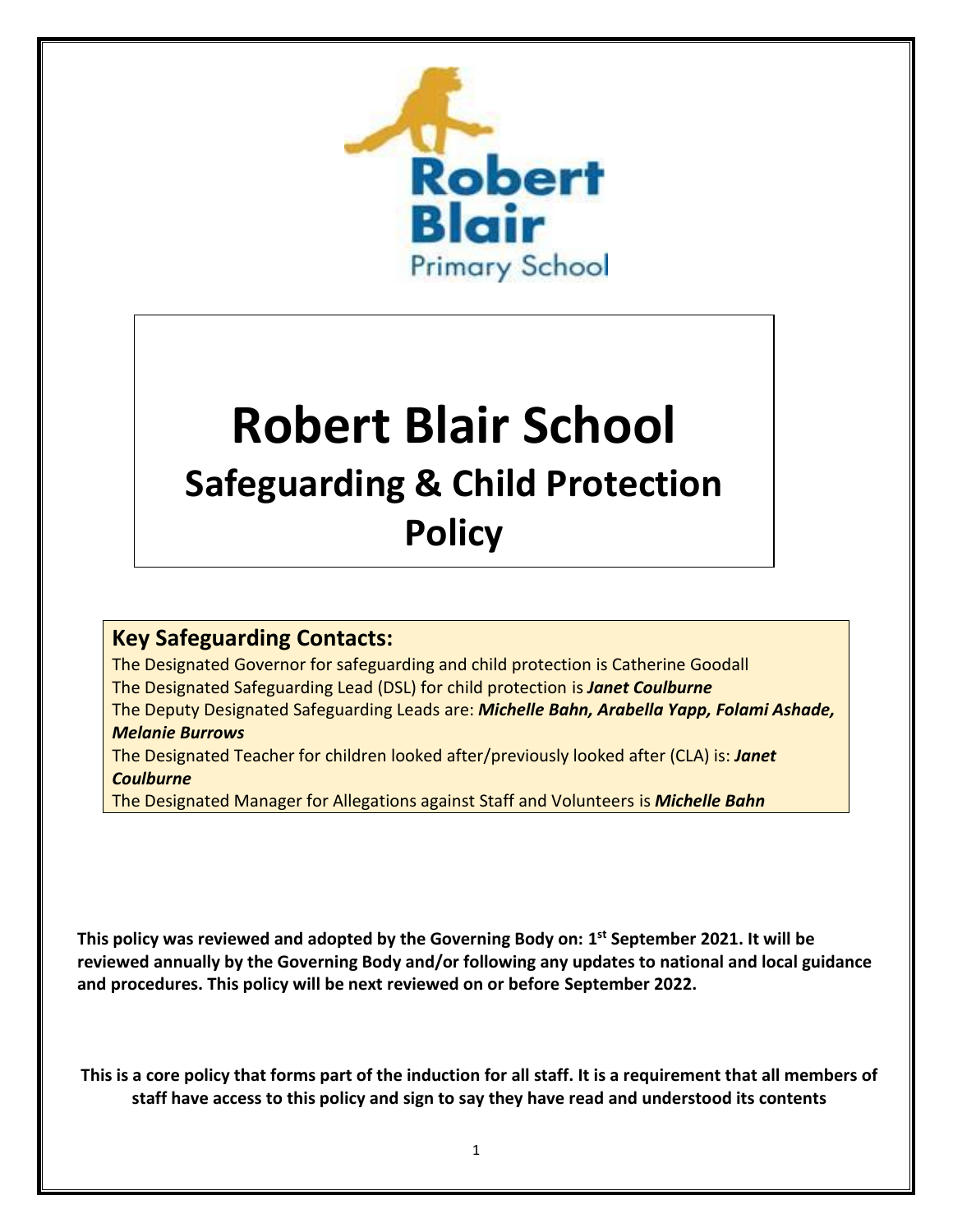Robert Blair Primary School

# Robert Blair School

## Safeguarding & Child Protection Policy

**Key Safeguarding Contacts:**

The Designated Governor for safeguarding and child protection is Catherine Goodall

The Designated Safeguarding Lead (DSL) for child protection is ***Janet Coulburne***

The Deputy Designated Safeguarding Leads are: ***Michelle Bahn, Arabella Yapp, Folami Ashade, Melanie Burrows***

The Designated Teacher for children looked after/previously looked after (CLA) is: ***Janet Coulburne***

The Designated Manager for Allegations against Staff and Volunteers is ***Michelle Bahn***

**This policy was reviewed and adopted by the Governing Body on: 1st September 2021. It will be reviewed annually by the Governing Body and/or following any updates to national and local guidance and procedures. This policy will be next reviewed on or before September 2022.**

**This is a core policy that forms part of the induction for all staff. It is a requirement that all members of staff have access to this policy and sign to say they have read and understood its contents**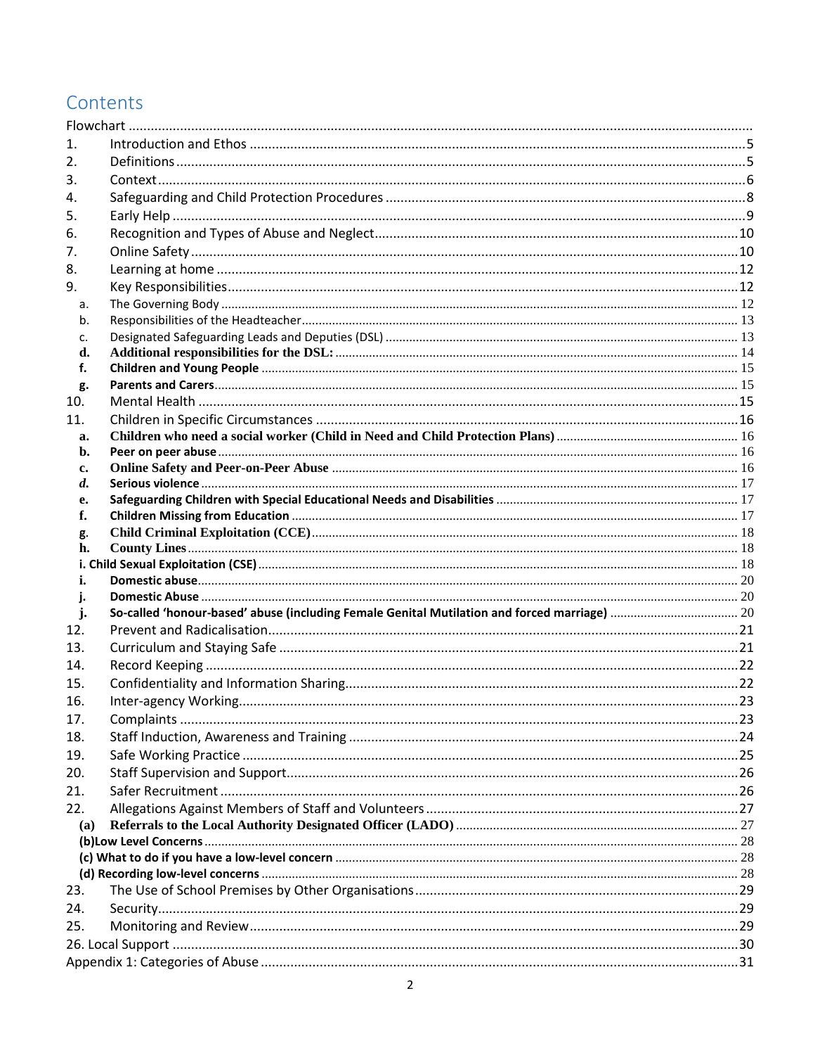# Contents

Flowchart ..........................................................................................................................................

1. Introduction and Ethos ......................................................................................................5
2. Definitions ..........................................................................................................................5
3. Context ...............................................................................................................................6
4. Safeguarding and Child Protection Procedures ................................................................8
5. Early Help ..........................................................................................................................9
6. Recognition and Types of Abuse and Neglect..................................................................10
7. Online Safety ....................................................................................................................10
8. Learning at home .............................................................................................................12
9. Key Responsibilities..........................................................................................................12
   - a. The Governing Body .................................................................................................... 12
   - b. Responsibilities of the Headteacher............................................................................. 13
   - c. Designated Safeguarding Leads and Deputies (DSL) .................................................... 13
   - **d. Additional responsibilities for the DSL:** ...................................................................... 14
   - **f. Children and Young People** ........................................................................................ 15
   - **g. Parents and Carers**...................................................................................................... 15
10. Mental Health ..................................................................................................................15
11. Children in Specific Circumstances ..................................................................................16
   - **a. Children who need a social worker (Child in Need and Child Protection Plans)** ..................... 16
   - **b. Peer on peer abuse** ..................................................................................................... 16
   - **c. Online Safety and Peer-on-Peer Abuse** ........................................................................ 16
   - ***d.* Serious violence** ......................................................................................................... 17
   - **e. Safeguarding Children with Special Educational Needs and Disabilities** ....................... 17
   - **f. Children Missing from Education** ................................................................................. 17
   - **g. Child Criminal Exploitation (CCE)** ................................................................................. 18
   - **h. County Lines** ................................................................................................................ 18
   - **i. Child Sexual Exploitation (CSE)** .................................................................................... 18
   - **i. Domestic abuse** ............................................................................................................ 20
   - **j. Domestic Abuse** ............................................................................................................ 20
   - **j. So-called 'honour-based' abuse (including Female Genital Mutilation and forced marriage)** ...................................... 20
12. Prevent and Radicalisation...............................................................................................21
13. Curriculum and Staying Safe ............................................................................................21
14. Record Keeping ................................................................................................................22
15. Confidentiality and Information Sharing...........................................................................22
16. Inter-agency Working.......................................................................................................23
17. Complaints .......................................................................................................................23
18. Staff Induction, Awareness and Training ..........................................................................24
19. Safe Working Practice ......................................................................................................25
20. Staff Supervision and Support...........................................................................................26
21. Safer Recruitment ............................................................................................................26
22. Allegations Against Members of Staff and Volunteers .....................................................27
   - **(a) Referrals to the Local Authority Designated Officer (LADO)** ....................................... 27
   - **(b)Low Level Concerns** ................................................................................................... 28
   - **(c) What to do if you have a low-level concern** ................................................................ 28
   - **(d) Recording low-level concerns** ..................................................................................... 28
23. The Use of School Premises by Other Organisations........................................................29
24. Security.............................................................................................................................29
25. Monitoring and Review.....................................................................................................29

26\. Local Support ........................................................................................................................30

Appendix 1: Categories of Abuse .................................................................................................31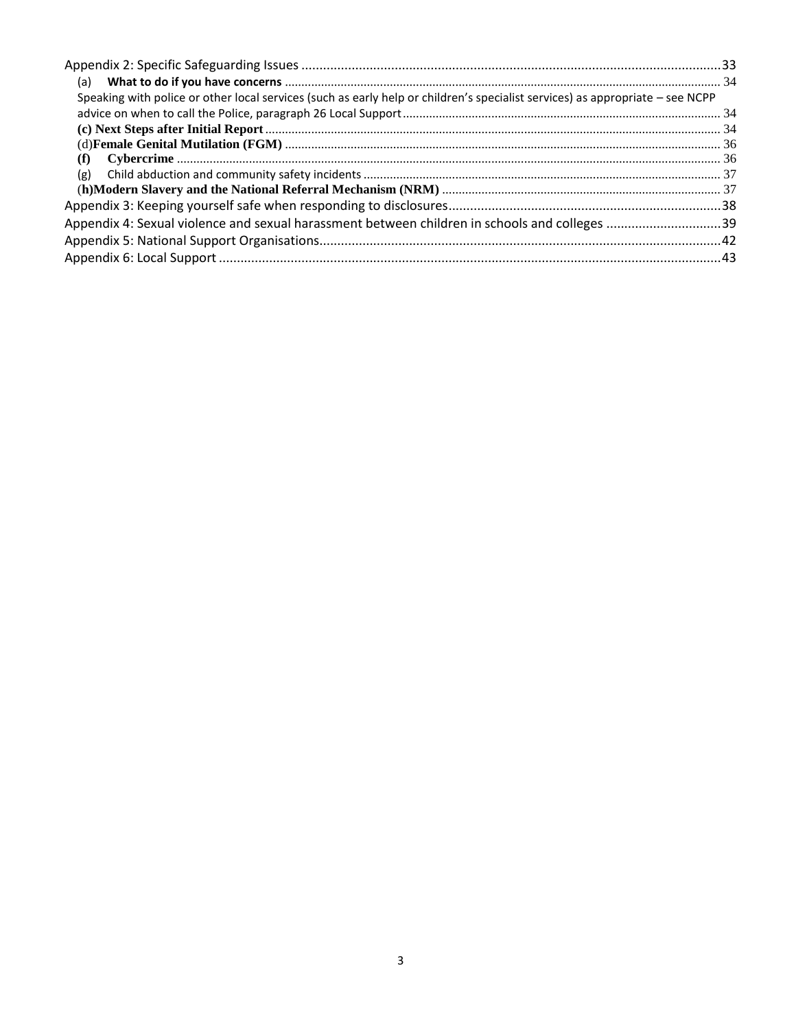Appendix 2: Specific Safeguarding Issues ....................................................................................................................33

(a) **What to do if you have concerns** ..................................................................................................................... 34

Speaking with police or other local services (such as early help or children's specialist services) as appropriate – see NCPP advice on when to call the Police, paragraph 26 Local Support ................................................................................................ 34

**(c) Next Steps after Initial Report** ......................................................................................................................... 34

(d)**Female Genital Mutilation (FGM)** .................................................................................................................... 36

**(f) Cybercrime** ..................................................................................................................................................... 36

(g) Child abduction and community safety incidents ............................................................................................ 37

(**h)Modern Slavery and the National Referral Mechanism (NRM)** .................................................................... 37

Appendix 3: Keeping yourself safe when responding to disclosures............................................................................38

Appendix 4: Sexual violence and sexual harassment between children in schools and colleges ................................39

Appendix 5: National Support Organisations................................................................................................................42

Appendix 6: Local Support ...........................................................................................................................................43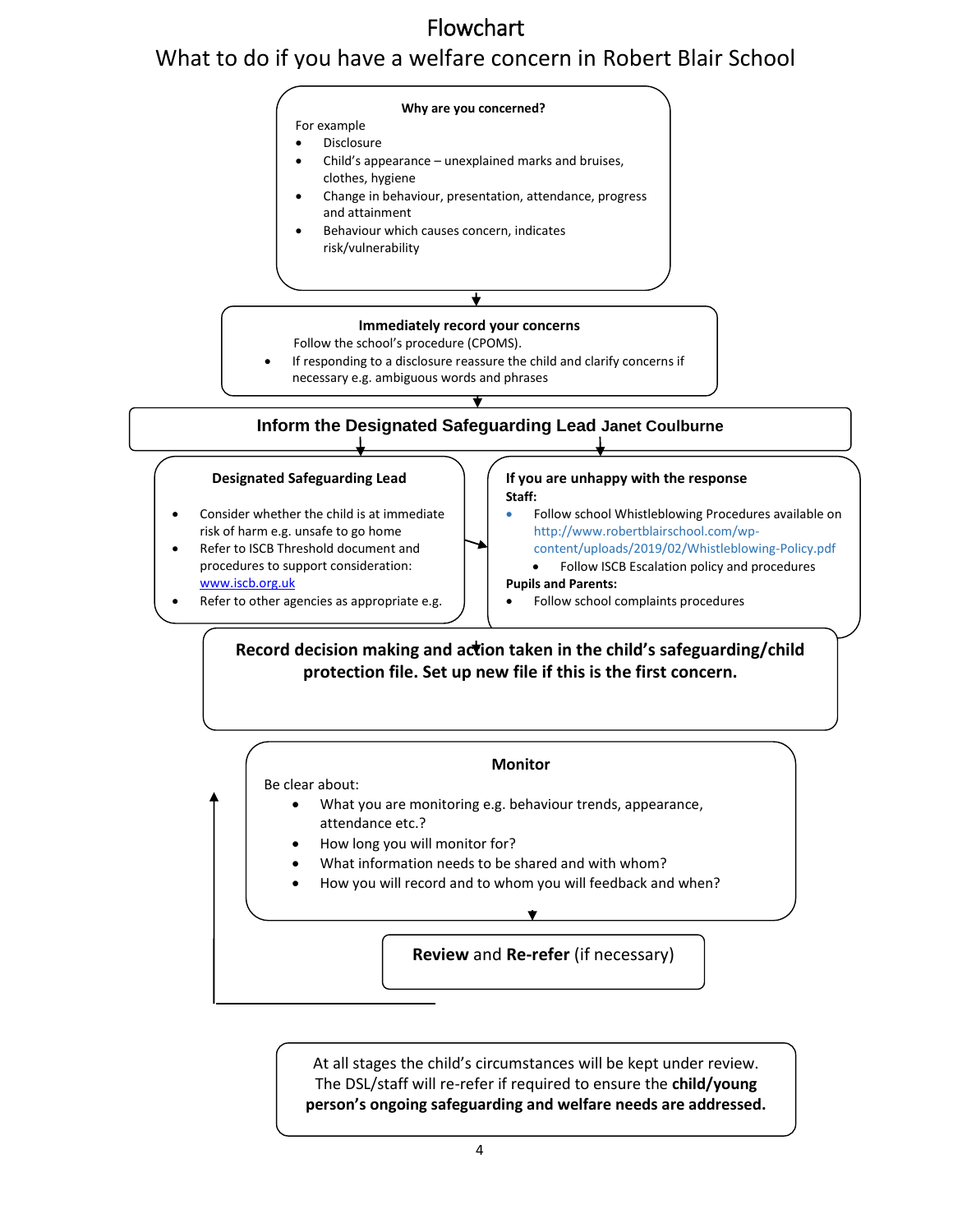# Flowchart

## What to do if you have a welfare concern in Robert Blair School

**Why are you concerned?**

For example

- Disclosure
- Child's appearance – unexplained marks and bruises, clothes, hygiene
- Change in behaviour, presentation, attendance, progress and attainment
- Behaviour which causes concern, indicates risk/vulnerability

**Immediately record your concerns**

Follow the school's procedure (CPOMS).

- If responding to a disclosure reassure the child and clarify concerns if necessary e.g. ambiguous words and phrases

**Inform the Designated Safeguarding Lead Janet Coulburne**

**Designated Safeguarding Lead**

- Consider whether the child is at immediate risk of harm e.g. unsafe to go home
- Refer to ISCB Threshold document and procedures to support consideration: www.iscb.org.uk
- Refer to other agencies as appropriate e.g.

**If you are unhappy with the response**

**Staff:**

- Follow school Whistleblowing Procedures available on http://www.robertblairschool.com/wp-content/uploads/2019/02/Whistleblowing-Policy.pdf
  - Follow ISCB Escalation policy and procedures

**Pupils and Parents:**

- Follow school complaints procedures

**Record decision making and action taken in the child's safeguarding/child protection file. Set up new file if this is the first concern.**

**Monitor**

Be clear about:

- What you are monitoring e.g. behaviour trends, appearance, attendance etc.?
- How long you will monitor for?
- What information needs to be shared and with whom?
- How you will record and to whom you will feedback and when?

**Review** and **Re-refer** (if necessary)

At all stages the child's circumstances will be kept under review. The DSL/staff will re-refer if required to ensure the **child/young person's ongoing safeguarding and welfare needs are addressed.**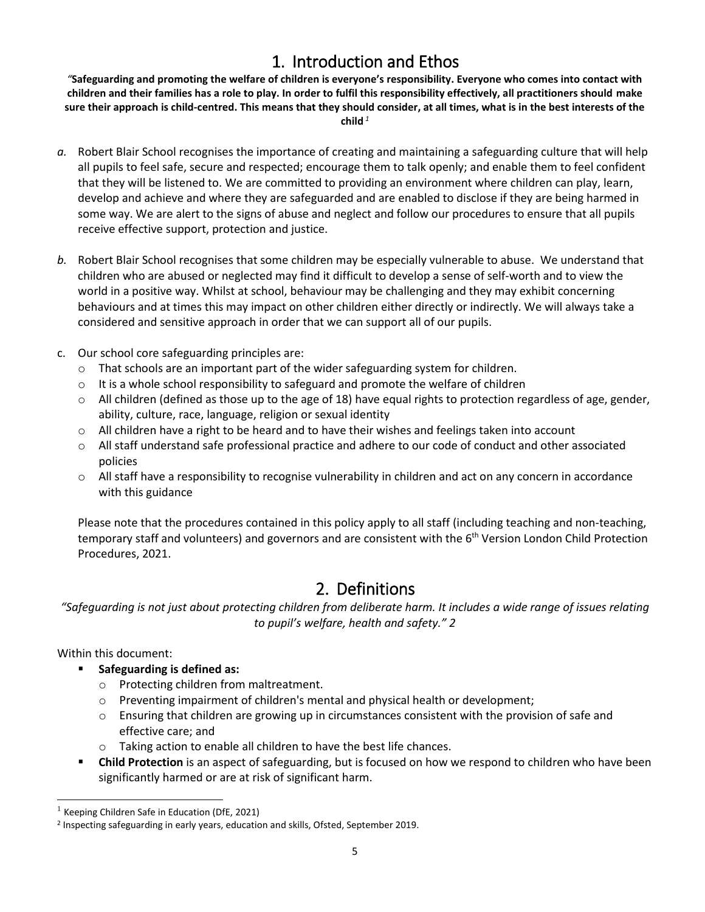# 1. Introduction and Ethos

**"Safeguarding and promoting the welfare of children is everyone's responsibility. Everyone who comes into contact with children and their families has a role to play. In order to fulfil this responsibility effectively, all practitioners should make sure their approach is child-centred. This means that they should consider, at all times, what is in the best interests of the child** [1]

*a.* Robert Blair School recognises the importance of creating and maintaining a safeguarding culture that will help all pupils to feel safe, secure and respected; encourage them to talk openly; and enable them to feel confident that they will be listened to. We are committed to providing an environment where children can play, learn, develop and achieve and where they are safeguarded and are enabled to disclose if they are being harmed in some way. We are alert to the signs of abuse and neglect and follow our procedures to ensure that all pupils receive effective support, protection and justice.

*b.* Robert Blair School recognises that some children may be especially vulnerable to abuse. We understand that children who are abused or neglected may find it difficult to develop a sense of self-worth and to view the world in a positive way. Whilst at school, behaviour may be challenging and they may exhibit concerning behaviours and at times this may impact on other children either directly or indirectly. We will always take a considered and sensitive approach in order that we can support all of our pupils.

c. Our school core safeguarding principles are:
   - That schools are an important part of the wider safeguarding system for children.
   - It is a whole school responsibility to safeguard and promote the welfare of children
   - All children (defined as those up to the age of 18) have equal rights to protection regardless of age, gender, ability, culture, race, language, religion or sexual identity
   - All children have a right to be heard and to have their wishes and feelings taken into account
   - All staff understand safe professional practice and adhere to our code of conduct and other associated policies
   - All staff have a responsibility to recognise vulnerability in children and act on any concern in accordance with this guidance

   Please note that the procedures contained in this policy apply to all staff (including teaching and non-teaching, temporary staff and volunteers) and governors and are consistent with the 6th Version London Child Protection Procedures, 2021.

# 2. Definitions

*"Safeguarding is not just about protecting children from deliberate harm. It includes a wide range of issues relating to pupil's welfare, health and safety." 2*

Within this document:

- **Safeguarding is defined as:**
  - Protecting children from maltreatment.
  - Preventing impairment of children's mental and physical health or development;
  - Ensuring that children are growing up in circumstances consistent with the provision of safe and effective care; and
  - Taking action to enable all children to have the best life chances.
- **Child Protection** is an aspect of safeguarding, but is focused on how we respond to children who have been significantly harmed or are at risk of significant harm.

---

[1] Keeping Children Safe in Education (DfE, 2021)

[2] Inspecting safeguarding in early years, education and skills, Ofsted, September 2019.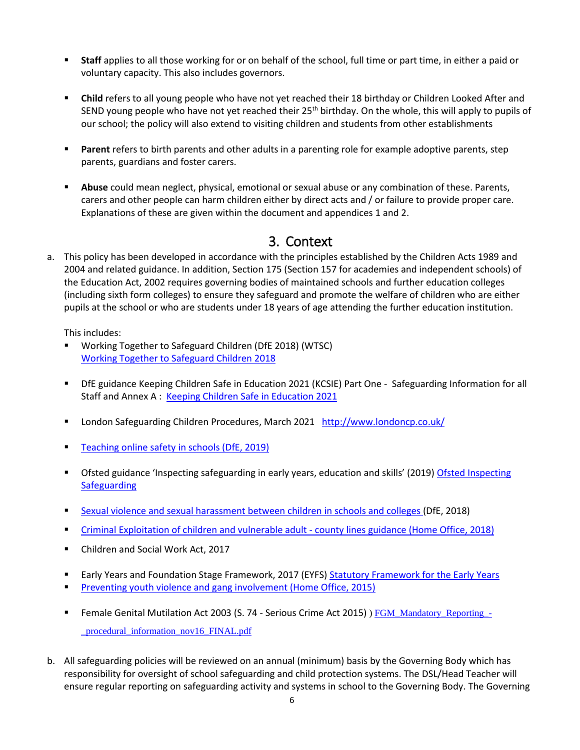- **Staff** applies to all those working for or on behalf of the school, full time or part time, in either a paid or voluntary capacity. This also includes governors.

- **Child** refers to all young people who have not yet reached their 18 birthday or Children Looked After and SEND young people who have not yet reached their 25th birthday. On the whole, this will apply to pupils of our school; the policy will also extend to visiting children and students from other establishments

- **Parent** refers to birth parents and other adults in a parenting role for example adoptive parents, step parents, guardians and foster carers.

- **Abuse** could mean neglect, physical, emotional or sexual abuse or any combination of these. Parents, carers and other people can harm children either by direct acts and / or failure to provide proper care. Explanations of these are given within the document and appendices 1 and 2.

## 3. Context

a. This policy has been developed in accordance with the principles established by the Children Acts 1989 and 2004 and related guidance. In addition, Section 175 (Section 157 for academies and independent schools) of the Education Act, 2002 requires governing bodies of maintained schools and further education colleges (including sixth form colleges) to ensure they safeguard and promote the welfare of children who are either pupils at the school or who are students under 18 years of age attending the further education institution.

   This includes:

   - Working Together to Safeguard Children (DfE 2018) (WTSC) Working Together to Safeguard Children 2018

   - DfE guidance Keeping Children Safe in Education 2021 (KCSIE) Part One - Safeguarding Information for all Staff and Annex A : Keeping Children Safe in Education 2021

   - London Safeguarding Children Procedures, March 2021 http://www.londoncp.co.uk/

   - Teaching online safety in schools (DfE, 2019)

   - Ofsted guidance 'Inspecting safeguarding in early years, education and skills' (2019) Ofsted Inspecting Safeguarding

   - Sexual violence and sexual harassment between children in schools and colleges (DfE, 2018)

   - Criminal Exploitation of children and vulnerable adult - county lines guidance (Home Office, 2018)

   - Children and Social Work Act, 2017

   - Early Years and Foundation Stage Framework, 2017 (EYFS) Statutory Framework for the Early Years
   - Preventing youth violence and gang involvement (Home Office, 2015)

   - Female Genital Mutilation Act 2003 (S. 74 - Serious Crime Act 2015) ) FGM_Mandatory_Reporting_-_procedural_information_nov16_FINAL.pdf

b. All safeguarding policies will be reviewed on an annual (minimum) basis by the Governing Body which has responsibility for oversight of school safeguarding and child protection systems. The DSL/Head Teacher will ensure regular reporting on safeguarding activity and systems in school to the Governing Body. The Governing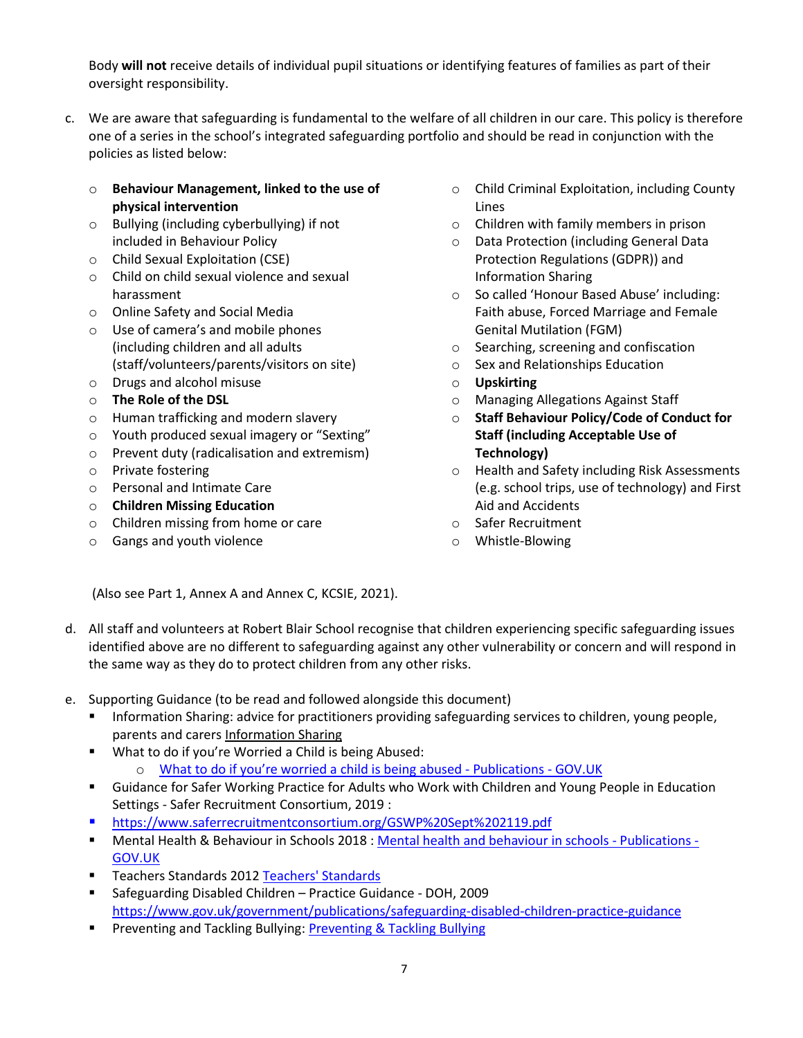Body **will not** receive details of individual pupil situations or identifying features of families as part of their oversight responsibility.

c. We are aware that safeguarding is fundamental to the welfare of all children in our care. This policy is therefore one of a series in the school's integrated safeguarding portfolio and should be read in conjunction with the policies as listed below:

   - **Behaviour Management, linked to the use of physical intervention**
   - Bullying (including cyberbullying) if not included in Behaviour Policy
   - Child Sexual Exploitation (CSE)
   - Child on child sexual violence and sexual harassment
   - Online Safety and Social Media
   - Use of camera's and mobile phones (including children and all adults (staff/volunteers/parents/visitors on site)
   - Drugs and alcohol misuse
   - **The Role of the DSL**
   - Human trafficking and modern slavery
   - Youth produced sexual imagery or "Sexting"
   - Prevent duty (radicalisation and extremism)
   - Private fostering
   - Personal and Intimate Care
   - **Children Missing Education**
   - Children missing from home or care
   - Gangs and youth violence
   - Child Criminal Exploitation, including County Lines
   - Children with family members in prison
   - Data Protection (including General Data Protection Regulations (GDPR)) and Information Sharing
   - So called 'Honour Based Abuse' including: Faith abuse, Forced Marriage and Female Genital Mutilation (FGM)
   - Searching, screening and confiscation
   - Sex and Relationships Education
   - **Upskirting**
   - Managing Allegations Against Staff
   - **Staff Behaviour Policy/Code of Conduct for Staff (including Acceptable Use of Technology)**
   - Health and Safety including Risk Assessments (e.g. school trips, use of technology) and First Aid and Accidents
   - Safer Recruitment
   - Whistle-Blowing

   (Also see Part 1, Annex A and Annex C, KCSIE, 2021).

d. All staff and volunteers at Robert Blair School recognise that children experiencing specific safeguarding issues identified above are no different to safeguarding against any other vulnerability or concern and will respond in the same way as they do to protect children from any other risks.

e. Supporting Guidance (to be read and followed alongside this document)
   - Information Sharing: advice for practitioners providing safeguarding services to children, young people, parents and carers Information Sharing
   - What to do if you're Worried a Child is being Abused:
     - What to do if you're worried a child is being abused - Publications - GOV.UK
   - Guidance for Safer Working Practice for Adults who Work with Children and Young People in Education Settings - Safer Recruitment Consortium, 2019 :
   - https://www.saferrecruitmentconsortium.org/GSWP%20Sept%202119.pdf
   - Mental Health & Behaviour in Schools 2018 : Mental health and behaviour in schools - Publications - GOV.UK
   - Teachers Standards 2012 Teachers' Standards
   - Safeguarding Disabled Children – Practice Guidance - DOH, 2009 https://www.gov.uk/government/publications/safeguarding-disabled-children-practice-guidance
   - Preventing and Tackling Bullying: Preventing & Tackling Bullying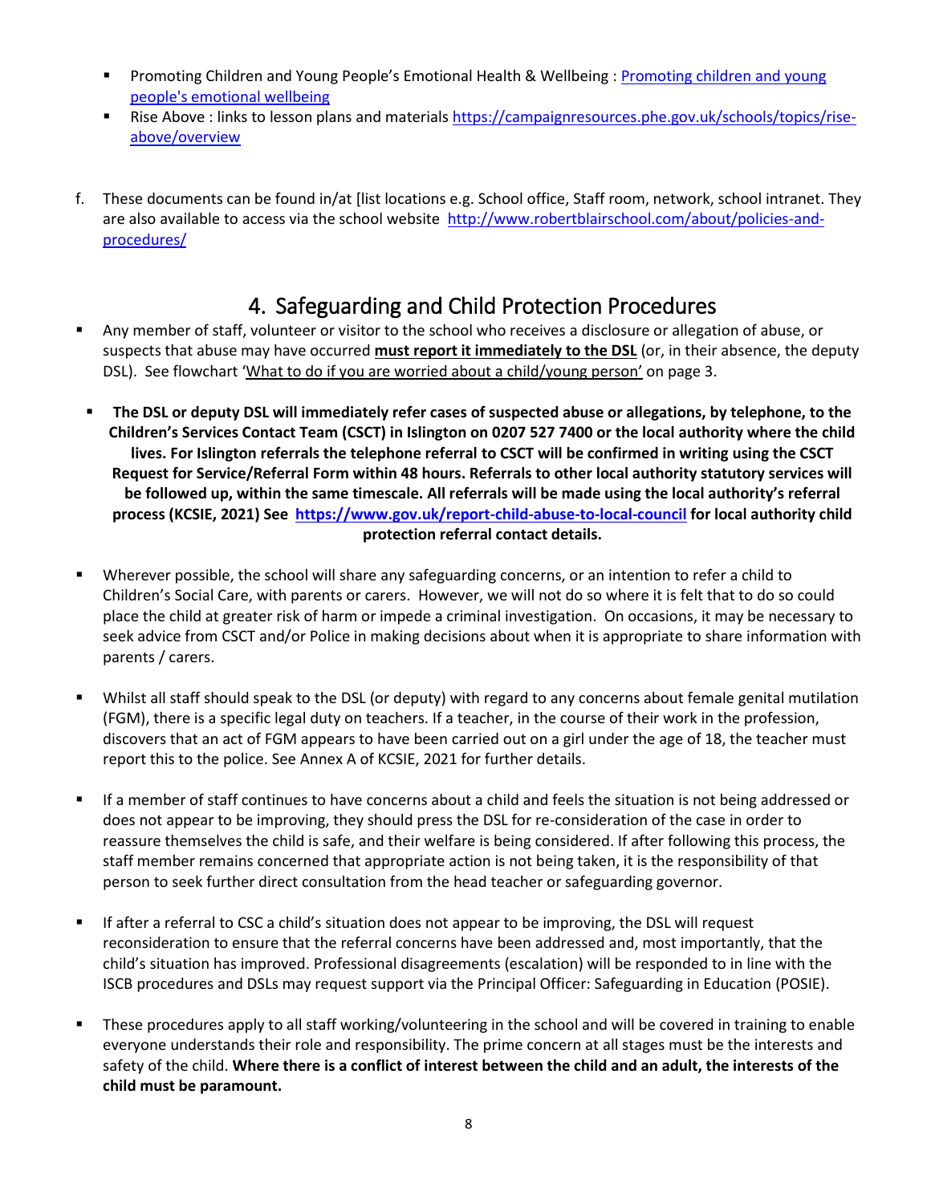- Promoting Children and Young People's Emotional Health & Wellbeing : [Promoting children and young people's emotional wellbeing]()
- Rise Above : links to lesson plans and materials [https://campaignresources.phe.gov.uk/schools/topics/rise-above/overview](https://campaignresources.phe.gov.uk/schools/topics/rise-above/overview)

f. These documents can be found in/at [list locations e.g. School office, Staff room, network, school intranet. They are also available to access via the school website [http://www.robertblairschool.com/about/policies-and-procedures/](http://www.robertblairschool.com/about/policies-and-procedures/)

## 4. Safeguarding and Child Protection Procedures

- Any member of staff, volunteer or visitor to the school who receives a disclosure or allegation of abuse, or suspects that abuse may have occurred **must report it immediately to the DSL** (or, in their absence, the deputy DSL). See flowchart 'What to do if you are worried about a child/young person' on page 3.

- **The DSL or deputy DSL will immediately refer cases of suspected abuse or allegations, by telephone, to the Children's Services Contact Team (CSCT) in Islington on 0207 527 7400 or the local authority where the child lives. For Islington referrals the telephone referral to CSCT will be confirmed in writing using the CSCT Request for Service/Referral Form within 48 hours. Referrals to other local authority statutory services will be followed up, within the same timescale. All referrals will be made using the local authority's referral process (KCSIE, 2021) See [https://www.gov.uk/report-child-abuse-to-local-council](https://www.gov.uk/report-child-abuse-to-local-council) for local authority child protection referral contact details.**

- Wherever possible, the school will share any safeguarding concerns, or an intention to refer a child to Children's Social Care, with parents or carers. However, we will not do so where it is felt that to do so could place the child at greater risk of harm or impede a criminal investigation. On occasions, it may be necessary to seek advice from CSCT and/or Police in making decisions about when it is appropriate to share information with parents / carers.

- Whilst all staff should speak to the DSL (or deputy) with regard to any concerns about female genital mutilation (FGM), there is a specific legal duty on teachers. If a teacher, in the course of their work in the profession, discovers that an act of FGM appears to have been carried out on a girl under the age of 18, the teacher must report this to the police. See Annex A of KCSIE, 2021 for further details.

- If a member of staff continues to have concerns about a child and feels the situation is not being addressed or does not appear to be improving, they should press the DSL for re-consideration of the case in order to reassure themselves the child is safe, and their welfare is being considered. If after following this process, the staff member remains concerned that appropriate action is not being taken, it is the responsibility of that person to seek further direct consultation from the head teacher or safeguarding governor.

- If after a referral to CSC a child's situation does not appear to be improving, the DSL will request reconsideration to ensure that the referral concerns have been addressed and, most importantly, that the child's situation has improved. Professional disagreements (escalation) will be responded to in line with the ISCB procedures and DSLs may request support via the Principal Officer: Safeguarding in Education (POSIE).

- These procedures apply to all staff working/volunteering in the school and will be covered in training to enable everyone understands their role and responsibility. The prime concern at all stages must be the interests and safety of the child. **Where there is a conflict of interest between the child and an adult, the interests of the child must be paramount.**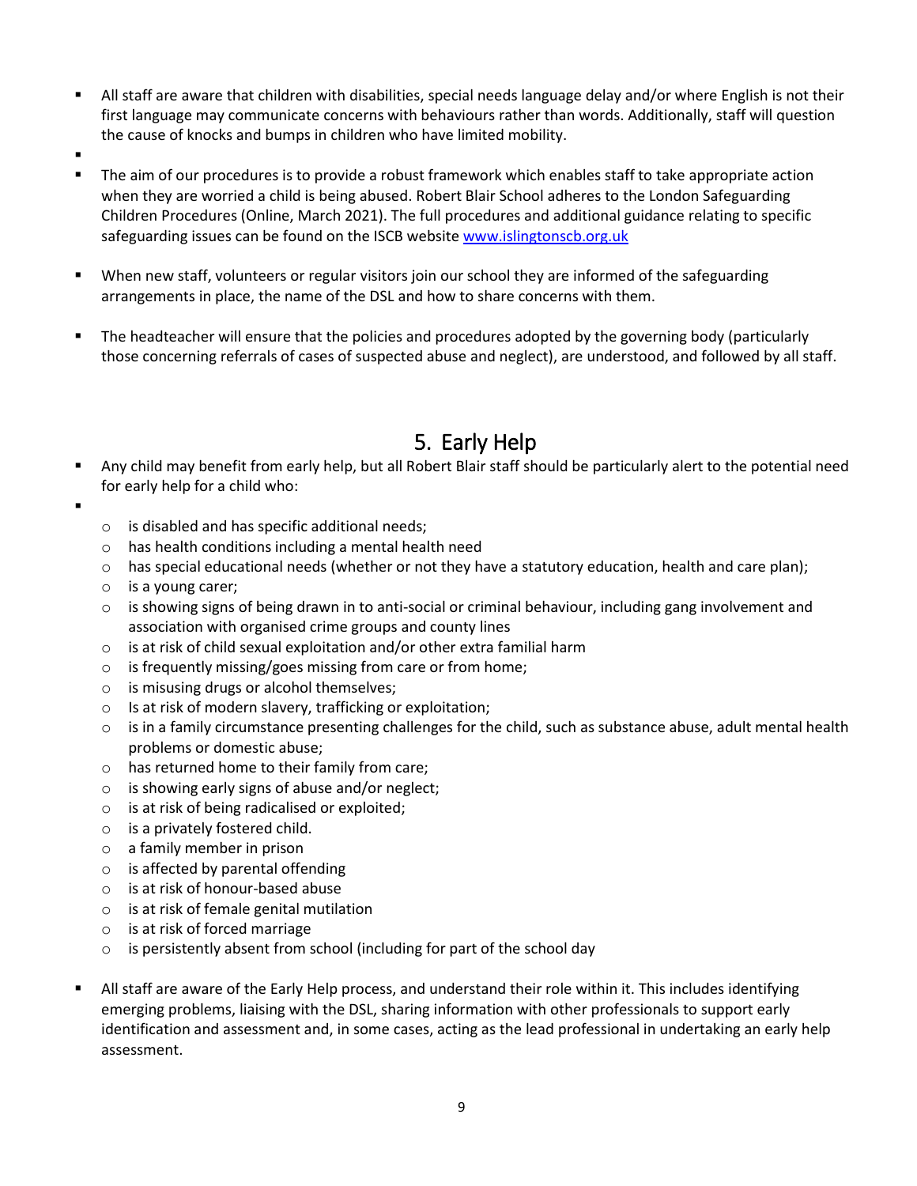- All staff are aware that children with disabilities, special needs language delay and/or where English is not their first language may communicate concerns with behaviours rather than words. Additionally, staff will question the cause of knocks and bumps in children who have limited mobility.
- The aim of our procedures is to provide a robust framework which enables staff to take appropriate action when they are worried a child is being abused. Robert Blair School adheres to the London Safeguarding Children Procedures (Online, March 2021). The full procedures and additional guidance relating to specific safeguarding issues can be found on the ISCB website [www.islingtonscb.org.uk](http://www.islingtonscb.org.uk)
- When new staff, volunteers or regular visitors join our school they are informed of the safeguarding arrangements in place, the name of the DSL and how to share concerns with them.
- The headteacher will ensure that the policies and procedures adopted by the governing body (particularly those concerning referrals of cases of suspected abuse and neglect), are understood, and followed by all staff.

## 5. Early Help

- Any child may benefit from early help, but all Robert Blair staff should be particularly alert to the potential need for early help for a child who:
  - is disabled and has specific additional needs;
  - has health conditions including a mental health need
  - has special educational needs (whether or not they have a statutory education, health and care plan);
  - is a young carer;
  - is showing signs of being drawn in to anti-social or criminal behaviour, including gang involvement and association with organised crime groups and county lines
  - is at risk of child sexual exploitation and/or other extra familial harm
  - is frequently missing/goes missing from care or from home;
  - is misusing drugs or alcohol themselves;
  - Is at risk of modern slavery, trafficking or exploitation;
  - is in a family circumstance presenting challenges for the child, such as substance abuse, adult mental health problems or domestic abuse;
  - has returned home to their family from care;
  - is showing early signs of abuse and/or neglect;
  - is at risk of being radicalised or exploited;
  - is a privately fostered child.
  - a family member in prison
  - is affected by parental offending
  - is at risk of honour-based abuse
  - is at risk of female genital mutilation
  - is at risk of forced marriage
  - is persistently absent from school (including for part of the school day
- All staff are aware of the Early Help process, and understand their role within it. This includes identifying emerging problems, liaising with the DSL, sharing information with other professionals to support early identification and assessment and, in some cases, acting as the lead professional in undertaking an early help assessment.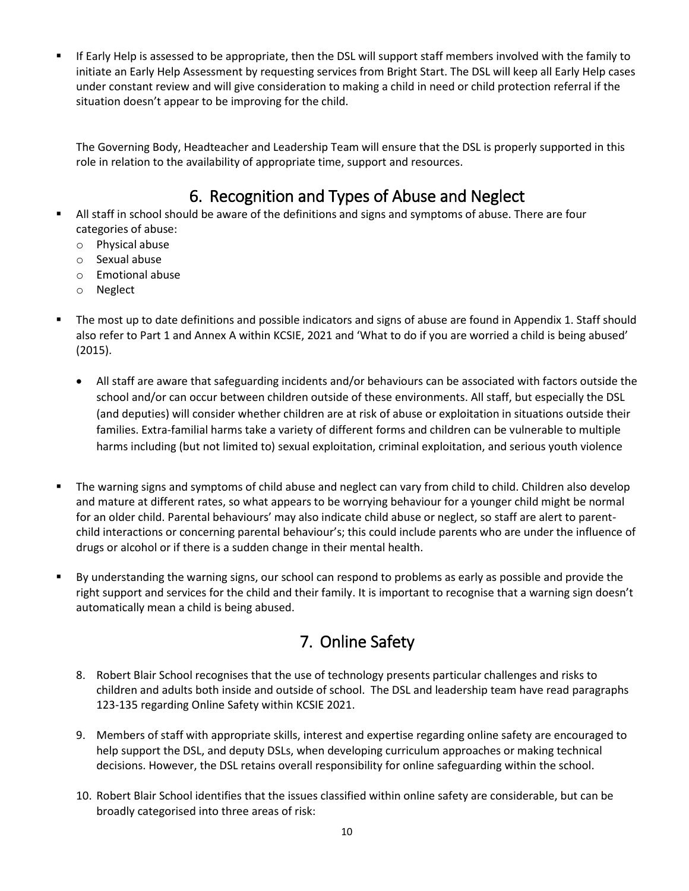- If Early Help is assessed to be appropriate, then the DSL will support staff members involved with the family to initiate an Early Help Assessment by requesting services from Bright Start. The DSL will keep all Early Help cases under constant review and will give consideration to making a child in need or child protection referral if the situation doesn't appear to be improving for the child.

The Governing Body, Headteacher and Leadership Team will ensure that the DSL is properly supported in this role in relation to the availability of appropriate time, support and resources.

## 6. Recognition and Types of Abuse and Neglect

- All staff in school should be aware of the definitions and signs and symptoms of abuse. There are four categories of abuse:
  - Physical abuse
  - Sexual abuse
  - Emotional abuse
  - Neglect
- The most up to date definitions and possible indicators and signs of abuse are found in Appendix 1. Staff should also refer to Part 1 and Annex A within KCSIE, 2021 and 'What to do if you are worried a child is being abused' (2015).
  - All staff are aware that safeguarding incidents and/or behaviours can be associated with factors outside the school and/or can occur between children outside of these environments. All staff, but especially the DSL (and deputies) will consider whether children are at risk of abuse or exploitation in situations outside their families. Extra-familial harms take a variety of different forms and children can be vulnerable to multiple harms including (but not limited to) sexual exploitation, criminal exploitation, and serious youth violence
- The warning signs and symptoms of child abuse and neglect can vary from child to child. Children also develop and mature at different rates, so what appears to be worrying behaviour for a younger child might be normal for an older child. Parental behaviours' may also indicate child abuse or neglect, so staff are alert to parent-child interactions or concerning parental behaviour's; this could include parents who are under the influence of drugs or alcohol or if there is a sudden change in their mental health.
- By understanding the warning signs, our school can respond to problems as early as possible and provide the right support and services for the child and their family. It is important to recognise that a warning sign doesn't automatically mean a child is being abused.

## 7. Online Safety

8. Robert Blair School recognises that the use of technology presents particular challenges and risks to children and adults both inside and outside of school. The DSL and leadership team have read paragraphs 123-135 regarding Online Safety within KCSIE 2021.
9. Members of staff with appropriate skills, interest and expertise regarding online safety are encouraged to help support the DSL, and deputy DSLs, when developing curriculum approaches or making technical decisions. However, the DSL retains overall responsibility for online safeguarding within the school.
10. Robert Blair School identifies that the issues classified within online safety are considerable, but can be broadly categorised into three areas of risk: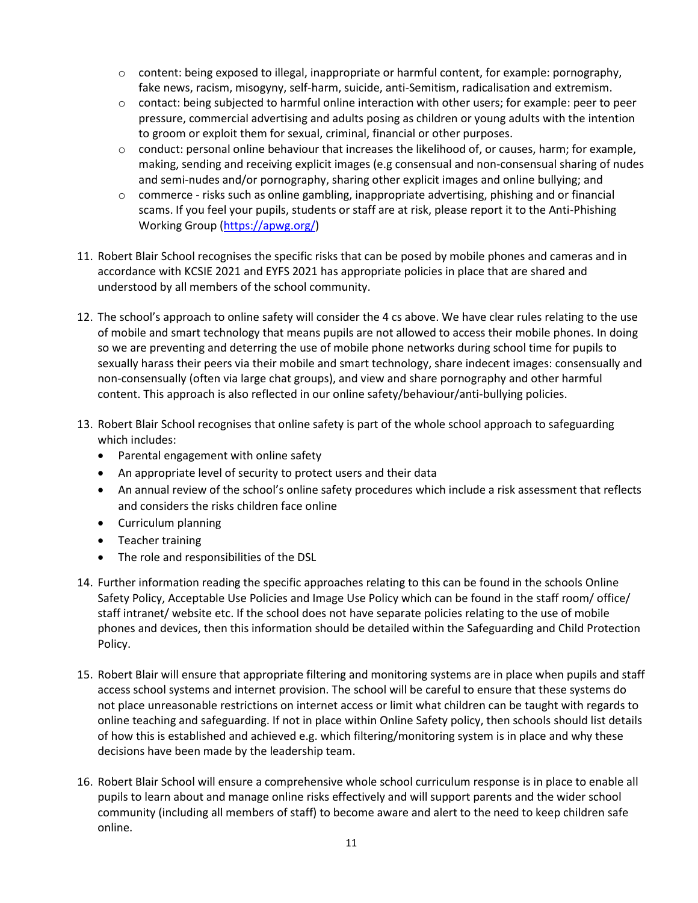- content: being exposed to illegal, inappropriate or harmful content, for example: pornography, fake news, racism, misogyny, self-harm, suicide, anti-Semitism, radicalisation and extremism.
- contact: being subjected to harmful online interaction with other users; for example: peer to peer pressure, commercial advertising and adults posing as children or young adults with the intention to groom or exploit them for sexual, criminal, financial or other purposes.
- conduct: personal online behaviour that increases the likelihood of, or causes, harm; for example, making, sending and receiving explicit images (e.g consensual and non-consensual sharing of nudes and semi-nudes and/or pornography, sharing other explicit images and online bullying; and
- commerce - risks such as online gambling, inappropriate advertising, phishing and or financial scams. If you feel your pupils, students or staff are at risk, please report it to the Anti-Phishing Working Group (https://apwg.org/)

11. Robert Blair School recognises the specific risks that can be posed by mobile phones and cameras and in accordance with KCSIE 2021 and EYFS 2021 has appropriate policies in place that are shared and understood by all members of the school community.

12. The school's approach to online safety will consider the 4 cs above. We have clear rules relating to the use of mobile and smart technology that means pupils are not allowed to access their mobile phones. In doing so we are preventing and deterring the use of mobile phone networks during school time for pupils to sexually harass their peers via their mobile and smart technology, share indecent images: consensually and non-consensually (often via large chat groups), and view and share pornography and other harmful content. This approach is also reflected in our online safety/behaviour/anti-bullying policies.

13. Robert Blair School recognises that online safety is part of the whole school approach to safeguarding which includes:
    - Parental engagement with online safety
    - An appropriate level of security to protect users and their data
    - An annual review of the school's online safety procedures which include a risk assessment that reflects and considers the risks children face online
    - Curriculum planning
    - Teacher training
    - The role and responsibilities of the DSL

14. Further information reading the specific approaches relating to this can be found in the schools Online Safety Policy, Acceptable Use Policies and Image Use Policy which can be found in the staff room/ office/ staff intranet/ website etc. If the school does not have separate policies relating to the use of mobile phones and devices, then this information should be detailed within the Safeguarding and Child Protection Policy.

15. Robert Blair will ensure that appropriate filtering and monitoring systems are in place when pupils and staff access school systems and internet provision. The school will be careful to ensure that these systems do not place unreasonable restrictions on internet access or limit what children can be taught with regards to online teaching and safeguarding. If not in place within Online Safety policy, then schools should list details of how this is established and achieved e.g. which filtering/monitoring system is in place and why these decisions have been made by the leadership team.

16. Robert Blair School will ensure a comprehensive whole school curriculum response is in place to enable all pupils to learn about and manage online risks effectively and will support parents and the wider school community (including all members of staff) to become aware and alert to the need to keep children safe online.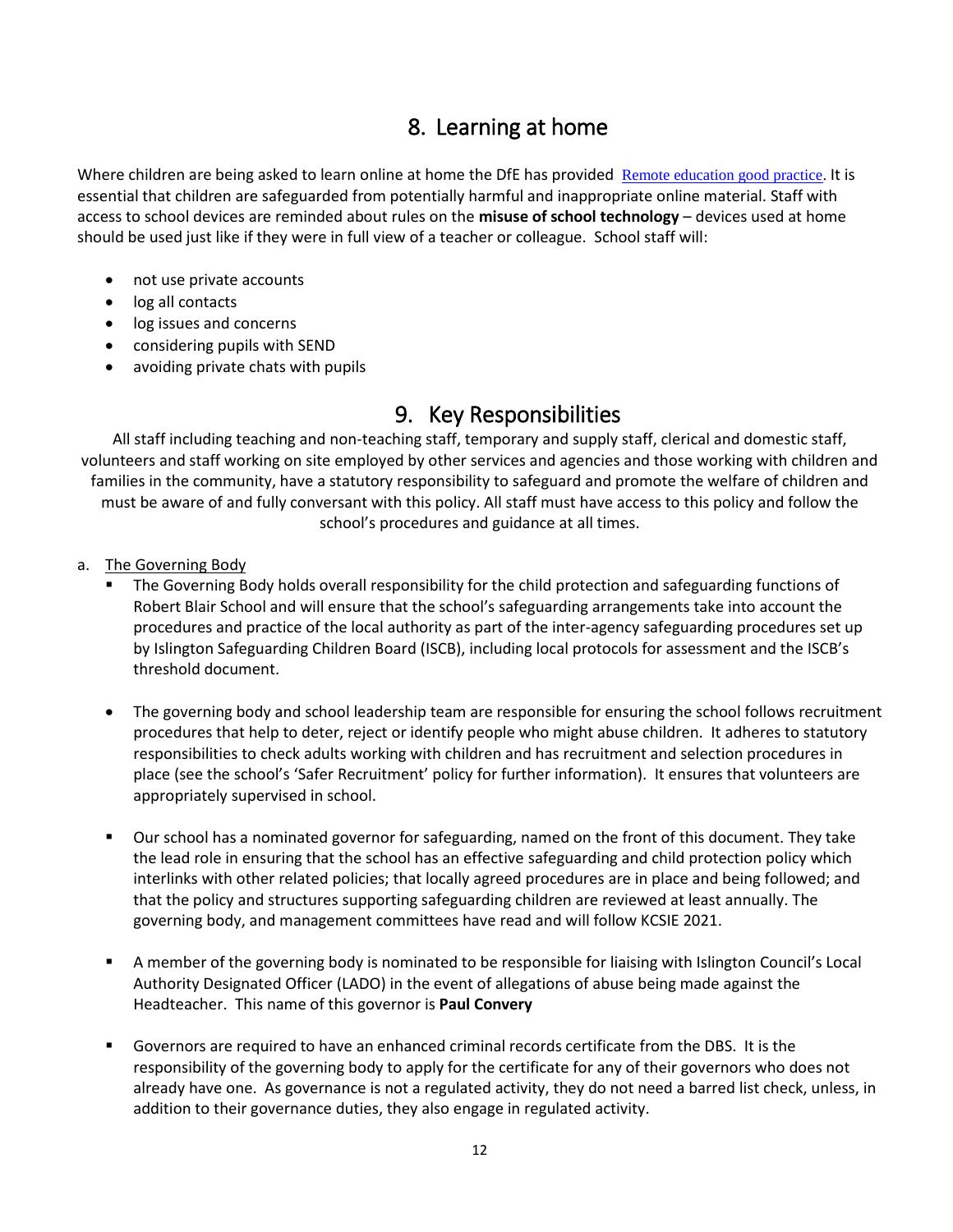## 8. Learning at home

Where children are being asked to learn online at home the DfE has provided Remote education good practice. It is essential that children are safeguarded from potentially harmful and inappropriate online material. Staff with access to school devices are reminded about rules on the **misuse of school technology** – devices used at home should be used just like if they were in full view of a teacher or colleague. School staff will:

- not use private accounts
- log all contacts
- log issues and concerns
- considering pupils with SEND
- avoiding private chats with pupils

## 9. Key Responsibilities

All staff including teaching and non-teaching staff, temporary and supply staff, clerical and domestic staff, volunteers and staff working on site employed by other services and agencies and those working with children and families in the community, have a statutory responsibility to safeguard and promote the welfare of children and must be aware of and fully conversant with this policy. All staff must have access to this policy and follow the school's procedures and guidance at all times.

a. The Governing Body

- The Governing Body holds overall responsibility for the child protection and safeguarding functions of Robert Blair School and will ensure that the school's safeguarding arrangements take into account the procedures and practice of the local authority as part of the inter-agency safeguarding procedures set up by Islington Safeguarding Children Board (ISCB), including local protocols for assessment and the ISCB's threshold document.

- The governing body and school leadership team are responsible for ensuring the school follows recruitment procedures that help to deter, reject or identify people who might abuse children. It adheres to statutory responsibilities to check adults working with children and has recruitment and selection procedures in place (see the school's 'Safer Recruitment' policy for further information). It ensures that volunteers are appropriately supervised in school.

- Our school has a nominated governor for safeguarding, named on the front of this document. They take the lead role in ensuring that the school has an effective safeguarding and child protection policy which interlinks with other related policies; that locally agreed procedures are in place and being followed; and that the policy and structures supporting safeguarding children are reviewed at least annually. The governing body, and management committees have read and will follow KCSIE 2021.

- A member of the governing body is nominated to be responsible for liaising with Islington Council's Local Authority Designated Officer (LADO) in the event of allegations of abuse being made against the Headteacher. This name of this governor is **Paul Convery**

- Governors are required to have an enhanced criminal records certificate from the DBS. It is the responsibility of the governing body to apply for the certificate for any of their governors who does not already have one. As governance is not a regulated activity, they do not need a barred list check, unless, in addition to their governance duties, they also engage in regulated activity.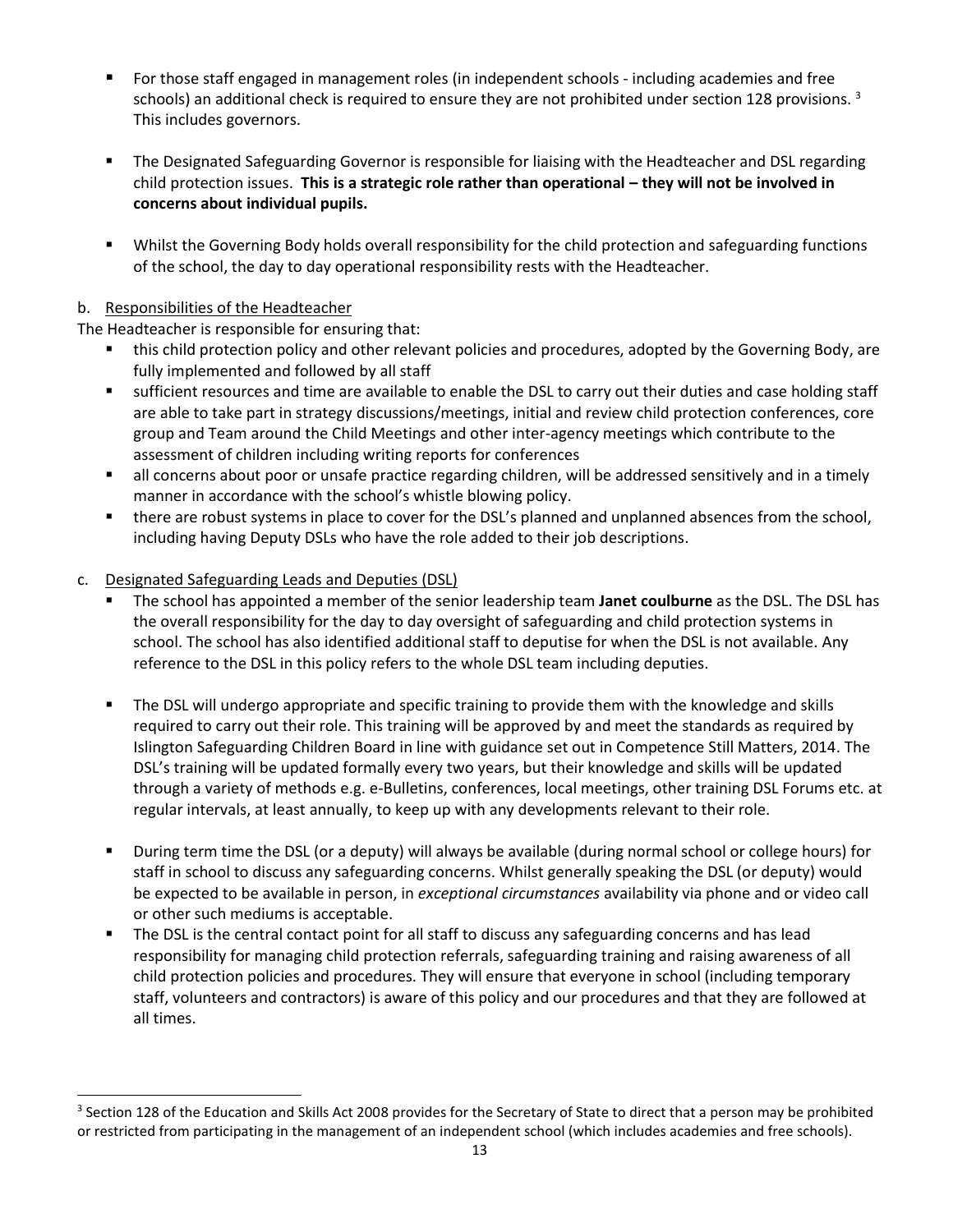- For those staff engaged in management roles (in independent schools - including academies and free schools) an additional check is required to ensure they are not prohibited under section 128 provisions. [3] This includes governors.

- The Designated Safeguarding Governor is responsible for liaising with the Headteacher and DSL regarding child protection issues. **This is a strategic role rather than operational – they will not be involved in concerns about individual pupils.**

- Whilst the Governing Body holds overall responsibility for the child protection and safeguarding functions of the school, the day to day operational responsibility rests with the Headteacher.

b. Responsibilities of the Headteacher

The Headteacher is responsible for ensuring that:

- this child protection policy and other relevant policies and procedures, adopted by the Governing Body, are fully implemented and followed by all staff
- sufficient resources and time are available to enable the DSL to carry out their duties and case holding staff are able to take part in strategy discussions/meetings, initial and review child protection conferences, core group and Team around the Child Meetings and other inter-agency meetings which contribute to the assessment of children including writing reports for conferences
- all concerns about poor or unsafe practice regarding children, will be addressed sensitively and in a timely manner in accordance with the school's whistle blowing policy.
- there are robust systems in place to cover for the DSL's planned and unplanned absences from the school, including having Deputy DSLs who have the role added to their job descriptions.

c. Designated Safeguarding Leads and Deputies (DSL)

- The school has appointed a member of the senior leadership team **Janet coulburne** as the DSL. The DSL has the overall responsibility for the day to day oversight of safeguarding and child protection systems in school. The school has also identified additional staff to deputise for when the DSL is not available. Any reference to the DSL in this policy refers to the whole DSL team including deputies.

- The DSL will undergo appropriate and specific training to provide them with the knowledge and skills required to carry out their role. This training will be approved by and meet the standards as required by Islington Safeguarding Children Board in line with guidance set out in Competence Still Matters, 2014. The DSL's training will be updated formally every two years, but their knowledge and skills will be updated through a variety of methods e.g. e-Bulletins, conferences, local meetings, other training DSL Forums etc. at regular intervals, at least annually, to keep up with any developments relevant to their role.

- During term time the DSL (or a deputy) will always be available (during normal school or college hours) for staff in school to discuss any safeguarding concerns. Whilst generally speaking the DSL (or deputy) would be expected to be available in person, in *exceptional circumstances* availability via phone and or video call or other such mediums is acceptable.
- The DSL is the central contact point for all staff to discuss any safeguarding concerns and has lead responsibility for managing child protection referrals, safeguarding training and raising awareness of all child protection policies and procedures. They will ensure that everyone in school (including temporary staff, volunteers and contractors) is aware of this policy and our procedures and that they are followed at all times.

[3] Section 128 of the Education and Skills Act 2008 provides for the Secretary of State to direct that a person may be prohibited or restricted from participating in the management of an independent school (which includes academies and free schools).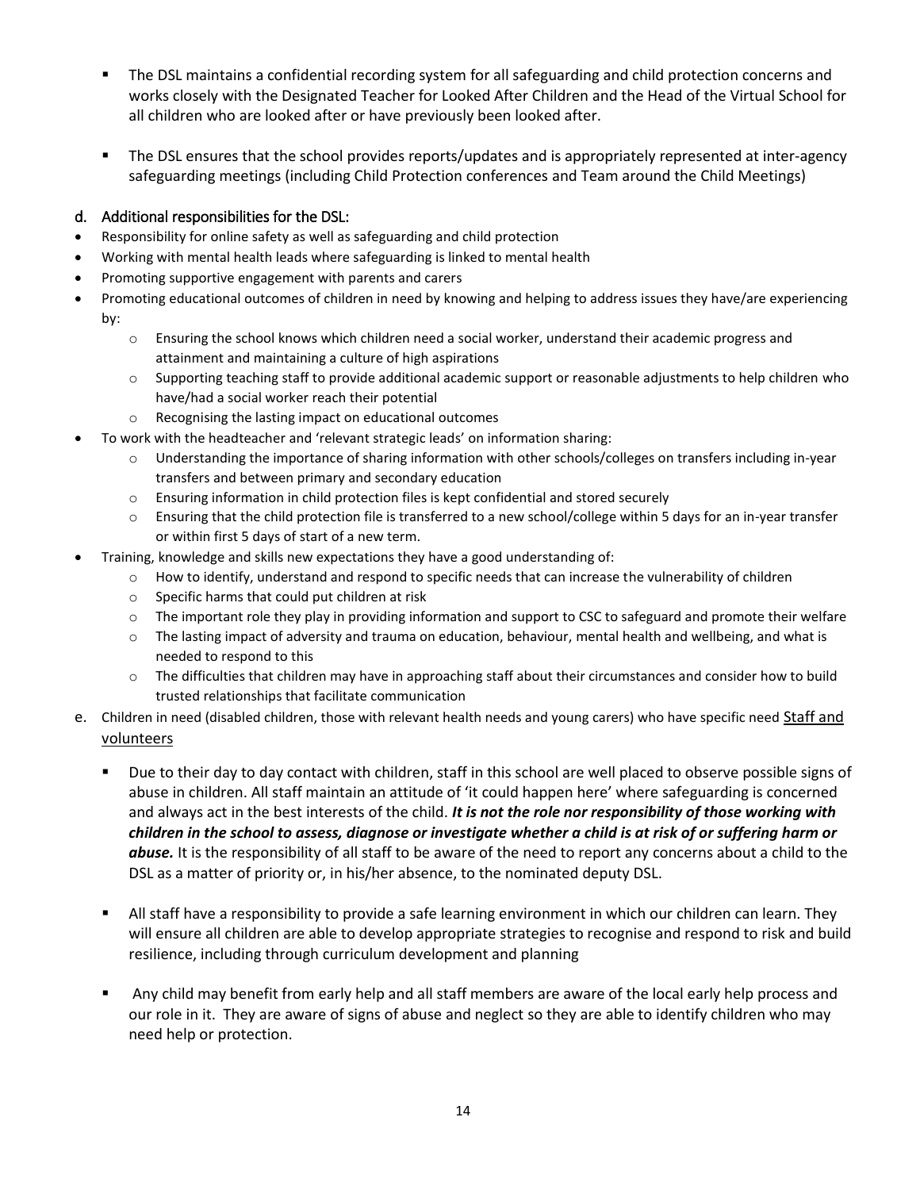- The DSL maintains a confidential recording system for all safeguarding and child protection concerns and works closely with the Designated Teacher for Looked After Children and the Head of the Virtual School for all children who are looked after or have previously been looked after.

- The DSL ensures that the school provides reports/updates and is appropriately represented at inter-agency safeguarding meetings (including Child Protection conferences and Team around the Child Meetings)

### d. Additional responsibilities for the DSL:

- Responsibility for online safety as well as safeguarding and child protection
- Working with mental health leads where safeguarding is linked to mental health
- Promoting supportive engagement with parents and carers
- Promoting educational outcomes of children in need by knowing and helping to address issues they have/are experiencing by:
  - Ensuring the school knows which children need a social worker, understand their academic progress and attainment and maintaining a culture of high aspirations
  - Supporting teaching staff to provide additional academic support or reasonable adjustments to help children who have/had a social worker reach their potential
  - Recognising the lasting impact on educational outcomes
- To work with the headteacher and 'relevant strategic leads' on information sharing:
  - Understanding the importance of sharing information with other schools/colleges on transfers including in-year transfers and between primary and secondary education
  - Ensuring information in child protection files is kept confidential and stored securely
  - Ensuring that the child protection file is transferred to a new school/college within 5 days for an in-year transfer or within first 5 days of start of a new term.
- Training, knowledge and skills new expectations they have a good understanding of:
  - How to identify, understand and respond to specific needs that can increase the vulnerability of children
  - Specific harms that could put children at risk
  - The important role they play in providing information and support to CSC to safeguard and promote their welfare
  - The lasting impact of adversity and trauma on education, behaviour, mental health and wellbeing, and what is needed to respond to this
  - The difficulties that children may have in approaching staff about their circumstances and consider how to build trusted relationships that facilitate communication

### e. Children in need (disabled children, those with relevant health needs and young carers) who have specific need <u>Staff and volunteers</u>

- Due to their day to day contact with children, staff in this school are well placed to observe possible signs of abuse in children. All staff maintain an attitude of 'it could happen here' where safeguarding is concerned and always act in the best interests of the child. ***It is not the role nor responsibility of those working with children in the school to assess, diagnose or investigate whether a child is at risk of or suffering harm or abuse.*** It is the responsibility of all staff to be aware of the need to report any concerns about a child to the DSL as a matter of priority or, in his/her absence, to the nominated deputy DSL.

- All staff have a responsibility to provide a safe learning environment in which our children can learn. They will ensure all children are able to develop appropriate strategies to recognise and respond to risk and build resilience, including through curriculum development and planning

- Any child may benefit from early help and all staff members are aware of the local early help process and our role in it. They are aware of signs of abuse and neglect so they are able to identify children who may need help or protection.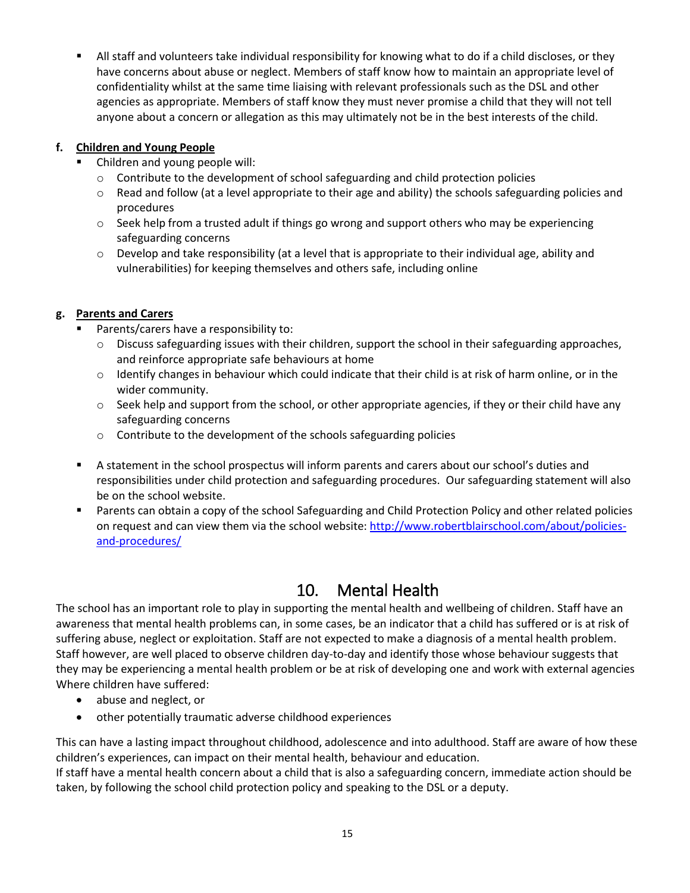- All staff and volunteers take individual responsibility for knowing what to do if a child discloses, or they have concerns about abuse or neglect. Members of staff know how to maintain an appropriate level of confidentiality whilst at the same time liaising with relevant professionals such as the DSL and other agencies as appropriate. Members of staff know they must never promise a child that they will not tell anyone about a concern or allegation as this may ultimately not be in the best interests of the child.

**f. <u>Children and Young People</u>**

- Children and young people will:
  - Contribute to the development of school safeguarding and child protection policies
  - Read and follow (at a level appropriate to their age and ability) the schools safeguarding policies and procedures
  - Seek help from a trusted adult if things go wrong and support others who may be experiencing safeguarding concerns
  - Develop and take responsibility (at a level that is appropriate to their individual age, ability and vulnerabilities) for keeping themselves and others safe, including online

**g. <u>Parents and Carers</u>**

- Parents/carers have a responsibility to:
  - Discuss safeguarding issues with their children, support the school in their safeguarding approaches, and reinforce appropriate safe behaviours at home
  - Identify changes in behaviour which could indicate that their child is at risk of harm online, or in the wider community.
  - Seek help and support from the school, or other appropriate agencies, if they or their child have any safeguarding concerns
  - Contribute to the development of the schools safeguarding policies
- A statement in the school prospectus will inform parents and carers about our school's duties and responsibilities under child protection and safeguarding procedures. Our safeguarding statement will also be on the school website.
- Parents can obtain a copy of the school Safeguarding and Child Protection Policy and other related policies on request and can view them via the school website: [http://www.robertblairschool.com/about/policies-and-procedures/](http://www.robertblairschool.com/about/policies-and-procedures/)

## 10. Mental Health

The school has an important role to play in supporting the mental health and wellbeing of children. Staff have an awareness that mental health problems can, in some cases, be an indicator that a child has suffered or is at risk of suffering abuse, neglect or exploitation. Staff are not expected to make a diagnosis of a mental health problem. Staff however, are well placed to observe children day-to-day and identify those whose behaviour suggests that they may be experiencing a mental health problem or be at risk of developing one and work with external agencies Where children have suffered:

- abuse and neglect, or
- other potentially traumatic adverse childhood experiences

This can have a lasting impact throughout childhood, adolescence and into adulthood. Staff are aware of how these children's experiences, can impact on their mental health, behaviour and education.
If staff have a mental health concern about a child that is also a safeguarding concern, immediate action should be taken, by following the school child protection policy and speaking to the DSL or a deputy.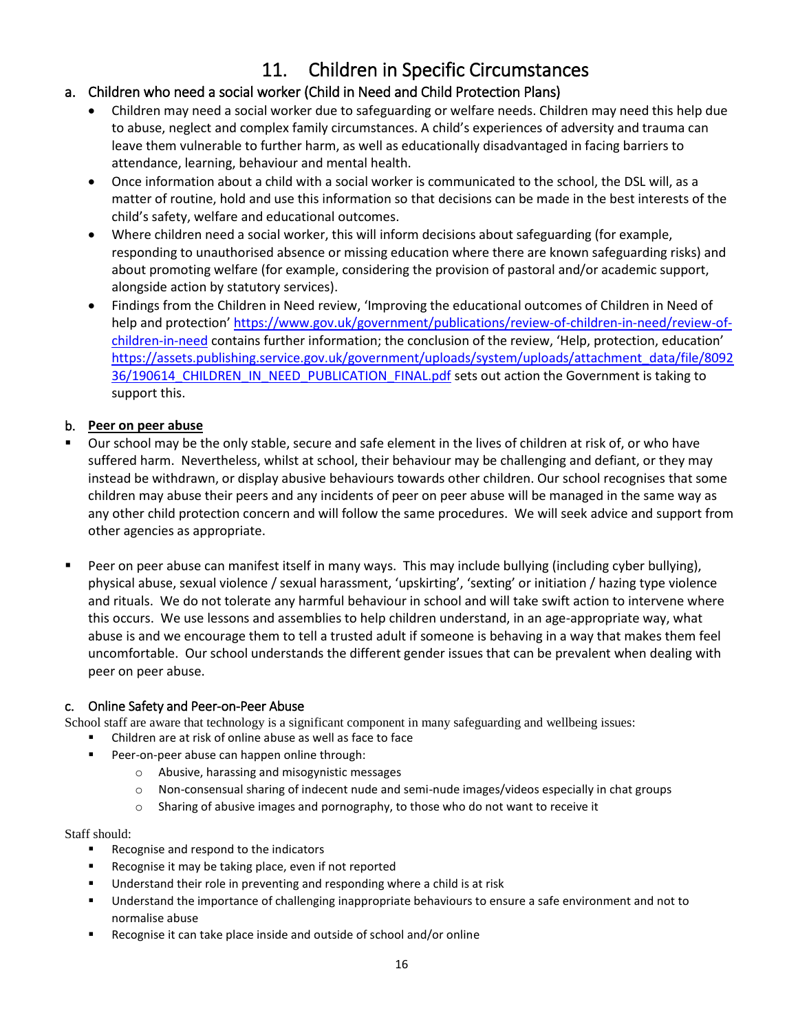# 11. Children in Specific Circumstances

## a. Children who need a social worker (Child in Need and Child Protection Plans)

- Children may need a social worker due to safeguarding or welfare needs. Children may need this help due to abuse, neglect and complex family circumstances. A child's experiences of adversity and trauma can leave them vulnerable to further harm, as well as educationally disadvantaged in facing barriers to attendance, learning, behaviour and mental health.
- Once information about a child with a social worker is communicated to the school, the DSL will, as a matter of routine, hold and use this information so that decisions can be made in the best interests of the child's safety, welfare and educational outcomes.
- Where children need a social worker, this will inform decisions about safeguarding (for example, responding to unauthorised absence or missing education where there are known safeguarding risks) and about promoting welfare (for example, considering the provision of pastoral and/or academic support, alongside action by statutory services).
- Findings from the Children in Need review, 'Improving the educational outcomes of Children in Need of help and protection' https://www.gov.uk/government/publications/review-of-children-in-need/review-of-children-in-need contains further information; the conclusion of the review, 'Help, protection, education' https://assets.publishing.service.gov.uk/government/uploads/system/uploads/attachment_data/file/809236/190614_CHILDREN_IN_NEED_PUBLICATION_FINAL.pdf sets out action the Government is taking to support this.

## b. **Peer on peer abuse**

- Our school may be the only stable, secure and safe element in the lives of children at risk of, or who have suffered harm. Nevertheless, whilst at school, their behaviour may be challenging and defiant, or they may instead be withdrawn, or display abusive behaviours towards other children. Our school recognises that some children may abuse their peers and any incidents of peer on peer abuse will be managed in the same way as any other child protection concern and will follow the same procedures. We will seek advice and support from other agencies as appropriate.

- Peer on peer abuse can manifest itself in many ways. This may include bullying (including cyber bullying), physical abuse, sexual violence / sexual harassment, 'upskirting', 'sexting' or initiation / hazing type violence and rituals. We do not tolerate any harmful behaviour in school and will take swift action to intervene where this occurs. We use lessons and assemblies to help children understand, in an age-appropriate way, what abuse is and we encourage them to tell a trusted adult if someone is behaving in a way that makes them feel uncomfortable. Our school understands the different gender issues that can be prevalent when dealing with peer on peer abuse.

## c. Online Safety and Peer-on-Peer Abuse

School staff are aware that technology is a significant component in many safeguarding and wellbeing issues:

- Children are at risk of online abuse as well as face to face
- Peer-on-peer abuse can happen online through:
  - Abusive, harassing and misogynistic messages
  - Non-consensual sharing of indecent nude and semi-nude images/videos especially in chat groups
  - Sharing of abusive images and pornography, to those who do not want to receive it

Staff should:

- Recognise and respond to the indicators
- Recognise it may be taking place, even if not reported
- Understand their role in preventing and responding where a child is at risk
- Understand the importance of challenging inappropriate behaviours to ensure a safe environment and not to normalise abuse
- Recognise it can take place inside and outside of school and/or online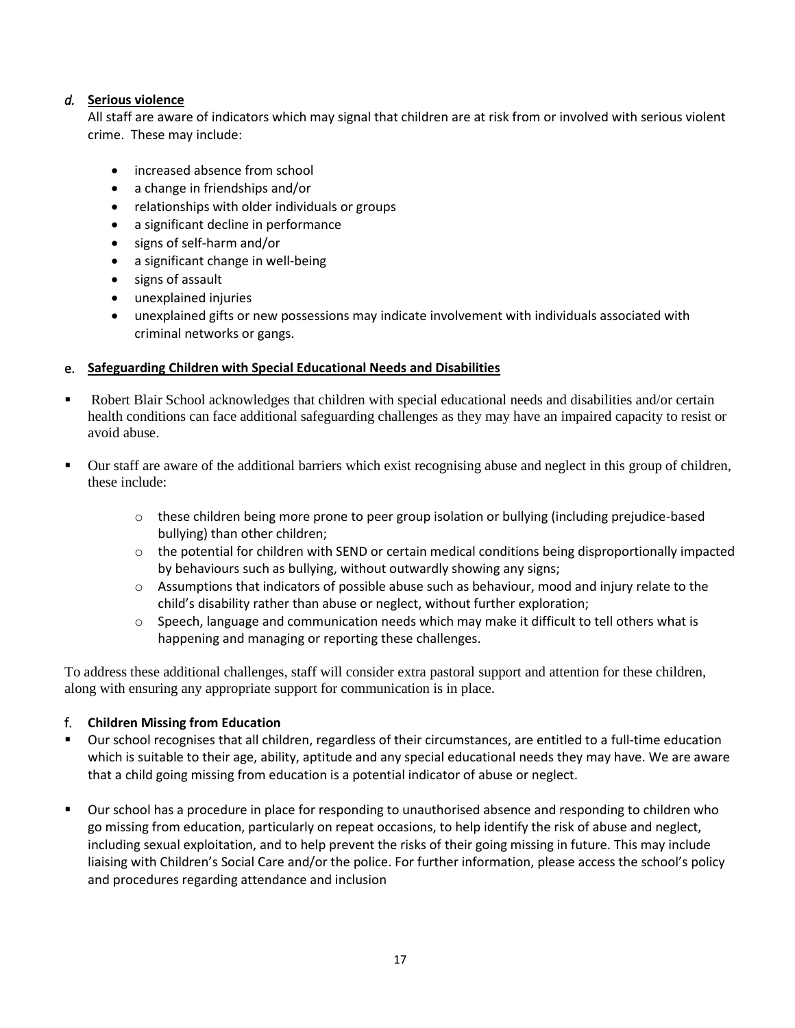### *d.* Serious violence

All staff are aware of indicators which may signal that children are at risk from or involved with serious violent crime. These may include:

- increased absence from school
- a change in friendships and/or
- relationships with older individuals or groups
- a significant decline in performance
- signs of self-harm and/or
- a significant change in well-being
- signs of assault
- unexplained injuries
- unexplained gifts or new possessions may indicate involvement with individuals associated with criminal networks or gangs.

### e. Safeguarding Children with Special Educational Needs and Disabilities

- Robert Blair School acknowledges that children with special educational needs and disabilities and/or certain health conditions can face additional safeguarding challenges as they may have an impaired capacity to resist or avoid abuse.
- Our staff are aware of the additional barriers which exist recognising abuse and neglect in this group of children, these include:
  - these children being more prone to peer group isolation or bullying (including prejudice-based bullying) than other children;
  - the potential for children with SEND or certain medical conditions being disproportionally impacted by behaviours such as bullying, without outwardly showing any signs;
  - Assumptions that indicators of possible abuse such as behaviour, mood and injury relate to the child's disability rather than abuse or neglect, without further exploration;
  - Speech, language and communication needs which may make it difficult to tell others what is happening and managing or reporting these challenges.

To address these additional challenges, staff will consider extra pastoral support and attention for these children, along with ensuring any appropriate support for communication is in place.

### f. Children Missing from Education

- Our school recognises that all children, regardless of their circumstances, are entitled to a full-time education which is suitable to their age, ability, aptitude and any special educational needs they may have. We are aware that a child going missing from education is a potential indicator of abuse or neglect.
- Our school has a procedure in place for responding to unauthorised absence and responding to children who go missing from education, particularly on repeat occasions, to help identify the risk of abuse and neglect, including sexual exploitation, and to help prevent the risks of their going missing in future. This may include liaising with Children's Social Care and/or the police. For further information, please access the school's policy and procedures regarding attendance and inclusion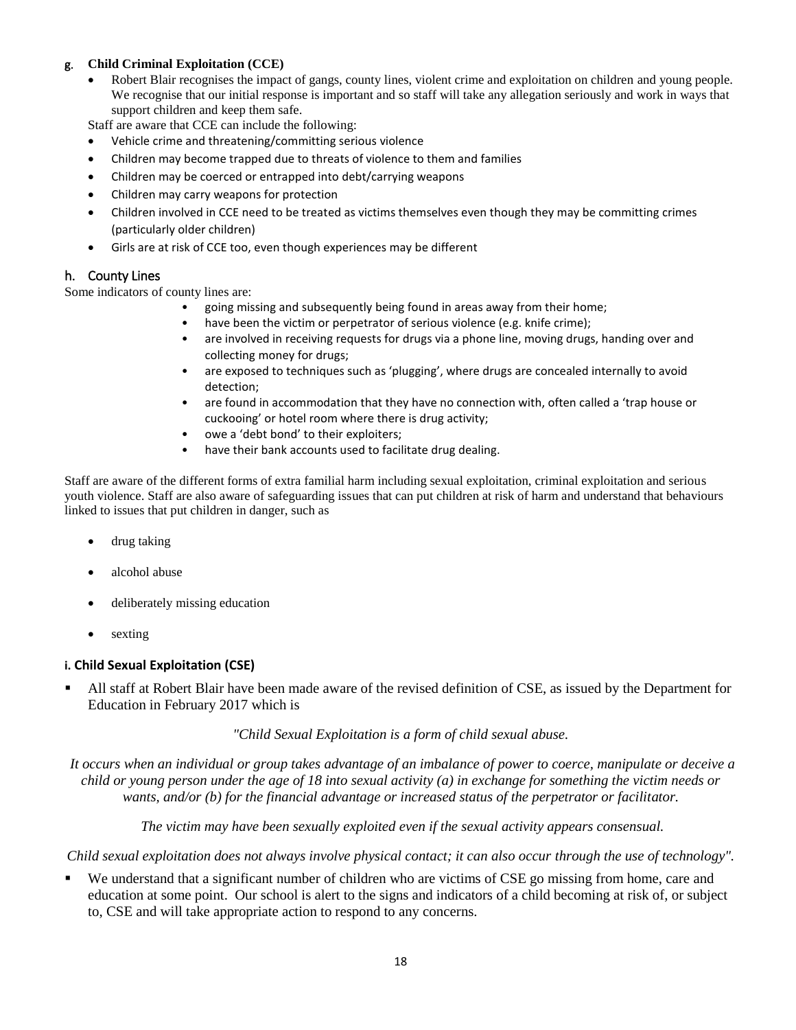#### g. Child Criminal Exploitation (CCE)

- Robert Blair recognises the impact of gangs, county lines, violent crime and exploitation on children and young people. We recognise that our initial response is important and so staff will take any allegation seriously and work in ways that support children and keep them safe.

Staff are aware that CCE can include the following:

- Vehicle crime and threatening/committing serious violence
- Children may become trapped due to threats of violence to them and families
- Children may be coerced or entrapped into debt/carrying weapons
- Children may carry weapons for protection
- Children involved in CCE need to be treated as victims themselves even though they may be committing crimes (particularly older children)
- Girls are at risk of CCE too, even though experiences may be different

#### h. County Lines

Some indicators of county lines are:

- going missing and subsequently being found in areas away from their home;
- have been the victim or perpetrator of serious violence (e.g. knife crime);
- are involved in receiving requests for drugs via a phone line, moving drugs, handing over and collecting money for drugs;
- are exposed to techniques such as 'plugging', where drugs are concealed internally to avoid detection;
- are found in accommodation that they have no connection with, often called a 'trap house or cuckooing' or hotel room where there is drug activity;
- owe a 'debt bond' to their exploiters;
- have their bank accounts used to facilitate drug dealing.

Staff are aware of the different forms of extra familial harm including sexual exploitation, criminal exploitation and serious youth violence. Staff are also aware of safeguarding issues that can put children at risk of harm and understand that behaviours linked to issues that put children in danger, such as

- drug taking
- alcohol abuse
- deliberately missing education
- sexting

#### i. Child Sexual Exploitation (CSE)

- All staff at Robert Blair have been made aware of the revised definition of CSE, as issued by the Department for Education in February 2017 which is

*"Child Sexual Exploitation is a form of child sexual abuse.*

*It occurs when an individual or group takes advantage of an imbalance of power to coerce, manipulate or deceive a child or young person under the age of 18 into sexual activity (a) in exchange for something the victim needs or wants, and/or (b) for the financial advantage or increased status of the perpetrator or facilitator.*

*The victim may have been sexually exploited even if the sexual activity appears consensual.*

*Child sexual exploitation does not always involve physical contact; it can also occur through the use of technology".*

- We understand that a significant number of children who are victims of CSE go missing from home, care and education at some point. Our school is alert to the signs and indicators of a child becoming at risk of, or subject to, CSE and will take appropriate action to respond to any concerns.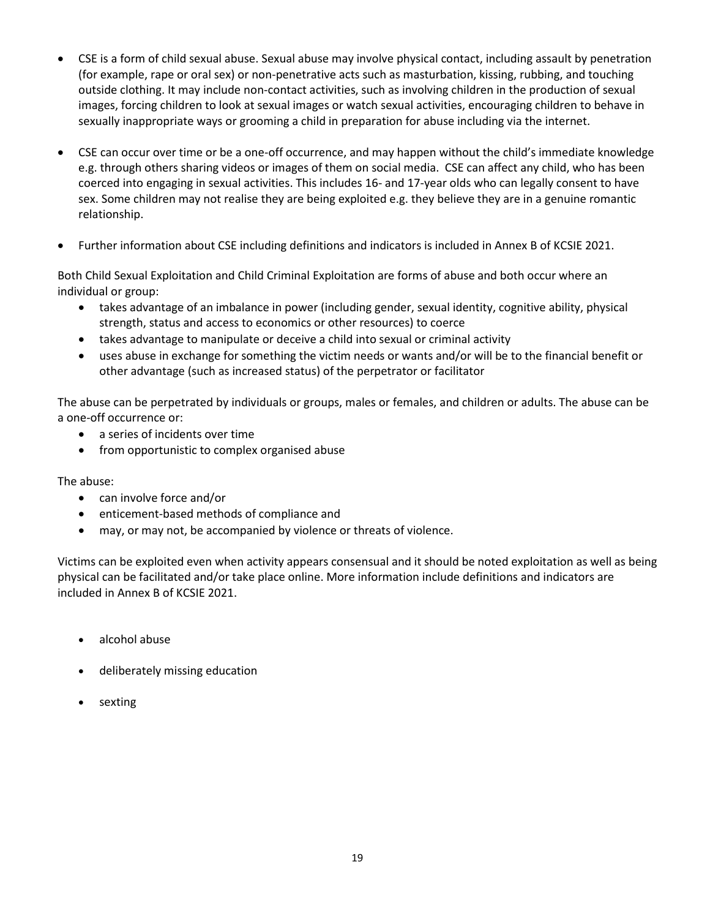- CSE is a form of child sexual abuse. Sexual abuse may involve physical contact, including assault by penetration (for example, rape or oral sex) or non-penetrative acts such as masturbation, kissing, rubbing, and touching outside clothing. It may include non-contact activities, such as involving children in the production of sexual images, forcing children to look at sexual images or watch sexual activities, encouraging children to behave in sexually inappropriate ways or grooming a child in preparation for abuse including via the internet.

- CSE can occur over time or be a one-off occurrence, and may happen without the child's immediate knowledge e.g. through others sharing videos or images of them on social media. CSE can affect any child, who has been coerced into engaging in sexual activities. This includes 16- and 17-year olds who can legally consent to have sex. Some children may not realise they are being exploited e.g. they believe they are in a genuine romantic relationship.

- Further information about CSE including definitions and indicators is included in Annex B of KCSIE 2021.

Both Child Sexual Exploitation and Child Criminal Exploitation are forms of abuse and both occur where an individual or group:

- takes advantage of an imbalance in power (including gender, sexual identity, cognitive ability, physical strength, status and access to economics or other resources) to coerce
- takes advantage to manipulate or deceive a child into sexual or criminal activity
- uses abuse in exchange for something the victim needs or wants and/or will be to the financial benefit or other advantage (such as increased status) of the perpetrator or facilitator

The abuse can be perpetrated by individuals or groups, males or females, and children or adults. The abuse can be a one-off occurrence or:

- a series of incidents over time
- from opportunistic to complex organised abuse

The abuse:

- can involve force and/or
- enticement-based methods of compliance and
- may, or may not, be accompanied by violence or threats of violence.

Victims can be exploited even when activity appears consensual and it should be noted exploitation as well as being physical can be facilitated and/or take place online. More information include definitions and indicators are included in Annex B of KCSIE 2021.

- alcohol abuse

- deliberately missing education

- sexting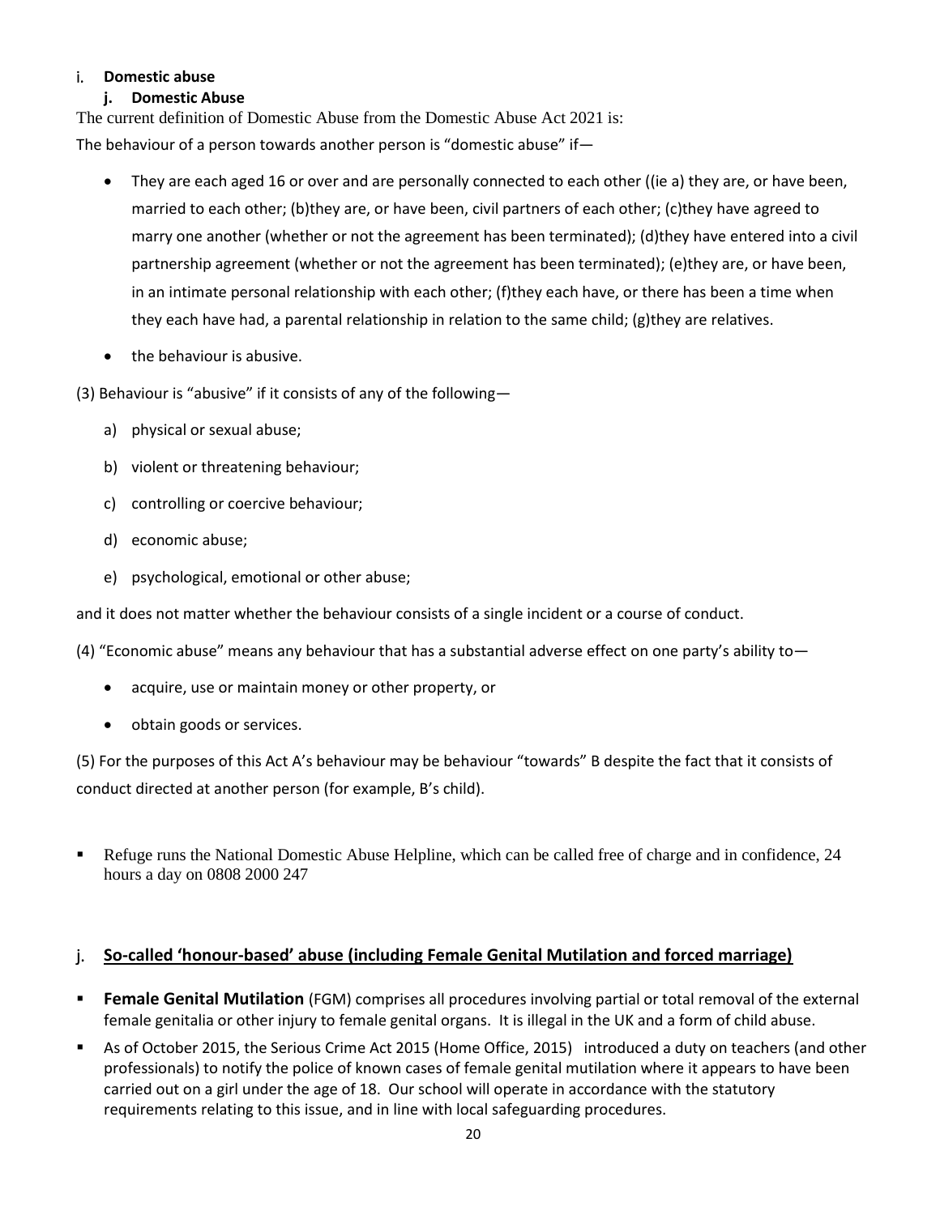i. **Domestic abuse**

**j. Domestic Abuse**

The current definition of Domestic Abuse from the Domestic Abuse Act 2021 is:

The behaviour of a person towards another person is "domestic abuse" if—

- They are each aged 16 or over and are personally connected to each other ((ie a) they are, or have been, married to each other; (b)they are, or have been, civil partners of each other; (c)they have agreed to marry one another (whether or not the agreement has been terminated); (d)they have entered into a civil partnership agreement (whether or not the agreement has been terminated); (e)they are, or have been, in an intimate personal relationship with each other; (f)they each have, or there has been a time when they each have had, a parental relationship in relation to the same child; (g)they are relatives.
- the behaviour is abusive.

(3) Behaviour is "abusive" if it consists of any of the following—

a) physical or sexual abuse;

b) violent or threatening behaviour;

c) controlling or coercive behaviour;

d) economic abuse;

e) psychological, emotional or other abuse;

and it does not matter whether the behaviour consists of a single incident or a course of conduct.

(4) "Economic abuse" means any behaviour that has a substantial adverse effect on one party's ability to—

- acquire, use or maintain money or other property, or
- obtain goods or services.

(5) For the purposes of this Act A's behaviour may be behaviour "towards" B despite the fact that it consists of conduct directed at another person (for example, B's child).

- Refuge runs the National Domestic Abuse Helpline, which can be called free of charge and in confidence, 24 hours a day on 0808 2000 247

## j. So-called 'honour-based' abuse (including Female Genital Mutilation and forced marriage)

- **Female Genital Mutilation** (FGM) comprises all procedures involving partial or total removal of the external female genitalia or other injury to female genital organs. It is illegal in the UK and a form of child abuse.
- As of October 2015, the Serious Crime Act 2015 (Home Office, 2015) introduced a duty on teachers (and other professionals) to notify the police of known cases of female genital mutilation where it appears to have been carried out on a girl under the age of 18. Our school will operate in accordance with the statutory requirements relating to this issue, and in line with local safeguarding procedures.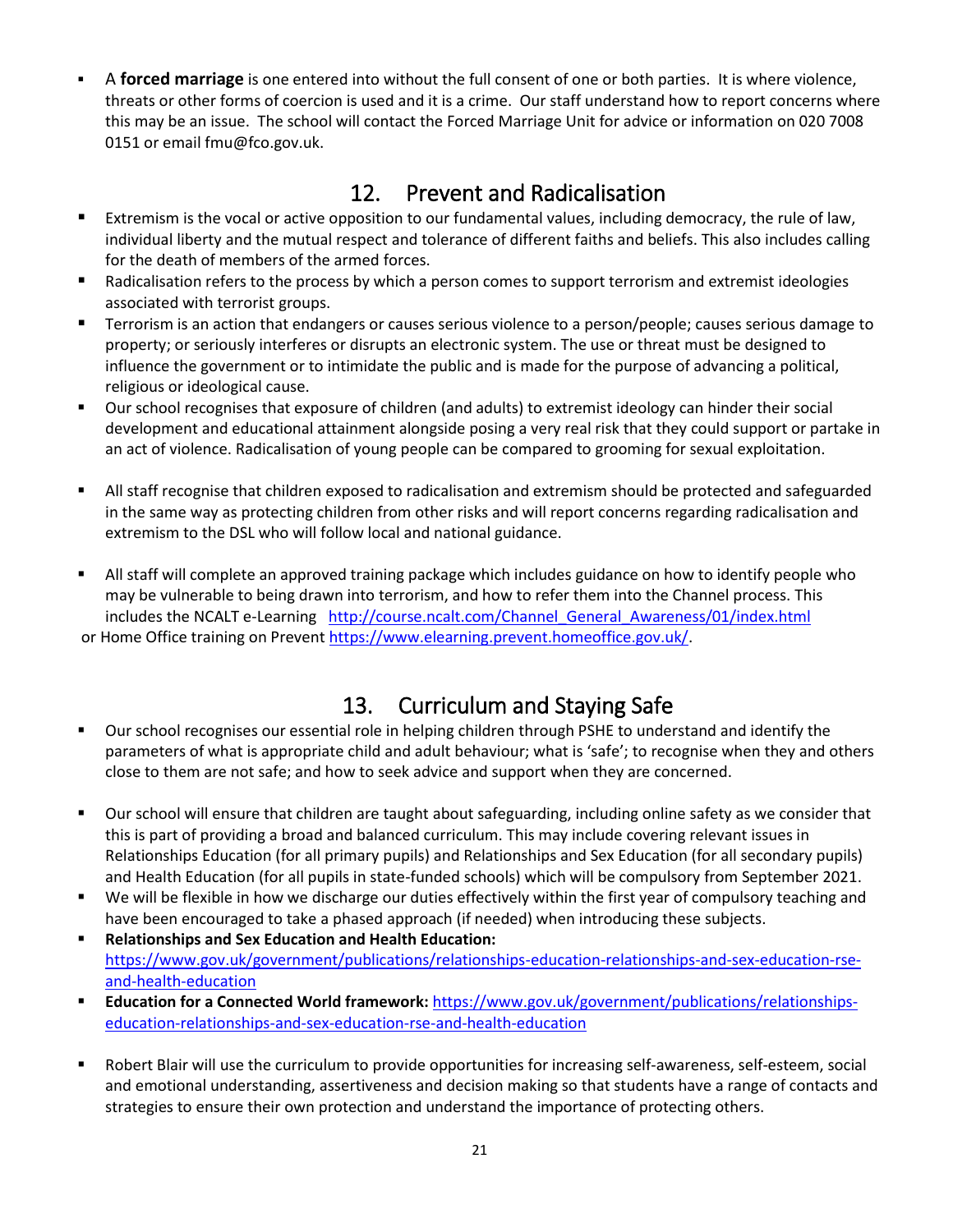- A **forced marriage** is one entered into without the full consent of one or both parties. It is where violence, threats or other forms of coercion is used and it is a crime. Our staff understand how to report concerns where this may be an issue. The school will contact the Forced Marriage Unit for advice or information on 020 7008 0151 or email fmu@fco.gov.uk.

## 12. Prevent and Radicalisation

- Extremism is the vocal or active opposition to our fundamental values, including democracy, the rule of law, individual liberty and the mutual respect and tolerance of different faiths and beliefs. This also includes calling for the death of members of the armed forces.
- Radicalisation refers to the process by which a person comes to support terrorism and extremist ideologies associated with terrorist groups.
- Terrorism is an action that endangers or causes serious violence to a person/people; causes serious damage to property; or seriously interferes or disrupts an electronic system. The use or threat must be designed to influence the government or to intimidate the public and is made for the purpose of advancing a political, religious or ideological cause.
- Our school recognises that exposure of children (and adults) to extremist ideology can hinder their social development and educational attainment alongside posing a very real risk that they could support or partake in an act of violence. Radicalisation of young people can be compared to grooming for sexual exploitation.
- All staff recognise that children exposed to radicalisation and extremism should be protected and safeguarded in the same way as protecting children from other risks and will report concerns regarding radicalisation and extremism to the DSL who will follow local and national guidance.
- All staff will complete an approved training package which includes guidance on how to identify people who may be vulnerable to being drawn into terrorism, and how to refer them into the Channel process. This includes the NCALT e-Learning http://course.ncalt.com/Channel_General_Awareness/01/index.html

or Home Office training on Prevent https://www.elearning.prevent.homeoffice.gov.uk/.

## 13. Curriculum and Staying Safe

- Our school recognises our essential role in helping children through PSHE to understand and identify the parameters of what is appropriate child and adult behaviour; what is 'safe'; to recognise when they and others close to them are not safe; and how to seek advice and support when they are concerned.
- Our school will ensure that children are taught about safeguarding, including online safety as we consider that this is part of providing a broad and balanced curriculum. This may include covering relevant issues in Relationships Education (for all primary pupils) and Relationships and Sex Education (for all secondary pupils) and Health Education (for all pupils in state-funded schools) which will be compulsory from September 2021.
- We will be flexible in how we discharge our duties effectively within the first year of compulsory teaching and have been encouraged to take a phased approach (if needed) when introducing these subjects.
- **Relationships and Sex Education and Health Education:** https://www.gov.uk/government/publications/relationships-education-relationships-and-sex-education-rse-and-health-education
- **Education for a Connected World framework:** https://www.gov.uk/government/publications/relationships-education-relationships-and-sex-education-rse-and-health-education
- Robert Blair will use the curriculum to provide opportunities for increasing self-awareness, self-esteem, social and emotional understanding, assertiveness and decision making so that students have a range of contacts and strategies to ensure their own protection and understand the importance of protecting others.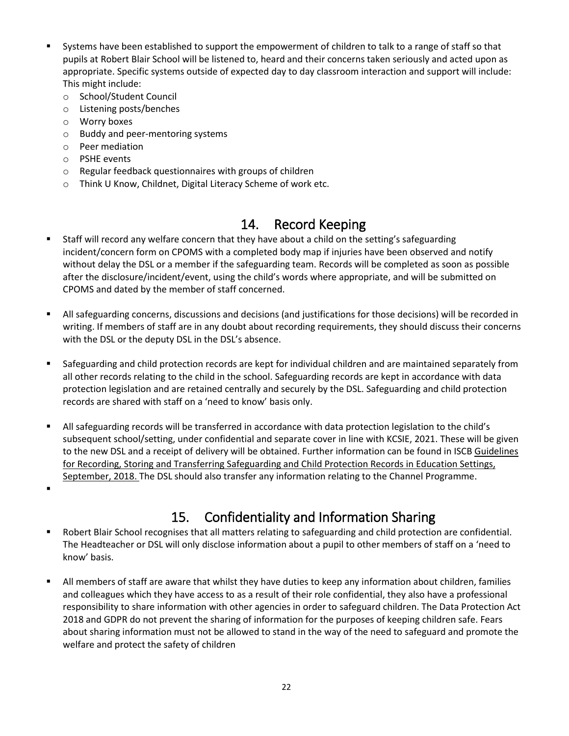- Systems have been established to support the empowerment of children to talk to a range of staff so that pupils at Robert Blair School will be listened to, heard and their concerns taken seriously and acted upon as appropriate. Specific systems outside of expected day to day classroom interaction and support will include: This might include:
  - School/Student Council
  - Listening posts/benches
  - Worry boxes
  - Buddy and peer-mentoring systems
  - Peer mediation
  - PSHE events
  - Regular feedback questionnaires with groups of children
  - Think U Know, Childnet, Digital Literacy Scheme of work etc.

## 14. Record Keeping

- Staff will record any welfare concern that they have about a child on the setting's safeguarding incident/concern form on CPOMS with a completed body map if injuries have been observed and notify without delay the DSL or a member if the safeguarding team. Records will be completed as soon as possible after the disclosure/incident/event, using the child's words where appropriate, and will be submitted on CPOMS and dated by the member of staff concerned.

- All safeguarding concerns, discussions and decisions (and justifications for those decisions) will be recorded in writing. If members of staff are in any doubt about recording requirements, they should discuss their concerns with the DSL or the deputy DSL in the DSL's absence.

- Safeguarding and child protection records are kept for individual children and are maintained separately from all other records relating to the child in the school. Safeguarding records are kept in accordance with data protection legislation and are retained centrally and securely by the DSL. Safeguarding and child protection records are shared with staff on a 'need to know' basis only.

- All safeguarding records will be transferred in accordance with data protection legislation to the child's subsequent school/setting, under confidential and separate cover in line with KCSIE, 2021. These will be given to the new DSL and a receipt of delivery will be obtained. Further information can be found in ISCB Guidelines for Recording, Storing and Transferring Safeguarding and Child Protection Records in Education Settings, September, 2018. The DSL should also transfer any information relating to the Channel Programme.

## 15. Confidentiality and Information Sharing

- Robert Blair School recognises that all matters relating to safeguarding and child protection are confidential. The Headteacher or DSL will only disclose information about a pupil to other members of staff on a 'need to know' basis.

- All members of staff are aware that whilst they have duties to keep any information about children, families and colleagues which they have access to as a result of their role confidential, they also have a professional responsibility to share information with other agencies in order to safeguard children. The Data Protection Act 2018 and GDPR do not prevent the sharing of information for the purposes of keeping children safe. Fears about sharing information must not be allowed to stand in the way of the need to safeguard and promote the welfare and protect the safety of children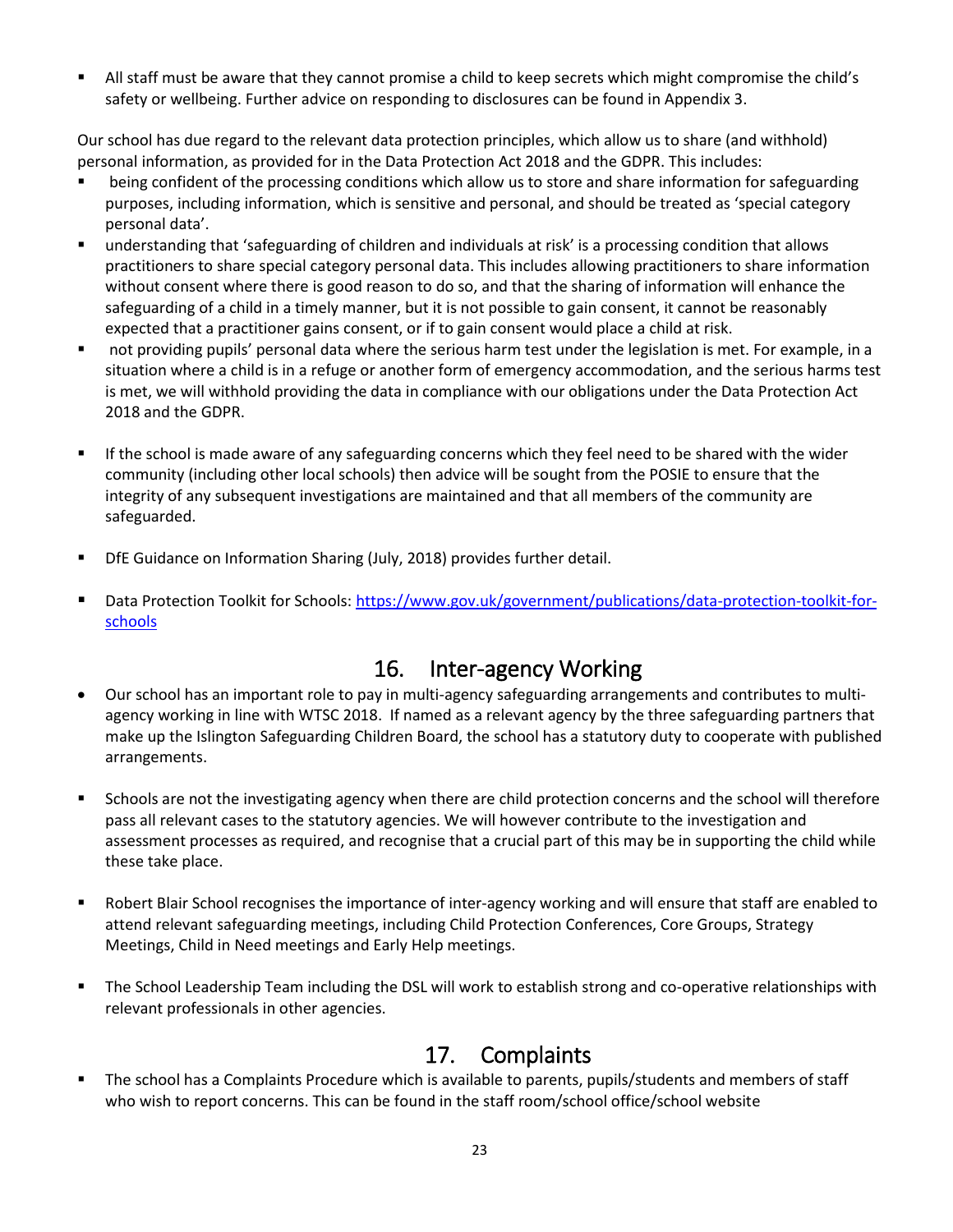- All staff must be aware that they cannot promise a child to keep secrets which might compromise the child's safety or wellbeing. Further advice on responding to disclosures can be found in Appendix 3.

Our school has due regard to the relevant data protection principles, which allow us to share (and withhold) personal information, as provided for in the Data Protection Act 2018 and the GDPR. This includes:

- being confident of the processing conditions which allow us to store and share information for safeguarding purposes, including information, which is sensitive and personal, and should be treated as 'special category personal data'.
- understanding that 'safeguarding of children and individuals at risk' is a processing condition that allows practitioners to share special category personal data. This includes allowing practitioners to share information without consent where there is good reason to do so, and that the sharing of information will enhance the safeguarding of a child in a timely manner, but it is not possible to gain consent, it cannot be reasonably expected that a practitioner gains consent, or if to gain consent would place a child at risk.
- not providing pupils' personal data where the serious harm test under the legislation is met. For example, in a situation where a child is in a refuge or another form of emergency accommodation, and the serious harms test is met, we will withhold providing the data in compliance with our obligations under the Data Protection Act 2018 and the GDPR.

- If the school is made aware of any safeguarding concerns which they feel need to be shared with the wider community (including other local schools) then advice will be sought from the POSIE to ensure that the integrity of any subsequent investigations are maintained and that all members of the community are safeguarded.

- DfE Guidance on Information Sharing (July, 2018) provides further detail.

- Data Protection Toolkit for Schools: [https://www.gov.uk/government/publications/data-protection-toolkit-for-schools](https://www.gov.uk/government/publications/data-protection-toolkit-for-schools)

## 16. Inter-agency Working

- Our school has an important role to pay in multi-agency safeguarding arrangements and contributes to multi-agency working in line with WTSC 2018. If named as a relevant agency by the three safeguarding partners that make up the Islington Safeguarding Children Board, the school has a statutory duty to cooperate with published arrangements.

- Schools are not the investigating agency when there are child protection concerns and the school will therefore pass all relevant cases to the statutory agencies. We will however contribute to the investigation and assessment processes as required, and recognise that a crucial part of this may be in supporting the child while these take place.

- Robert Blair School recognises the importance of inter-agency working and will ensure that staff are enabled to attend relevant safeguarding meetings, including Child Protection Conferences, Core Groups, Strategy Meetings, Child in Need meetings and Early Help meetings.

- The School Leadership Team including the DSL will work to establish strong and co-operative relationships with relevant professionals in other agencies.

## 17. Complaints

- The school has a Complaints Procedure which is available to parents, pupils/students and members of staff who wish to report concerns. This can be found in the staff room/school office/school website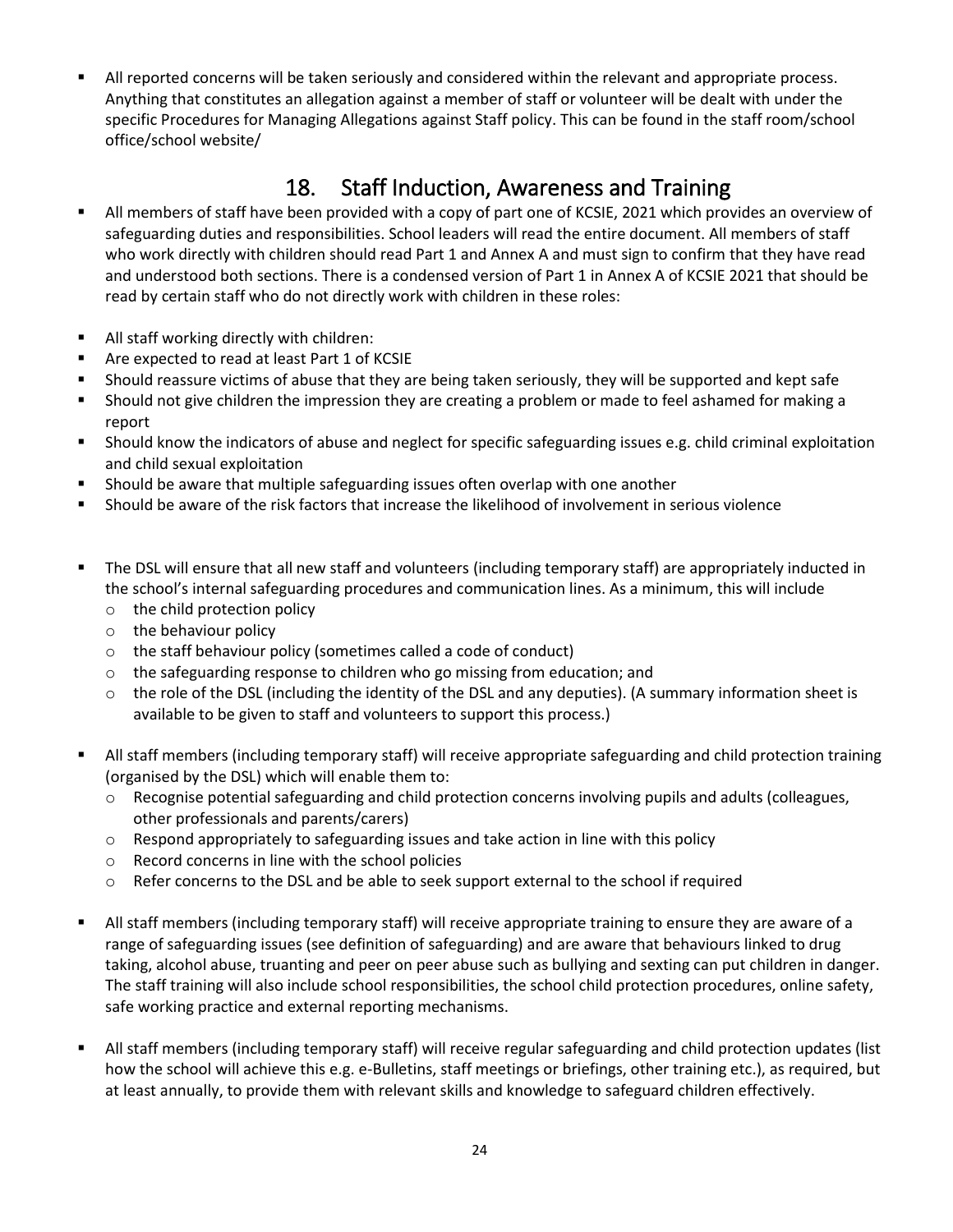- All reported concerns will be taken seriously and considered within the relevant and appropriate process. Anything that constitutes an allegation against a member of staff or volunteer will be dealt with under the specific Procedures for Managing Allegations against Staff policy. This can be found in the staff room/school office/school website/

## 18. Staff Induction, Awareness and Training

- All members of staff have been provided with a copy of part one of KCSIE, 2021 which provides an overview of safeguarding duties and responsibilities. School leaders will read the entire document. All members of staff who work directly with children should read Part 1 and Annex A and must sign to confirm that they have read and understood both sections. There is a condensed version of Part 1 in Annex A of KCSIE 2021 that should be read by certain staff who do not directly work with children in these roles:

- All staff working directly with children:
- Are expected to read at least Part 1 of KCSIE
- Should reassure victims of abuse that they are being taken seriously, they will be supported and kept safe
- Should not give children the impression they are creating a problem or made to feel ashamed for making a report
- Should know the indicators of abuse and neglect for specific safeguarding issues e.g. child criminal exploitation and child sexual exploitation
- Should be aware that multiple safeguarding issues often overlap with one another
- Should be aware of the risk factors that increase the likelihood of involvement in serious violence

- The DSL will ensure that all new staff and volunteers (including temporary staff) are appropriately inducted in the school's internal safeguarding procedures and communication lines. As a minimum, this will include
  - the child protection policy
  - the behaviour policy
  - the staff behaviour policy (sometimes called a code of conduct)
  - the safeguarding response to children who go missing from education; and
  - the role of the DSL (including the identity of the DSL and any deputies). (A summary information sheet is available to be given to staff and volunteers to support this process.)

- All staff members (including temporary staff) will receive appropriate safeguarding and child protection training (organised by the DSL) which will enable them to:
  - Recognise potential safeguarding and child protection concerns involving pupils and adults (colleagues, other professionals and parents/carers)
  - Respond appropriately to safeguarding issues and take action in line with this policy
  - Record concerns in line with the school policies
  - Refer concerns to the DSL and be able to seek support external to the school if required

- All staff members (including temporary staff) will receive appropriate training to ensure they are aware of a range of safeguarding issues (see definition of safeguarding) and are aware that behaviours linked to drug taking, alcohol abuse, truanting and peer on peer abuse such as bullying and sexting can put children in danger. The staff training will also include school responsibilities, the school child protection procedures, online safety, safe working practice and external reporting mechanisms.

- All staff members (including temporary staff) will receive regular safeguarding and child protection updates (list how the school will achieve this e.g. e-Bulletins, staff meetings or briefings, other training etc.), as required, but at least annually, to provide them with relevant skills and knowledge to safeguard children effectively.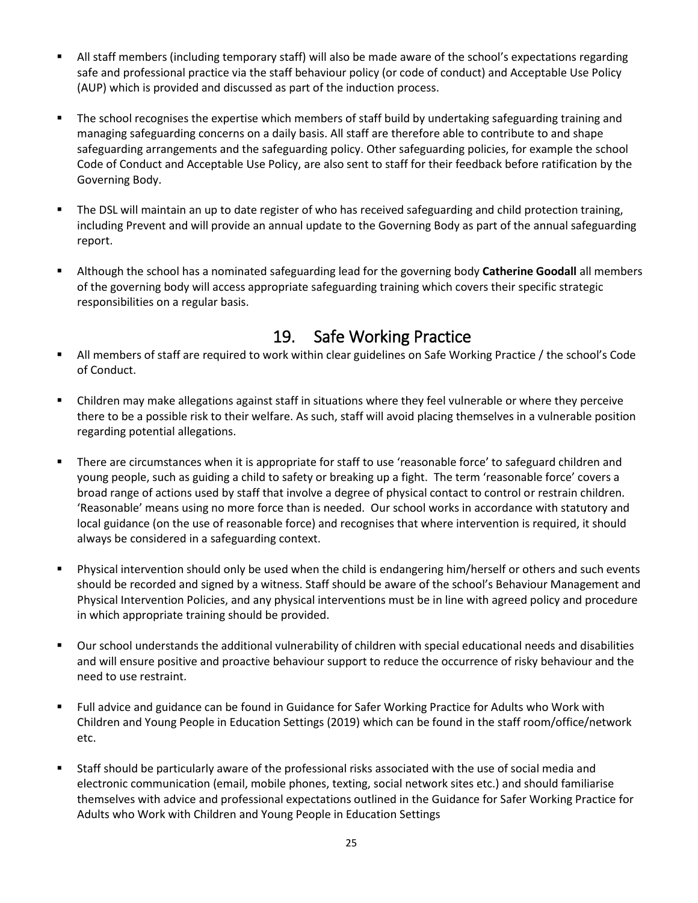- All staff members (including temporary staff) will also be made aware of the school's expectations regarding safe and professional practice via the staff behaviour policy (or code of conduct) and Acceptable Use Policy (AUP) which is provided and discussed as part of the induction process.

- The school recognises the expertise which members of staff build by undertaking safeguarding training and managing safeguarding concerns on a daily basis. All staff are therefore able to contribute to and shape safeguarding arrangements and the safeguarding policy. Other safeguarding policies, for example the school Code of Conduct and Acceptable Use Policy, are also sent to staff for their feedback before ratification by the Governing Body.

- The DSL will maintain an up to date register of who has received safeguarding and child protection training, including Prevent and will provide an annual update to the Governing Body as part of the annual safeguarding report.

- Although the school has a nominated safeguarding lead for the governing body **Catherine Goodall** all members of the governing body will access appropriate safeguarding training which covers their specific strategic responsibilities on a regular basis.

## 19. Safe Working Practice

- All members of staff are required to work within clear guidelines on Safe Working Practice / the school's Code of Conduct.

- Children may make allegations against staff in situations where they feel vulnerable or where they perceive there to be a possible risk to their welfare. As such, staff will avoid placing themselves in a vulnerable position regarding potential allegations.

- There are circumstances when it is appropriate for staff to use 'reasonable force' to safeguard children and young people, such as guiding a child to safety or breaking up a fight. The term 'reasonable force' covers a broad range of actions used by staff that involve a degree of physical contact to control or restrain children. 'Reasonable' means using no more force than is needed. Our school works in accordance with statutory and local guidance (on the use of reasonable force) and recognises that where intervention is required, it should always be considered in a safeguarding context.

- Physical intervention should only be used when the child is endangering him/herself or others and such events should be recorded and signed by a witness. Staff should be aware of the school's Behaviour Management and Physical Intervention Policies, and any physical interventions must be in line with agreed policy and procedure in which appropriate training should be provided.

- Our school understands the additional vulnerability of children with special educational needs and disabilities and will ensure positive and proactive behaviour support to reduce the occurrence of risky behaviour and the need to use restraint.

- Full advice and guidance can be found in Guidance for Safer Working Practice for Adults who Work with Children and Young People in Education Settings (2019) which can be found in the staff room/office/network etc.

- Staff should be particularly aware of the professional risks associated with the use of social media and electronic communication (email, mobile phones, texting, social network sites etc.) and should familiarise themselves with advice and professional expectations outlined in the Guidance for Safer Working Practice for Adults who Work with Children and Young People in Education Settings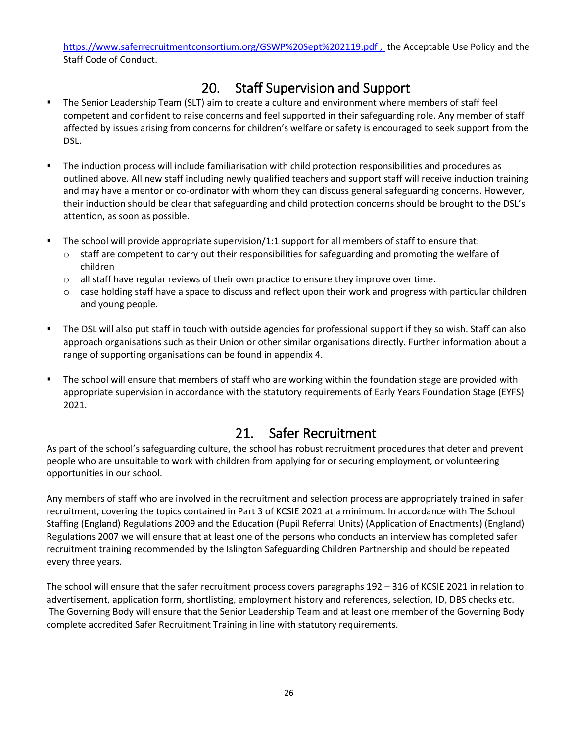https://www.saferrecruitmentconsortium.org/GSWP%20Sept%202119.pdf , the Acceptable Use Policy and the Staff Code of Conduct.

## 20. Staff Supervision and Support

- The Senior Leadership Team (SLT) aim to create a culture and environment where members of staff feel competent and confident to raise concerns and feel supported in their safeguarding role. Any member of staff affected by issues arising from concerns for children's welfare or safety is encouraged to seek support from the DSL.

- The induction process will include familiarisation with child protection responsibilities and procedures as outlined above. All new staff including newly qualified teachers and support staff will receive induction training and may have a mentor or co-ordinator with whom they can discuss general safeguarding concerns. However, their induction should be clear that safeguarding and child protection concerns should be brought to the DSL's attention, as soon as possible.

- The school will provide appropriate supervision/1:1 support for all members of staff to ensure that:
  - staff are competent to carry out their responsibilities for safeguarding and promoting the welfare of children
  - all staff have regular reviews of their own practice to ensure they improve over time.
  - case holding staff have a space to discuss and reflect upon their work and progress with particular children and young people.

- The DSL will also put staff in touch with outside agencies for professional support if they so wish. Staff can also approach organisations such as their Union or other similar organisations directly. Further information about a range of supporting organisations can be found in appendix 4.

- The school will ensure that members of staff who are working within the foundation stage are provided with appropriate supervision in accordance with the statutory requirements of Early Years Foundation Stage (EYFS) 2021.

## 21. Safer Recruitment

As part of the school's safeguarding culture, the school has robust recruitment procedures that deter and prevent people who are unsuitable to work with children from applying for or securing employment, or volunteering opportunities in our school.

Any members of staff who are involved in the recruitment and selection process are appropriately trained in safer recruitment, covering the topics contained in Part 3 of KCSIE 2021 at a minimum. In accordance with The School Staffing (England) Regulations 2009 and the Education (Pupil Referral Units) (Application of Enactments) (England) Regulations 2007 we will ensure that at least one of the persons who conducts an interview has completed safer recruitment training recommended by the Islington Safeguarding Children Partnership and should be repeated every three years.

The school will ensure that the safer recruitment process covers paragraphs 192 – 316 of KCSIE 2021 in relation to advertisement, application form, shortlisting, employment history and references, selection, ID, DBS checks etc. The Governing Body will ensure that the Senior Leadership Team and at least one member of the Governing Body complete accredited Safer Recruitment Training in line with statutory requirements.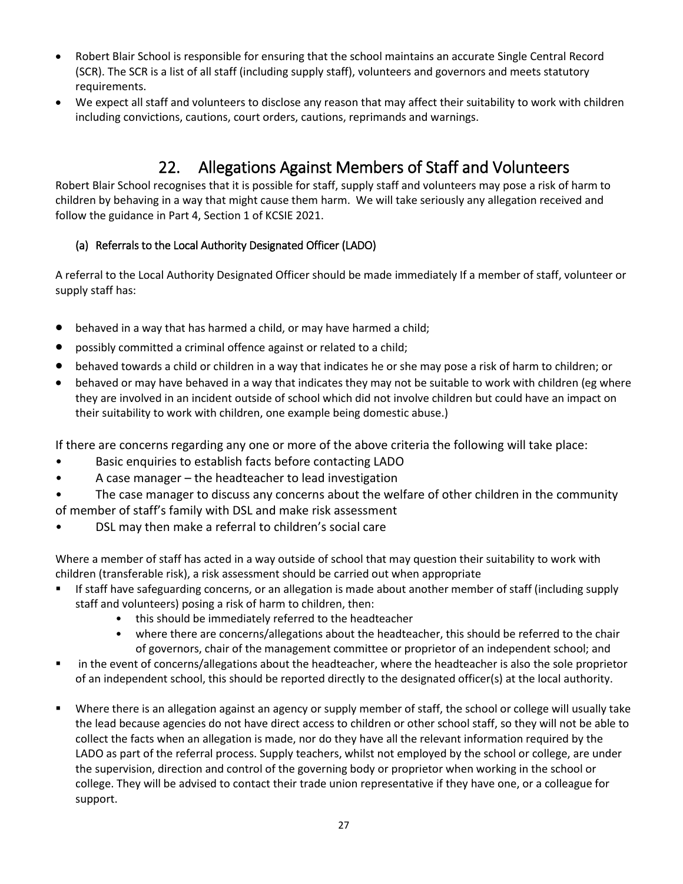- Robert Blair School is responsible for ensuring that the school maintains an accurate Single Central Record (SCR). The SCR is a list of all staff (including supply staff), volunteers and governors and meets statutory requirements.
- We expect all staff and volunteers to disclose any reason that may affect their suitability to work with children including convictions, cautions, court orders, cautions, reprimands and warnings.

# 22. Allegations Against Members of Staff and Volunteers

Robert Blair School recognises that it is possible for staff, supply staff and volunteers may pose a risk of harm to children by behaving in a way that might cause them harm. We will take seriously any allegation received and follow the guidance in Part 4, Section 1 of KCSIE 2021.

## (a) Referrals to the Local Authority Designated Officer (LADO)

A referral to the Local Authority Designated Officer should be made immediately If a member of staff, volunteer or supply staff has:

- behaved in a way that has harmed a child, or may have harmed a child;
- possibly committed a criminal offence against or related to a child;
- behaved towards a child or children in a way that indicates he or she may pose a risk of harm to children; or
- behaved or may have behaved in a way that indicates they may not be suitable to work with children (eg where they are involved in an incident outside of school which did not involve children but could have an impact on their suitability to work with children, one example being domestic abuse.)

If there are concerns regarding any one or more of the above criteria the following will take place:

- Basic enquiries to establish facts before contacting LADO
- A case manager – the headteacher to lead investigation
- The case manager to discuss any concerns about the welfare of other children in the community of member of staff's family with DSL and make risk assessment
- DSL may then make a referral to children's social care

Where a member of staff has acted in a way outside of school that may question their suitability to work with children (transferable risk), a risk assessment should be carried out when appropriate

- If staff have safeguarding concerns, or an allegation is made about another member of staff (including supply staff and volunteers) posing a risk of harm to children, then:
    - this should be immediately referred to the headteacher
    - where there are concerns/allegations about the headteacher, this should be referred to the chair of governors, chair of the management committee or proprietor of an independent school; and
- in the event of concerns/allegations about the headteacher, where the headteacher is also the sole proprietor of an independent school, this should be reported directly to the designated officer(s) at the local authority.
- Where there is an allegation against an agency or supply member of staff, the school or college will usually take the lead because agencies do not have direct access to children or other school staff, so they will not be able to collect the facts when an allegation is made, nor do they have all the relevant information required by the LADO as part of the referral process. Supply teachers, whilst not employed by the school or college, are under the supervision, direction and control of the governing body or proprietor when working in the school or college. They will be advised to contact their trade union representative if they have one, or a colleague for support.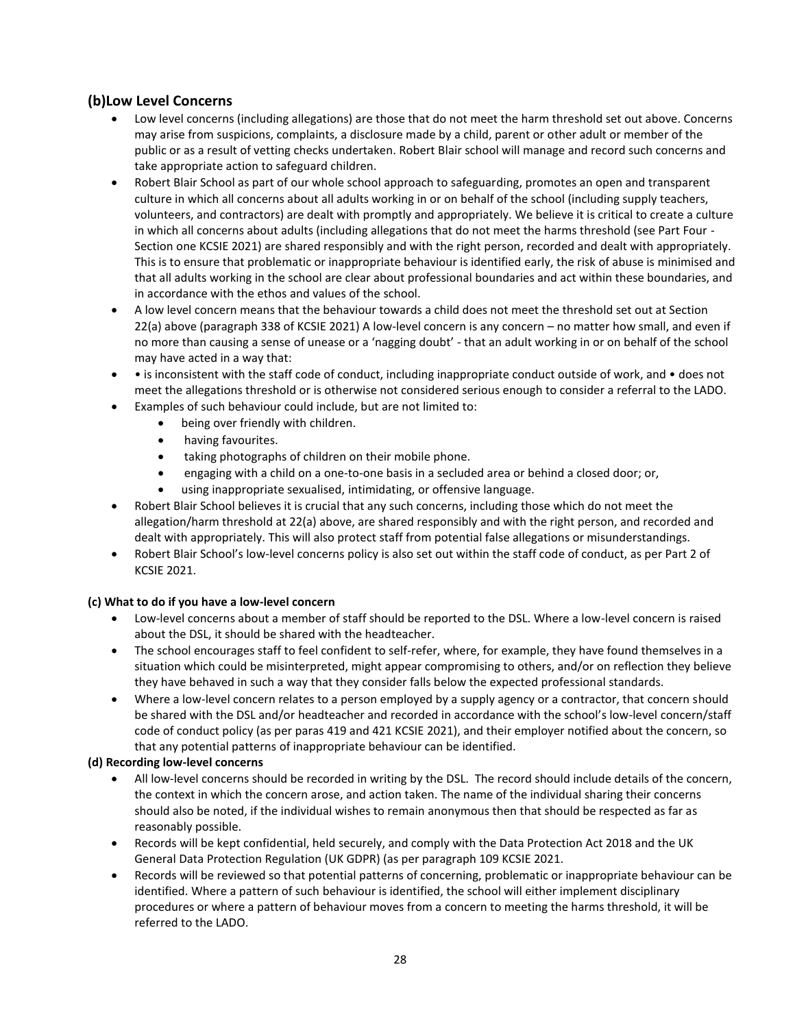## (b)Low Level Concerns

- Low level concerns (including allegations) are those that do not meet the harm threshold set out above. Concerns may arise from suspicions, complaints, a disclosure made by a child, parent or other adult or member of the public or as a result of vetting checks undertaken. Robert Blair school will manage and record such concerns and take appropriate action to safeguard children.
- Robert Blair School as part of our whole school approach to safeguarding, promotes an open and transparent culture in which all concerns about all adults working in or on behalf of the school (including supply teachers, volunteers, and contractors) are dealt with promptly and appropriately. We believe it is critical to create a culture in which all concerns about adults (including allegations that do not meet the harms threshold (see Part Four - Section one KCSIE 2021) are shared responsibly and with the right person, recorded and dealt with appropriately. This is to ensure that problematic or inappropriate behaviour is identified early, the risk of abuse is minimised and that all adults working in the school are clear about professional boundaries and act within these boundaries, and in accordance with the ethos and values of the school.
- A low level concern means that the behaviour towards a child does not meet the threshold set out at Section 22(a) above (paragraph 338 of KCSIE 2021) A low-level concern is any concern – no matter how small, and even if no more than causing a sense of unease or a 'nagging doubt' - that an adult working in or on behalf of the school may have acted in a way that:
- • is inconsistent with the staff code of conduct, including inappropriate conduct outside of work, and • does not meet the allegations threshold or is otherwise not considered serious enough to consider a referral to the LADO.
- Examples of such behaviour could include, but are not limited to:
  - being over friendly with children.
  - having favourites.
  - taking photographs of children on their mobile phone.
  - engaging with a child on a one-to-one basis in a secluded area or behind a closed door; or,
  - using inappropriate sexualised, intimidating, or offensive language.
- Robert Blair School believes it is crucial that any such concerns, including those which do not meet the allegation/harm threshold at 22(a) above, are shared responsibly and with the right person, and recorded and dealt with appropriately. This will also protect staff from potential false allegations or misunderstandings.
- Robert Blair School's low-level concerns policy is also set out within the staff code of conduct, as per Part 2 of KCSIE 2021.

**(c) What to do if you have a low-level concern**

- Low-level concerns about a member of staff should be reported to the DSL. Where a low-level concern is raised about the DSL, it should be shared with the headteacher.
- The school encourages staff to feel confident to self-refer, where, for example, they have found themselves in a situation which could be misinterpreted, might appear compromising to others, and/or on reflection they believe they have behaved in such a way that they consider falls below the expected professional standards.
- Where a low-level concern relates to a person employed by a supply agency or a contractor, that concern should be shared with the DSL and/or headteacher and recorded in accordance with the school's low-level concern/staff code of conduct policy (as per paras 419 and 421 KCSIE 2021), and their employer notified about the concern, so that any potential patterns of inappropriate behaviour can be identified.

**(d) Recording low-level concerns**

- All low-level concerns should be recorded in writing by the DSL. The record should include details of the concern, the context in which the concern arose, and action taken. The name of the individual sharing their concerns should also be noted, if the individual wishes to remain anonymous then that should be respected as far as reasonably possible.
- Records will be kept confidential, held securely, and comply with the Data Protection Act 2018 and the UK General Data Protection Regulation (UK GDPR) (as per paragraph 109 KCSIE 2021.
- Records will be reviewed so that potential patterns of concerning, problematic or inappropriate behaviour can be identified. Where a pattern of such behaviour is identified, the school will either implement disciplinary procedures or where a pattern of behaviour moves from a concern to meeting the harms threshold, it will be referred to the LADO.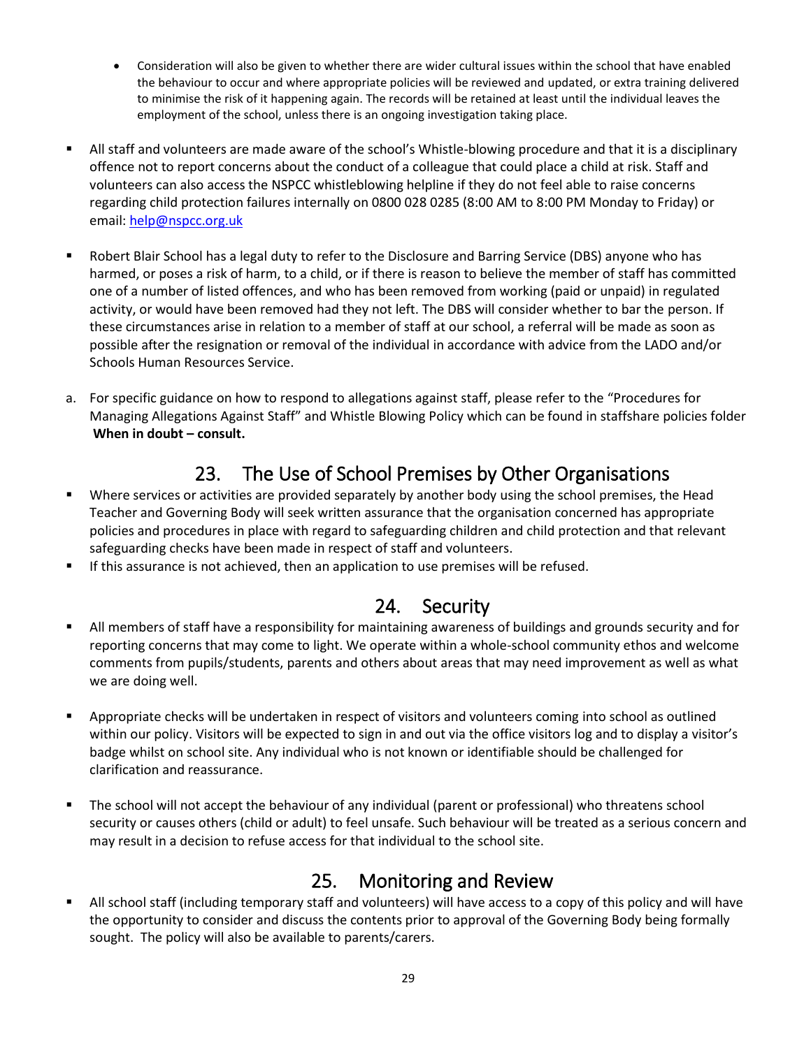- Consideration will also be given to whether there are wider cultural issues within the school that have enabled the behaviour to occur and where appropriate policies will be reviewed and updated, or extra training delivered to minimise the risk of it happening again. The records will be retained at least until the individual leaves the employment of the school, unless there is an ongoing investigation taking place.

- All staff and volunteers are made aware of the school's Whistle-blowing procedure and that it is a disciplinary offence not to report concerns about the conduct of a colleague that could place a child at risk. Staff and volunteers can also access the NSPCC whistleblowing helpline if they do not feel able to raise concerns regarding child protection failures internally on 0800 028 0285 (8:00 AM to 8:00 PM Monday to Friday) or email: help@nspcc.org.uk

- Robert Blair School has a legal duty to refer to the Disclosure and Barring Service (DBS) anyone who has harmed, or poses a risk of harm, to a child, or if there is reason to believe the member of staff has committed one of a number of listed offences, and who has been removed from working (paid or unpaid) in regulated activity, or would have been removed had they not left. The DBS will consider whether to bar the person. If these circumstances arise in relation to a member of staff at our school, a referral will be made as soon as possible after the resignation or removal of the individual in accordance with advice from the LADO and/or Schools Human Resources Service.

a. For specific guidance on how to respond to allegations against staff, please refer to the "Procedures for Managing Allegations Against Staff" and Whistle Blowing Policy which can be found in staffshare policies folder **When in doubt – consult.**

## 23. The Use of School Premises by Other Organisations

- Where services or activities are provided separately by another body using the school premises, the Head Teacher and Governing Body will seek written assurance that the organisation concerned has appropriate policies and procedures in place with regard to safeguarding children and child protection and that relevant safeguarding checks have been made in respect of staff and volunteers.
- If this assurance is not achieved, then an application to use premises will be refused.

## 24. Security

- All members of staff have a responsibility for maintaining awareness of buildings and grounds security and for reporting concerns that may come to light. We operate within a whole-school community ethos and welcome comments from pupils/students, parents and others about areas that may need improvement as well as what we are doing well.

- Appropriate checks will be undertaken in respect of visitors and volunteers coming into school as outlined within our policy. Visitors will be expected to sign in and out via the office visitors log and to display a visitor's badge whilst on school site. Any individual who is not known or identifiable should be challenged for clarification and reassurance.

- The school will not accept the behaviour of any individual (parent or professional) who threatens school security or causes others (child or adult) to feel unsafe. Such behaviour will be treated as a serious concern and may result in a decision to refuse access for that individual to the school site.

## 25. Monitoring and Review

- All school staff (including temporary staff and volunteers) will have access to a copy of this policy and will have the opportunity to consider and discuss the contents prior to approval of the Governing Body being formally sought. The policy will also be available to parents/carers.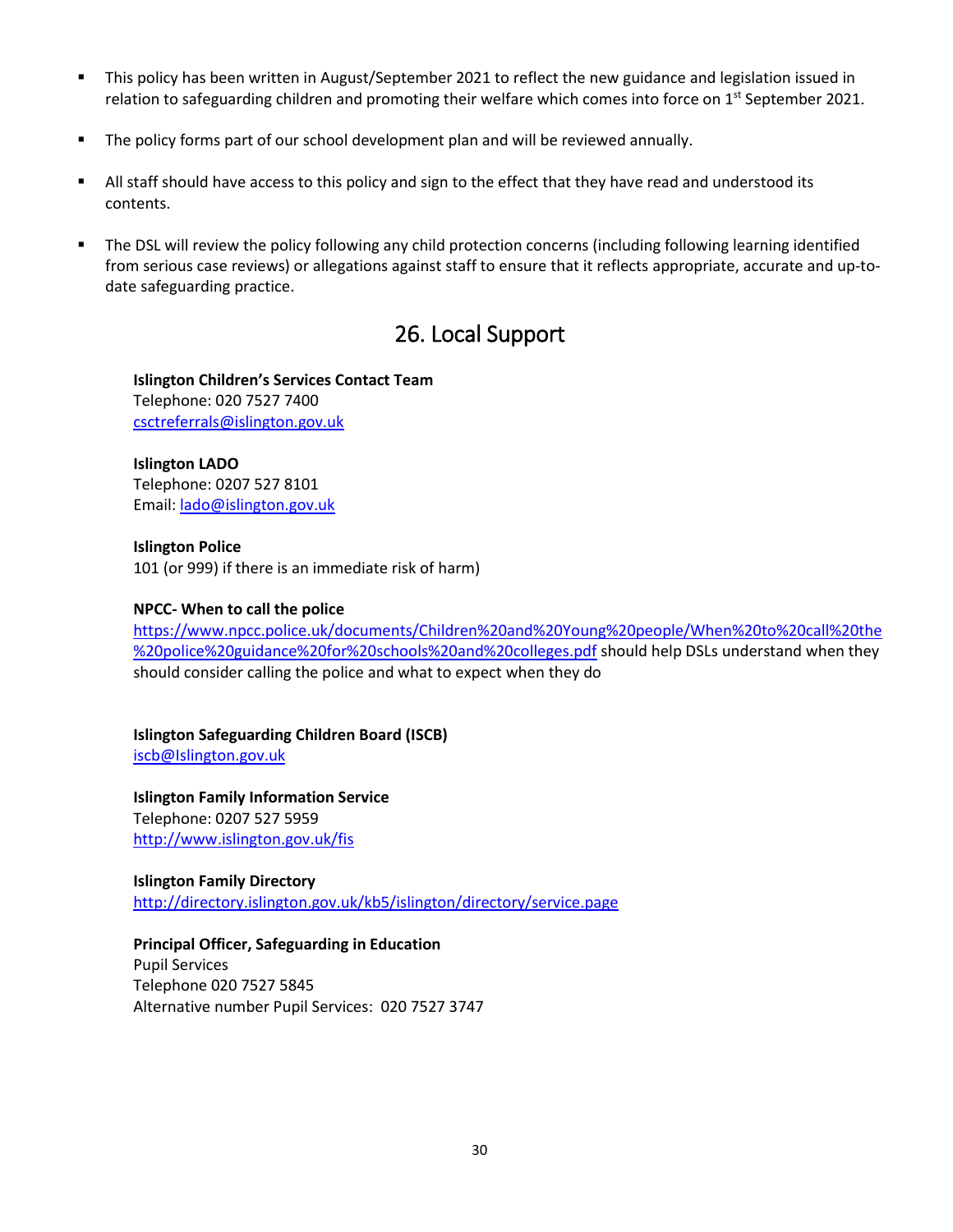- This policy has been written in August/September 2021 to reflect the new guidance and legislation issued in relation to safeguarding children and promoting their welfare which comes into force on 1st September 2021.
- The policy forms part of our school development plan and will be reviewed annually.
- All staff should have access to this policy and sign to the effect that they have read and understood its contents.
- The DSL will review the policy following any child protection concerns (including following learning identified from serious case reviews) or allegations against staff to ensure that it reflects appropriate, accurate and up-to-date safeguarding practice.

## 26. Local Support

**Islington Children's Services Contact Team**
Telephone: 020 7527 7400
csctreferrals@islington.gov.uk

**Islington LADO**
Telephone: 0207 527 8101
Email: lado@islington.gov.uk

**Islington Police**
101 (or 999) if there is an immediate risk of harm)

**NPCC- When to call the police**
https://www.npcc.police.uk/documents/Children%20and%20Young%20people/When%20to%20call%20the%20police%20guidance%20for%20schools%20and%20colleges.pdf should help DSLs understand when they should consider calling the police and what to expect when they do

**Islington Safeguarding Children Board (ISCB)**
iscb@Islington.gov.uk

**Islington Family Information Service**
Telephone: 0207 527 5959
http://www.islington.gov.uk/fis

**Islington Family Directory**
http://directory.islington.gov.uk/kb5/islington/directory/service.page

**Principal Officer, Safeguarding in Education**
Pupil Services
Telephone 020 7527 5845
Alternative number Pupil Services: 020 7527 3747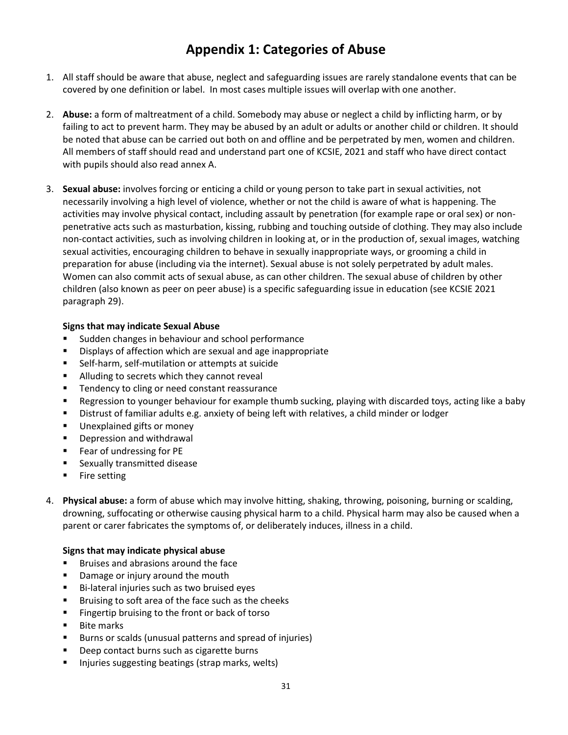# Appendix 1: Categories of Abuse

1. All staff should be aware that abuse, neglect and safeguarding issues are rarely standalone events that can be covered by one definition or label. In most cases multiple issues will overlap with one another.

2. **Abuse:** a form of maltreatment of a child. Somebody may abuse or neglect a child by inflicting harm, or by failing to act to prevent harm. They may be abused by an adult or adults or another child or children. It should be noted that abuse can be carried out both on and offline and be perpetrated by men, women and children. All members of staff should read and understand part one of KCSIE, 2021 and staff who have direct contact with pupils should also read annex A.

3. **Sexual abuse:** involves forcing or enticing a child or young person to take part in sexual activities, not necessarily involving a high level of violence, whether or not the child is aware of what is happening. The activities may involve physical contact, including assault by penetration (for example rape or oral sex) or non-penetrative acts such as masturbation, kissing, rubbing and touching outside of clothing. They may also include non-contact activities, such as involving children in looking at, or in the production of, sexual images, watching sexual activities, encouraging children to behave in sexually inappropriate ways, or grooming a child in preparation for abuse (including via the internet). Sexual abuse is not solely perpetrated by adult males. Women can also commit acts of sexual abuse, as can other children. The sexual abuse of children by other children (also known as peer on peer abuse) is a specific safeguarding issue in education (see KCSIE 2021 paragraph 29).

   **Signs that may indicate Sexual Abuse**

   - Sudden changes in behaviour and school performance
   - Displays of affection which are sexual and age inappropriate
   - Self-harm, self-mutilation or attempts at suicide
   - Alluding to secrets which they cannot reveal
   - Tendency to cling or need constant reassurance
   - Regression to younger behaviour for example thumb sucking, playing with discarded toys, acting like a baby
   - Distrust of familiar adults e.g. anxiety of being left with relatives, a child minder or lodger
   - Unexplained gifts or money
   - Depression and withdrawal
   - Fear of undressing for PE
   - Sexually transmitted disease
   - Fire setting

4. **Physical abuse:** a form of abuse which may involve hitting, shaking, throwing, poisoning, burning or scalding, drowning, suffocating or otherwise causing physical harm to a child. Physical harm may also be caused when a parent or carer fabricates the symptoms of, or deliberately induces, illness in a child.

   **Signs that may indicate physical abuse**

   - Bruises and abrasions around the face
   - Damage or injury around the mouth
   - Bi-lateral injuries such as two bruised eyes
   - Bruising to soft area of the face such as the cheeks
   - Fingertip bruising to the front or back of torso
   - Bite marks
   - Burns or scalds (unusual patterns and spread of injuries)
   - Deep contact burns such as cigarette burns
   - Injuries suggesting beatings (strap marks, welts)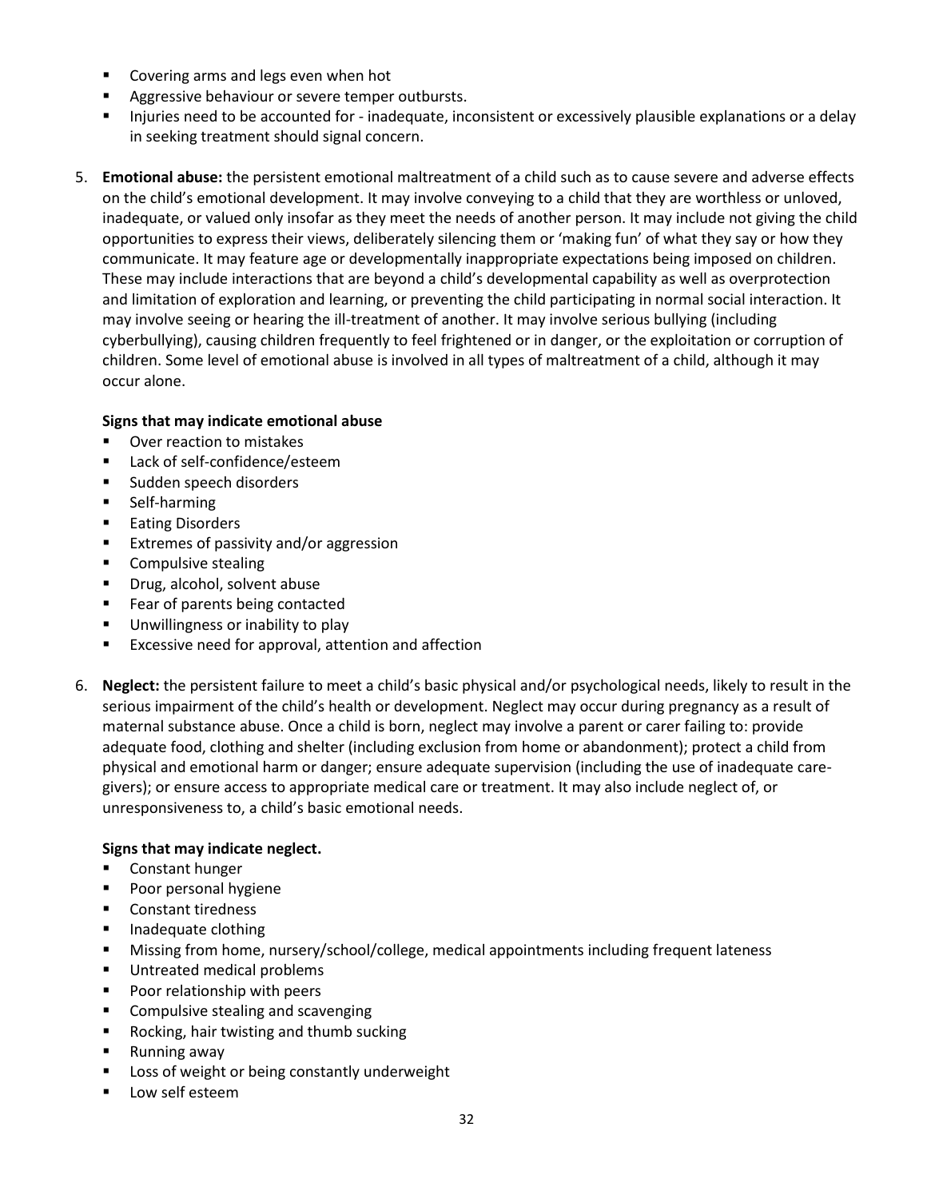- Covering arms and legs even when hot
- Aggressive behaviour or severe temper outbursts.
- Injuries need to be accounted for - inadequate, inconsistent or excessively plausible explanations or a delay in seeking treatment should signal concern.

5. **Emotional abuse:** the persistent emotional maltreatment of a child such as to cause severe and adverse effects on the child's emotional development. It may involve conveying to a child that they are worthless or unloved, inadequate, or valued only insofar as they meet the needs of another person. It may include not giving the child opportunities to express their views, deliberately silencing them or 'making fun' of what they say or how they communicate. It may feature age or developmentally inappropriate expectations being imposed on children. These may include interactions that are beyond a child's developmental capability as well as overprotection and limitation of exploration and learning, or preventing the child participating in normal social interaction. It may involve seeing or hearing the ill-treatment of another. It may involve serious bullying (including cyberbullying), causing children frequently to feel frightened or in danger, or the exploitation or corruption of children. Some level of emotional abuse is involved in all types of maltreatment of a child, although it may occur alone.

   **Signs that may indicate emotional abuse**
   - Over reaction to mistakes
   - Lack of self-confidence/esteem
   - Sudden speech disorders
   - Self-harming
   - Eating Disorders
   - Extremes of passivity and/or aggression
   - Compulsive stealing
   - Drug, alcohol, solvent abuse
   - Fear of parents being contacted
   - Unwillingness or inability to play
   - Excessive need for approval, attention and affection

6. **Neglect:** the persistent failure to meet a child's basic physical and/or psychological needs, likely to result in the serious impairment of the child's health or development. Neglect may occur during pregnancy as a result of maternal substance abuse. Once a child is born, neglect may involve a parent or carer failing to: provide adequate food, clothing and shelter (including exclusion from home or abandonment); protect a child from physical and emotional harm or danger; ensure adequate supervision (including the use of inadequate care-givers); or ensure access to appropriate medical care or treatment. It may also include neglect of, or unresponsiveness to, a child's basic emotional needs.

   **Signs that may indicate neglect.**
   - Constant hunger
   - Poor personal hygiene
   - Constant tiredness
   - Inadequate clothing
   - Missing from home, nursery/school/college, medical appointments including frequent lateness
   - Untreated medical problems
   - Poor relationship with peers
   - Compulsive stealing and scavenging
   - Rocking, hair twisting and thumb sucking
   - Running away
   - Loss of weight or being constantly underweight
   - Low self esteem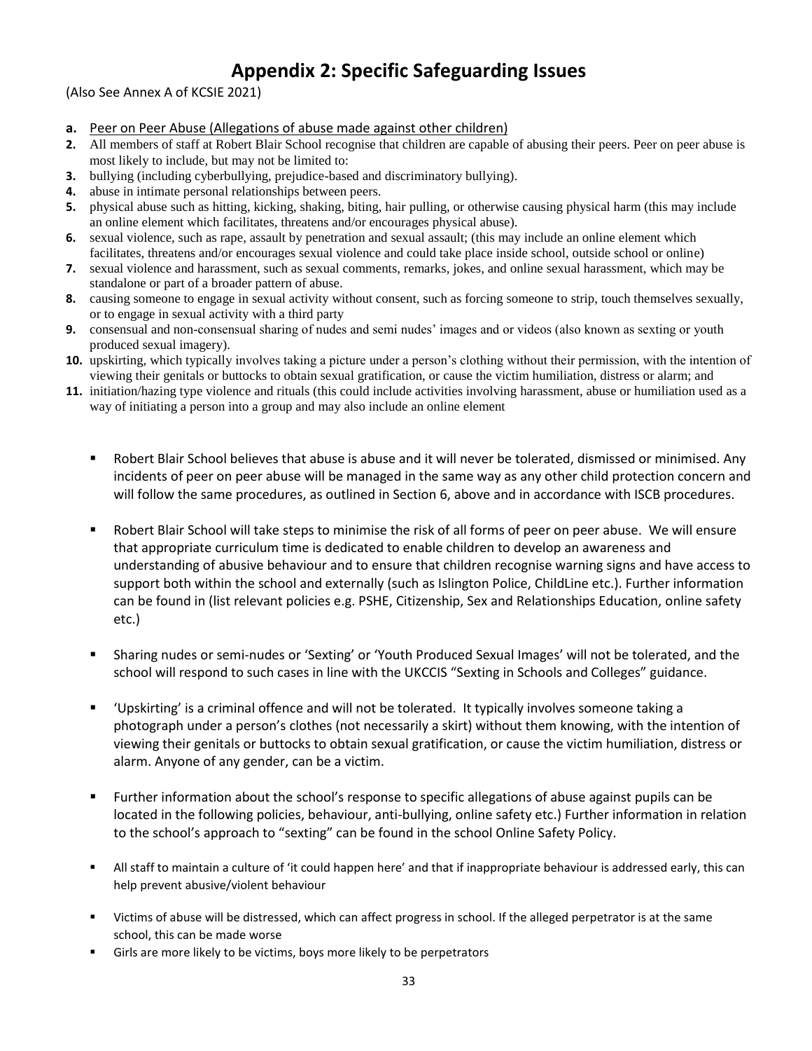# Appendix 2: Specific Safeguarding Issues

(Also See Annex A of KCSIE 2021)

**a.** Peer on Peer Abuse (Allegations of abuse made against other children)

**2.** All members of staff at Robert Blair School recognise that children are capable of abusing their peers. Peer on peer abuse is most likely to include, but may not be limited to:

**3.** bullying (including cyberbullying, prejudice-based and discriminatory bullying).

**4.** abuse in intimate personal relationships between peers.

**5.** physical abuse such as hitting, kicking, shaking, biting, hair pulling, or otherwise causing physical harm (this may include an online element which facilitates, threatens and/or encourages physical abuse).

**6.** sexual violence, such as rape, assault by penetration and sexual assault; (this may include an online element which facilitates, threatens and/or encourages sexual violence and could take place inside school, outside school or online)

**7.** sexual violence and harassment, such as sexual comments, remarks, jokes, and online sexual harassment, which may be standalone or part of a broader pattern of abuse.

**8.** causing someone to engage in sexual activity without consent, such as forcing someone to strip, touch themselves sexually, or to engage in sexual activity with a third party

**9.** consensual and non-consensual sharing of nudes and semi nudes' images and or videos (also known as sexting or youth produced sexual imagery).

**10.** upskirting, which typically involves taking a picture under a person's clothing without their permission, with the intention of viewing their genitals or buttocks to obtain sexual gratification, or cause the victim humiliation, distress or alarm; and

**11.** initiation/hazing type violence and rituals (this could include activities involving harassment, abuse or humiliation used as a way of initiating a person into a group and may also include an online element

- Robert Blair School believes that abuse is abuse and it will never be tolerated, dismissed or minimised. Any incidents of peer on peer abuse will be managed in the same way as any other child protection concern and will follow the same procedures, as outlined in Section 6, above and in accordance with ISCB procedures.

- Robert Blair School will take steps to minimise the risk of all forms of peer on peer abuse. We will ensure that appropriate curriculum time is dedicated to enable children to develop an awareness and understanding of abusive behaviour and to ensure that children recognise warning signs and have access to support both within the school and externally (such as Islington Police, ChildLine etc.). Further information can be found in (list relevant policies e.g. PSHE, Citizenship, Sex and Relationships Education, online safety etc.)

- Sharing nudes or semi-nudes or 'Sexting' or 'Youth Produced Sexual Images' will not be tolerated, and the school will respond to such cases in line with the UKCCIS "Sexting in Schools and Colleges" guidance.

- 'Upskirting' is a criminal offence and will not be tolerated. It typically involves someone taking a photograph under a person's clothes (not necessarily a skirt) without them knowing, with the intention of viewing their genitals or buttocks to obtain sexual gratification, or cause the victim humiliation, distress or alarm. Anyone of any gender, can be a victim.

- Further information about the school's response to specific allegations of abuse against pupils can be located in the following policies, behaviour, anti-bullying, online safety etc.) Further information in relation to the school's approach to "sexting" can be found in the school Online Safety Policy.

- All staff to maintain a culture of 'it could happen here' and that if inappropriate behaviour is addressed early, this can help prevent abusive/violent behaviour

- Victims of abuse will be distressed, which can affect progress in school. If the alleged perpetrator is at the same school, this can be made worse

- Girls are more likely to be victims, boys more likely to be perpetrators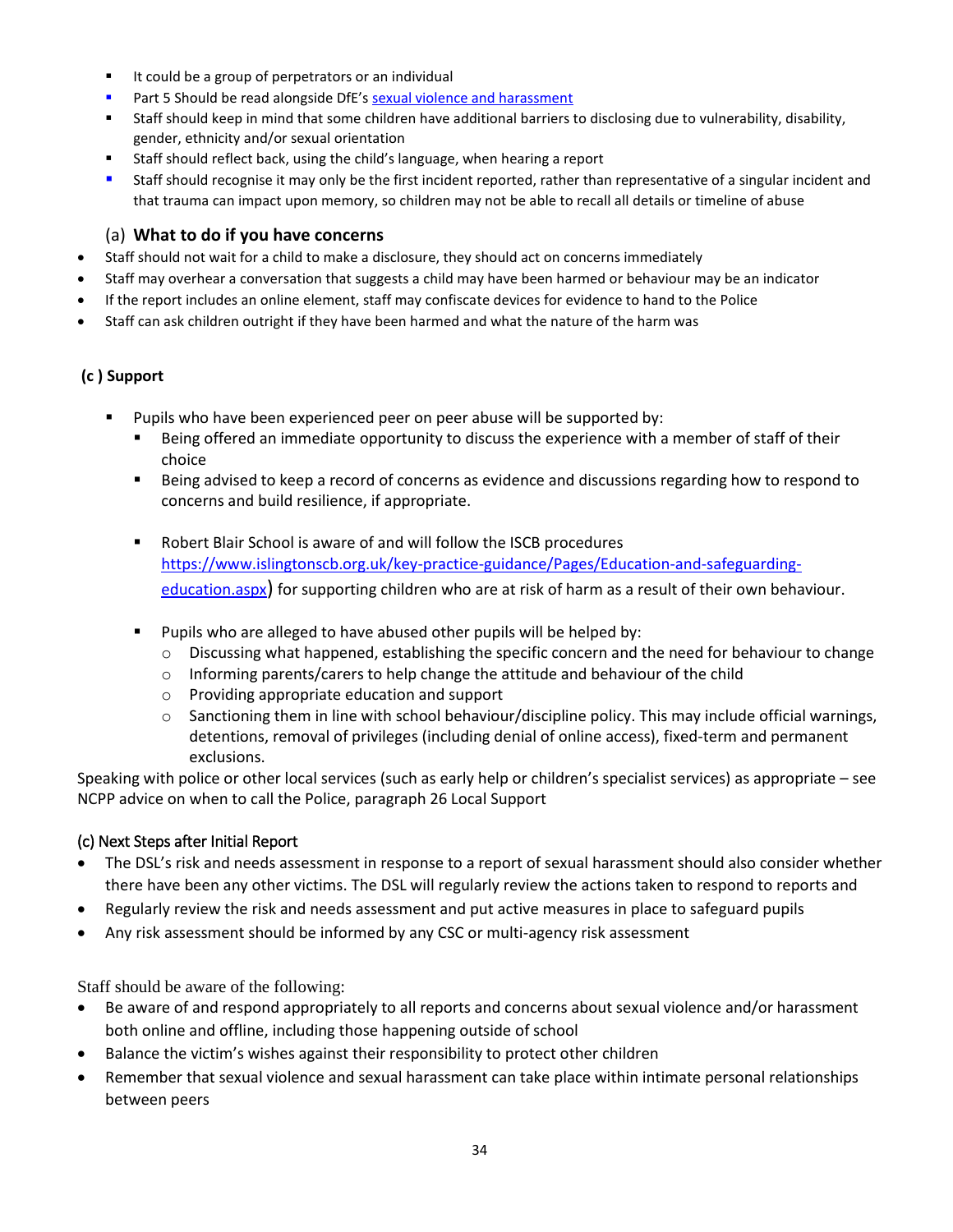- It could be a group of perpetrators or an individual
- Part 5 Should be read alongside DfE's [sexual violence and harassment]()
- Staff should keep in mind that some children have additional barriers to disclosing due to vulnerability, disability, gender, ethnicity and/or sexual orientation
- Staff should reflect back, using the child's language, when hearing a report
- Staff should recognise it may only be the first incident reported, rather than representative of a singular incident and that trauma can impact upon memory, so children may not be able to recall all details or timeline of abuse

### (a) **What to do if you have concerns**

- Staff should not wait for a child to make a disclosure, they should act on concerns immediately
- Staff may overhear a conversation that suggests a child may have been harmed or behaviour may be an indicator
- If the report includes an online element, staff may confiscate devices for evidence to hand to the Police
- Staff can ask children outright if they have been harmed and what the nature of the harm was

### (c ) Support

- Pupils who have been experienced peer on peer abuse will be supported by:
  - Being offered an immediate opportunity to discuss the experience with a member of staff of their choice
  - Being advised to keep a record of concerns as evidence and discussions regarding how to respond to concerns and build resilience, if appropriate.
  - Robert Blair School is aware of and will follow the ISCB procedures [https://www.islingtonscb.org.uk/key-practice-guidance/Pages/Education-and-safeguarding-education.aspx](https://www.islingtonscb.org.uk/key-practice-guidance/Pages/Education-and-safeguarding-education.aspx)) for supporting children who are at risk of harm as a result of their own behaviour.
  - Pupils who are alleged to have abused other pupils will be helped by:
    - Discussing what happened, establishing the specific concern and the need for behaviour to change
    - Informing parents/carers to help change the attitude and behaviour of the child
    - Providing appropriate education and support
    - Sanctioning them in line with school behaviour/discipline policy. This may include official warnings, detentions, removal of privileges (including denial of online access), fixed-term and permanent exclusions.

Speaking with police or other local services (such as early help or children's specialist services) as appropriate – see NCPP advice on when to call the Police, paragraph 26 Local Support

### (c) Next Steps after Initial Report

- The DSL's risk and needs assessment in response to a report of sexual harassment should also consider whether there have been any other victims. The DSL will regularly review the actions taken to respond to reports and
- Regularly review the risk and needs assessment and put active measures in place to safeguard pupils
- Any risk assessment should be informed by any CSC or multi-agency risk assessment

Staff should be aware of the following:

- Be aware of and respond appropriately to all reports and concerns about sexual violence and/or harassment both online and offline, including those happening outside of school
- Balance the victim's wishes against their responsibility to protect other children
- Remember that sexual violence and sexual harassment can take place within intimate personal relationships between peers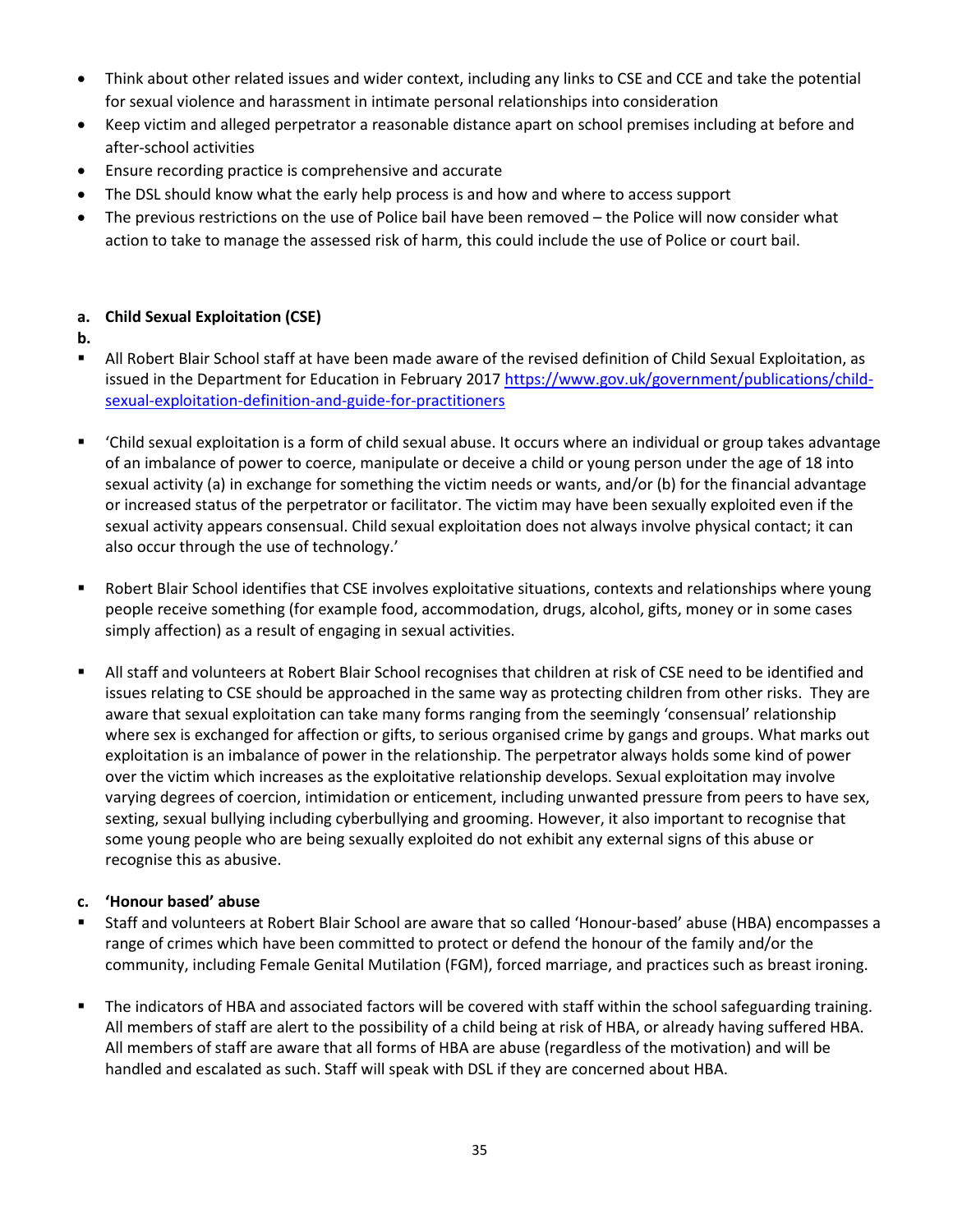- Think about other related issues and wider context, including any links to CSE and CCE and take the potential for sexual violence and harassment in intimate personal relationships into consideration
- Keep victim and alleged perpetrator a reasonable distance apart on school premises including at before and after-school activities
- Ensure recording practice is comprehensive and accurate
- The DSL should know what the early help process is and how and where to access support
- The previous restrictions on the use of Police bail have been removed – the Police will now consider what action to take to manage the assessed risk of harm, this could include the use of Police or court bail.

**a. Child Sexual Exploitation (CSE)**

**b.**

- All Robert Blair School staff at have been made aware of the revised definition of Child Sexual Exploitation, as issued in the Department for Education in February 2017 [https://www.gov.uk/government/publications/child-sexual-exploitation-definition-and-guide-for-practitioners](https://www.gov.uk/government/publications/child-sexual-exploitation-definition-and-guide-for-practitioners)

- 'Child sexual exploitation is a form of child sexual abuse. It occurs where an individual or group takes advantage of an imbalance of power to coerce, manipulate or deceive a child or young person under the age of 18 into sexual activity (a) in exchange for something the victim needs or wants, and/or (b) for the financial advantage or increased status of the perpetrator or facilitator. The victim may have been sexually exploited even if the sexual activity appears consensual. Child sexual exploitation does not always involve physical contact; it can also occur through the use of technology.'

- Robert Blair School identifies that CSE involves exploitative situations, contexts and relationships where young people receive something (for example food, accommodation, drugs, alcohol, gifts, money or in some cases simply affection) as a result of engaging in sexual activities.

- All staff and volunteers at Robert Blair School recognises that children at risk of CSE need to be identified and issues relating to CSE should be approached in the same way as protecting children from other risks. They are aware that sexual exploitation can take many forms ranging from the seemingly 'consensual' relationship where sex is exchanged for affection or gifts, to serious organised crime by gangs and groups. What marks out exploitation is an imbalance of power in the relationship. The perpetrator always holds some kind of power over the victim which increases as the exploitative relationship develops. Sexual exploitation may involve varying degrees of coercion, intimidation or enticement, including unwanted pressure from peers to have sex, sexting, sexual bullying including cyberbullying and grooming. However, it also important to recognise that some young people who are being sexually exploited do not exhibit any external signs of this abuse or recognise this as abusive.

**c. 'Honour based' abuse**

- Staff and volunteers at Robert Blair School are aware that so called 'Honour-based' abuse (HBA) encompasses a range of crimes which have been committed to protect or defend the honour of the family and/or the community, including Female Genital Mutilation (FGM), forced marriage, and practices such as breast ironing.

- The indicators of HBA and associated factors will be covered with staff within the school safeguarding training. All members of staff are alert to the possibility of a child being at risk of HBA, or already having suffered HBA. All members of staff are aware that all forms of HBA are abuse (regardless of the motivation) and will be handled and escalated as such. Staff will speak with DSL if they are concerned about HBA.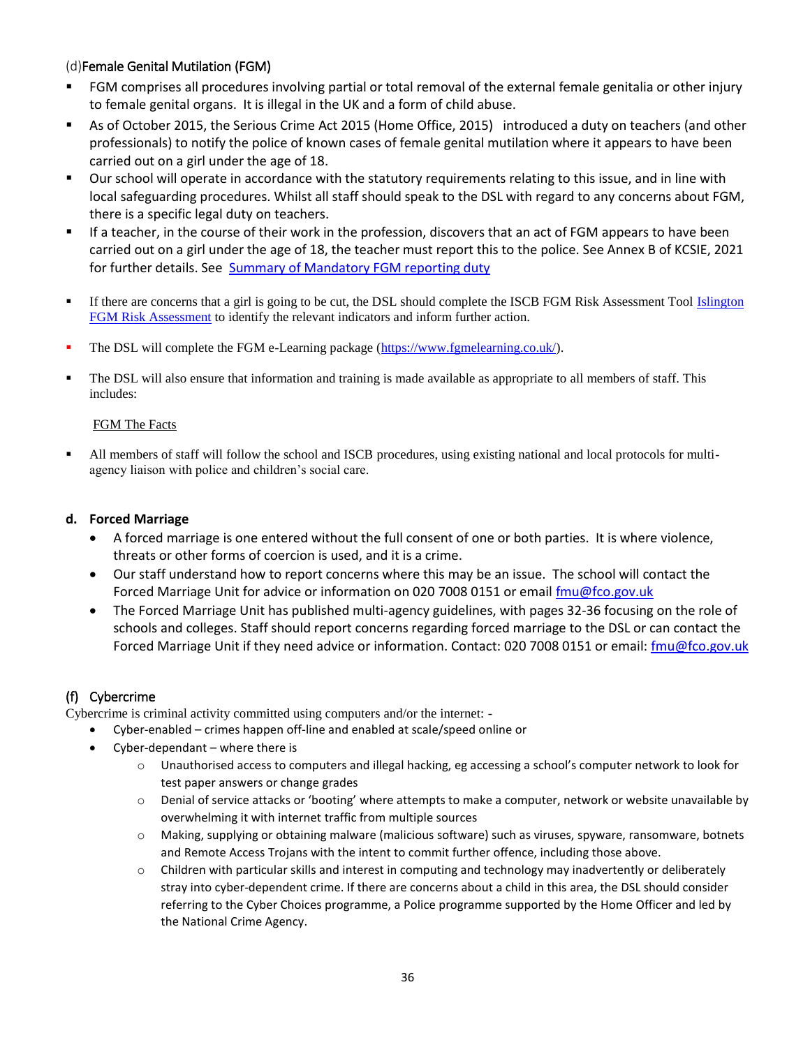### (d)Female Genital Mutilation (FGM)

- FGM comprises all procedures involving partial or total removal of the external female genitalia or other injury to female genital organs. It is illegal in the UK and a form of child abuse.
- As of October 2015, the Serious Crime Act 2015 (Home Office, 2015) introduced a duty on teachers (and other professionals) to notify the police of known cases of female genital mutilation where it appears to have been carried out on a girl under the age of 18.
- Our school will operate in accordance with the statutory requirements relating to this issue, and in line with local safeguarding procedures. Whilst all staff should speak to the DSL with regard to any concerns about FGM, there is a specific legal duty on teachers.
- If a teacher, in the course of their work in the profession, discovers that an act of FGM appears to have been carried out on a girl under the age of 18, the teacher must report this to the police. See Annex B of KCSIE, 2021 for further details. See [Summary of Mandatory FGM reporting duty]
- If there are concerns that a girl is going to be cut, the DSL should complete the ISCB FGM Risk Assessment Tool [Islington FGM Risk Assessment] to identify the relevant indicators and inform further action.
- The DSL will complete the FGM e-Learning package (https://www.fgmelearning.co.uk/).
- The DSL will also ensure that information and training is made available as appropriate to all members of staff. This includes:

  FGM The Facts

- All members of staff will follow the school and ISCB procedures, using existing national and local protocols for multi-agency liaison with police and children's social care.

### d. Forced Marriage

- A forced marriage is one entered without the full consent of one or both parties. It is where violence, threats or other forms of coercion is used, and it is a crime.
- Our staff understand how to report concerns where this may be an issue. The school will contact the Forced Marriage Unit for advice or information on 020 7008 0151 or email fmu@fco.gov.uk
- The Forced Marriage Unit has published multi-agency guidelines, with pages 32-36 focusing on the role of schools and colleges. Staff should report concerns regarding forced marriage to the DSL or can contact the Forced Marriage Unit if they need advice or information. Contact: 020 7008 0151 or email: fmu@fco.gov.uk

### (f) Cybercrime

Cybercrime is criminal activity committed using computers and/or the internet: -

- Cyber-enabled – crimes happen off-line and enabled at scale/speed online or
- Cyber-dependant – where there is
  - Unauthorised access to computers and illegal hacking, eg accessing a school's computer network to look for test paper answers or change grades
  - Denial of service attacks or 'booting' where attempts to make a computer, network or website unavailable by overwhelming it with internet traffic from multiple sources
  - Making, supplying or obtaining malware (malicious software) such as viruses, spyware, ransomware, botnets and Remote Access Trojans with the intent to commit further offence, including those above.
  - Children with particular skills and interest in computing and technology may inadvertently or deliberately stray into cyber-dependent crime. If there are concerns about a child in this area, the DSL should consider referring to the Cyber Choices programme, a Police programme supported by the Home Officer and led by the National Crime Agency.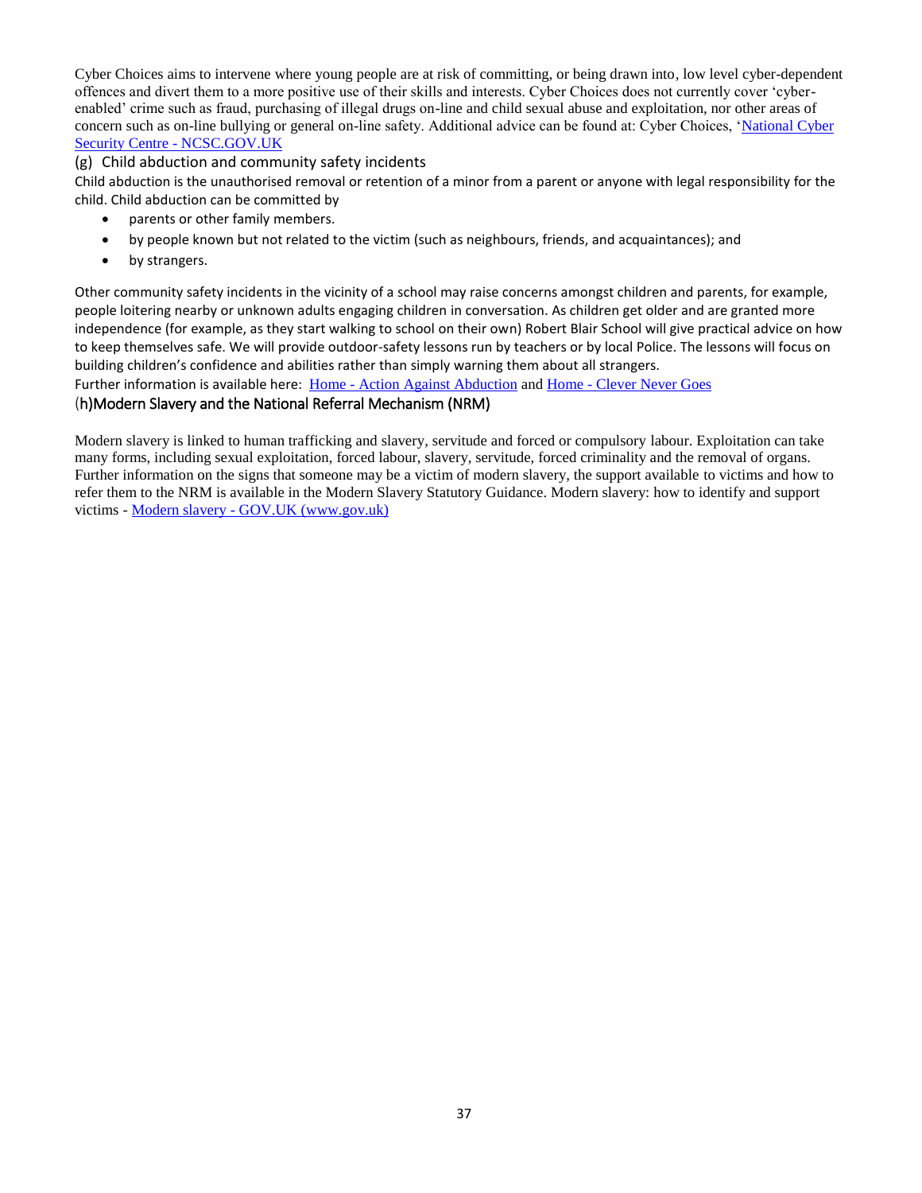Cyber Choices aims to intervene where young people are at risk of committing, or being drawn into, low level cyber-dependent offences and divert them to a more positive use of their skills and interests. Cyber Choices does not currently cover 'cyber-enabled' crime such as fraud, purchasing of illegal drugs on-line and child sexual abuse and exploitation, nor other areas of concern such as on-line bullying or general on-line safety. Additional advice can be found at: Cyber Choices, 'National Cyber Security Centre - NCSC.GOV.UK

### (g) Child abduction and community safety incidents

Child abduction is the unauthorised removal or retention of a minor from a parent or anyone with legal responsibility for the child. Child abduction can be committed by

- parents or other family members.
- by people known but not related to the victim (such as neighbours, friends, and acquaintances); and
- by strangers.

Other community safety incidents in the vicinity of a school may raise concerns amongst children and parents, for example, people loitering nearby or unknown adults engaging children in conversation. As children get older and are granted more independence (for example, as they start walking to school on their own) Robert Blair School will give practical advice on how to keep themselves safe. We will provide outdoor-safety lessons run by teachers or by local Police. The lessons will focus on building children's confidence and abilities rather than simply warning them about all strangers.

Further information is available here: Home - Action Against Abduction and Home - Clever Never Goes

### (h)Modern Slavery and the National Referral Mechanism (NRM)

Modern slavery is linked to human trafficking and slavery, servitude and forced or compulsory labour. Exploitation can take many forms, including sexual exploitation, forced labour, slavery, servitude, forced criminality and the removal of organs. Further information on the signs that someone may be a victim of modern slavery, the support available to victims and how to refer them to the NRM is available in the Modern Slavery Statutory Guidance. Modern slavery: how to identify and support victims - Modern slavery - GOV.UK (www.gov.uk)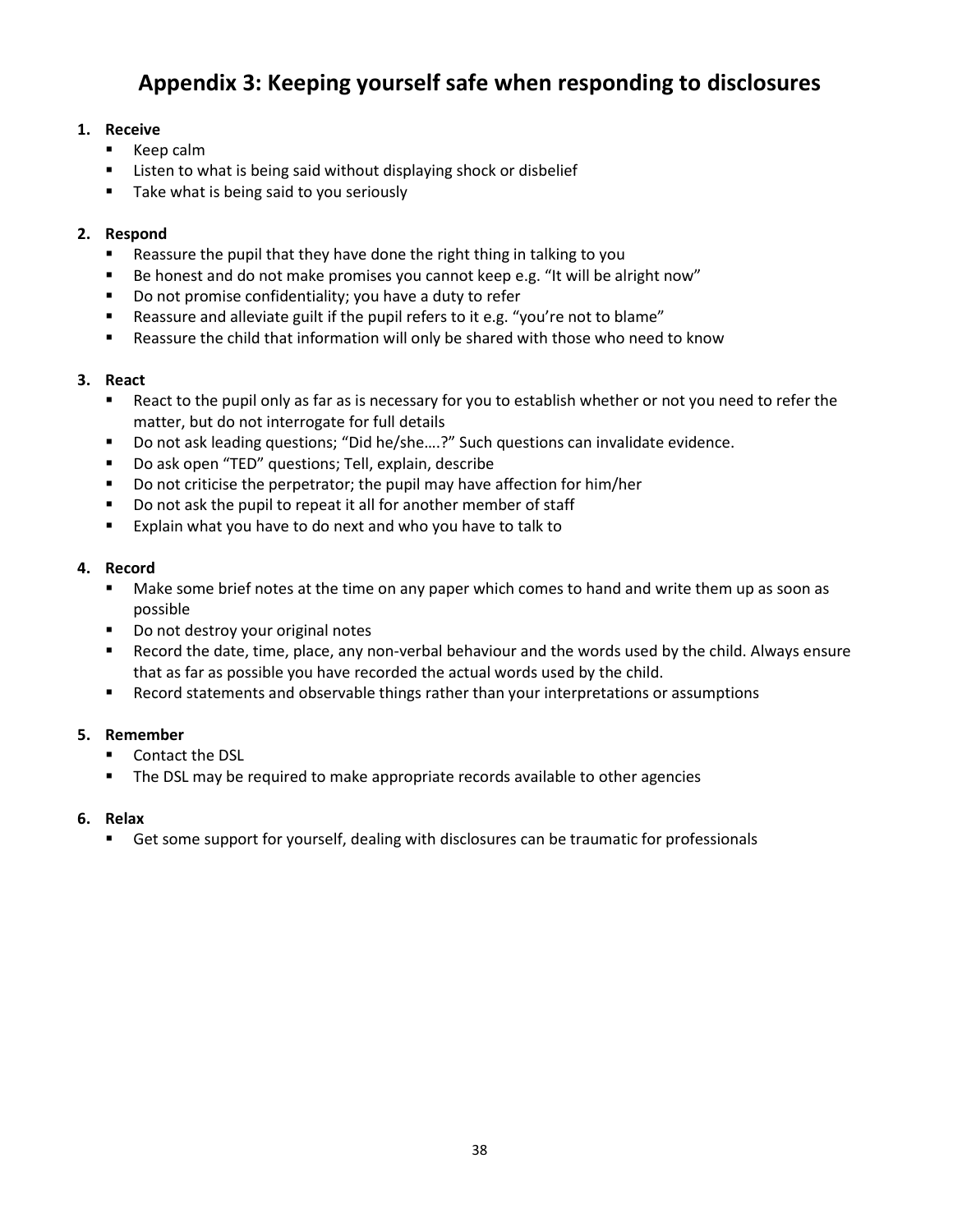# Appendix 3: Keeping yourself safe when responding to disclosures

1. **Receive**
   - Keep calm
   - Listen to what is being said without displaying shock or disbelief
   - Take what is being said to you seriously

2. **Respond**
   - Reassure the pupil that they have done the right thing in talking to you
   - Be honest and do not make promises you cannot keep e.g. “It will be alright now”
   - Do not promise confidentiality; you have a duty to refer
   - Reassure and alleviate guilt if the pupil refers to it e.g. “you’re not to blame”
   - Reassure the child that information will only be shared with those who need to know

3. **React**
   - React to the pupil only as far as is necessary for you to establish whether or not you need to refer the matter, but do not interrogate for full details
   - Do not ask leading questions; “Did he/she….?” Such questions can invalidate evidence.
   - Do ask open “TED” questions; Tell, explain, describe
   - Do not criticise the perpetrator; the pupil may have affection for him/her
   - Do not ask the pupil to repeat it all for another member of staff
   - Explain what you have to do next and who you have to talk to

4. **Record**
   - Make some brief notes at the time on any paper which comes to hand and write them up as soon as possible
   - Do not destroy your original notes
   - Record the date, time, place, any non-verbal behaviour and the words used by the child. Always ensure that as far as possible you have recorded the actual words used by the child.
   - Record statements and observable things rather than your interpretations or assumptions

5. **Remember**
   - Contact the DSL
   - The DSL may be required to make appropriate records available to other agencies

6. **Relax**
   - Get some support for yourself, dealing with disclosures can be traumatic for professionals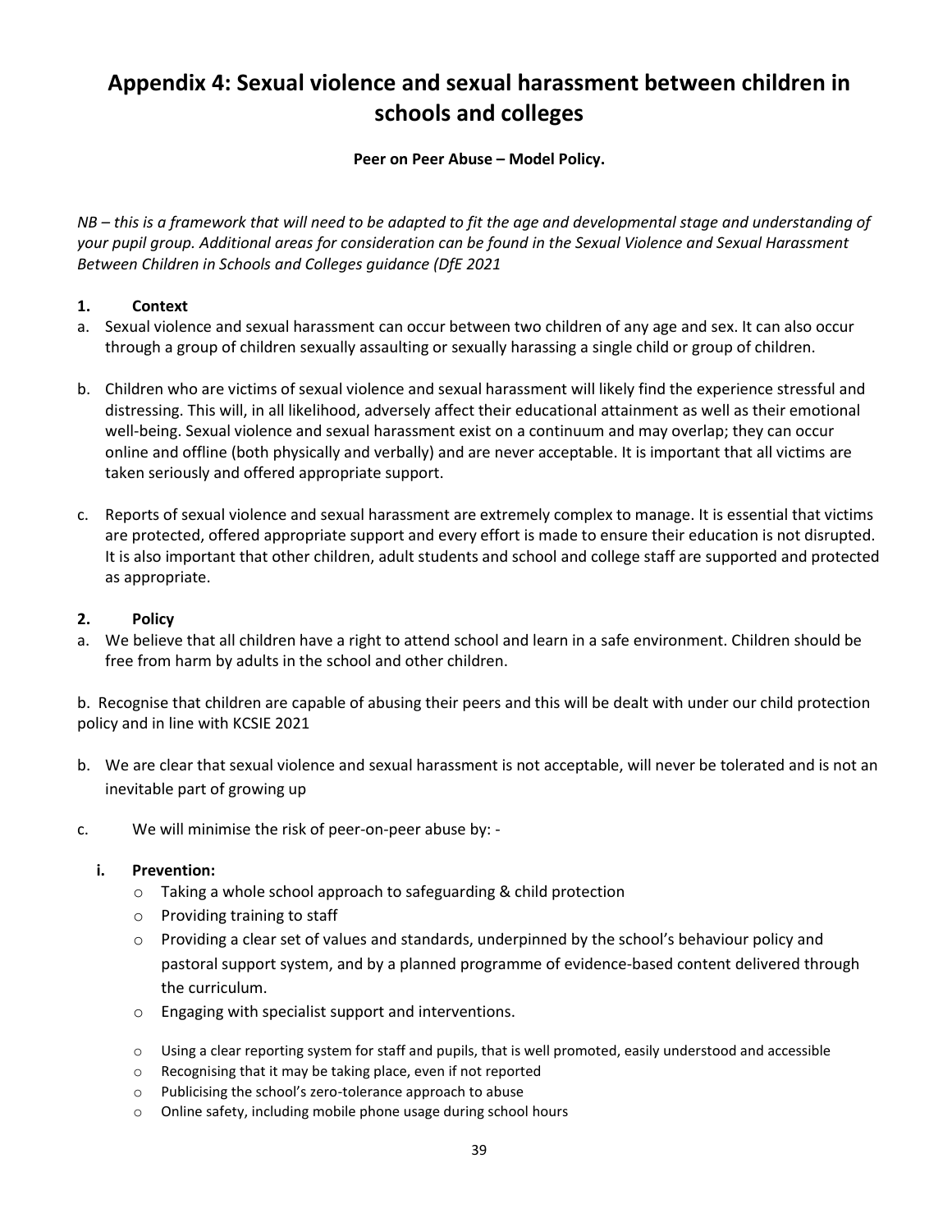# Appendix 4: Sexual violence and sexual harassment between children in schools and colleges

**Peer on Peer Abuse – Model Policy.**

*NB – this is a framework that will need to be adapted to fit the age and developmental stage and understanding of your pupil group. Additional areas for consideration can be found in the Sexual Violence and Sexual Harassment Between Children in Schools and Colleges guidance (DfE 2021*

## 1. Context

a. Sexual violence and sexual harassment can occur between two children of any age and sex. It can also occur through a group of children sexually assaulting or sexually harassing a single child or group of children.

b. Children who are victims of sexual violence and sexual harassment will likely find the experience stressful and distressing. This will, in all likelihood, adversely affect their educational attainment as well as their emotional well-being. Sexual violence and sexual harassment exist on a continuum and may overlap; they can occur online and offline (both physically and verbally) and are never acceptable. It is important that all victims are taken seriously and offered appropriate support.

c. Reports of sexual violence and sexual harassment are extremely complex to manage. It is essential that victims are protected, offered appropriate support and every effort is made to ensure their education is not disrupted. It is also important that other children, adult students and school and college staff are supported and protected as appropriate.

## 2. Policy

a. We believe that all children have a right to attend school and learn in a safe environment. Children should be free from harm by adults in the school and other children.

b. Recognise that children are capable of abusing their peers and this will be dealt with under our child protection policy and in line with KCSIE 2021

b. We are clear that sexual violence and sexual harassment is not acceptable, will never be tolerated and is not an inevitable part of growing up

c. We will minimise the risk of peer-on-peer abuse by: -

**i. Prevention:**

- Taking a whole school approach to safeguarding & child protection
- Providing training to staff
- Providing a clear set of values and standards, underpinned by the school's behaviour policy and pastoral support system, and by a planned programme of evidence-based content delivered through the curriculum.
- Engaging with specialist support and interventions.
- Using a clear reporting system for staff and pupils, that is well promoted, easily understood and accessible
- Recognising that it may be taking place, even if not reported
- Publicising the school's zero-tolerance approach to abuse
- Online safety, including mobile phone usage during school hours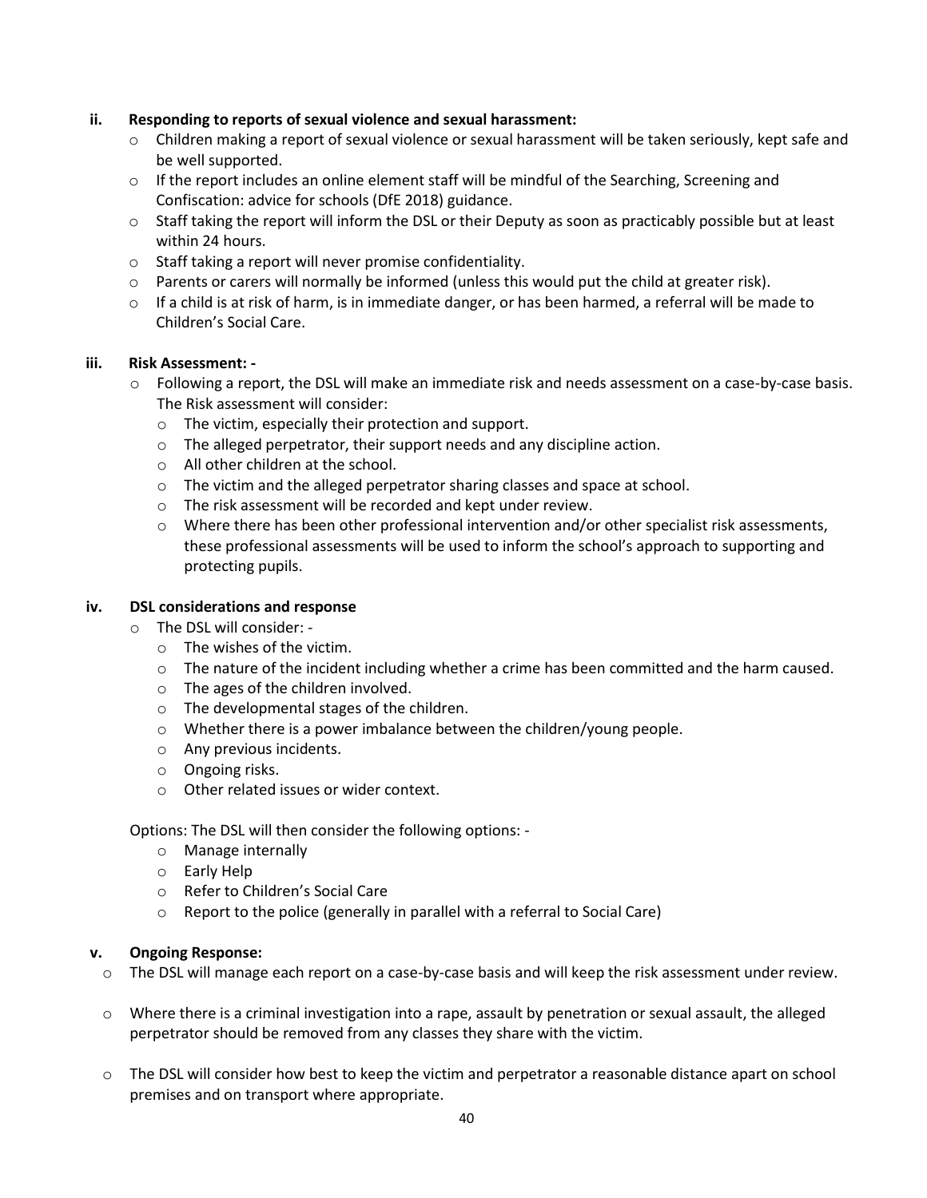**ii. Responding to reports of sexual violence and sexual harassment:**

- Children making a report of sexual violence or sexual harassment will be taken seriously, kept safe and be well supported.
- If the report includes an online element staff will be mindful of the Searching, Screening and Confiscation: advice for schools (DfE 2018) guidance.
- Staff taking the report will inform the DSL or their Deputy as soon as practicably possible but at least within 24 hours.
- Staff taking a report will never promise confidentiality.
- Parents or carers will normally be informed (unless this would put the child at greater risk).
- If a child is at risk of harm, is in immediate danger, or has been harmed, a referral will be made to Children's Social Care.

**iii. Risk Assessment: -**

- Following a report, the DSL will make an immediate risk and needs assessment on a case-by-case basis. The Risk assessment will consider:
  - The victim, especially their protection and support.
  - The alleged perpetrator, their support needs and any discipline action.
  - All other children at the school.
  - The victim and the alleged perpetrator sharing classes and space at school.
  - The risk assessment will be recorded and kept under review.
  - Where there has been other professional intervention and/or other specialist risk assessments, these professional assessments will be used to inform the school's approach to supporting and protecting pupils.

**iv. DSL considerations and response**

- The DSL will consider: -
  - The wishes of the victim.
  - The nature of the incident including whether a crime has been committed and the harm caused.
  - The ages of the children involved.
  - The developmental stages of the children.
  - Whether there is a power imbalance between the children/young people.
  - Any previous incidents.
  - Ongoing risks.
  - Other related issues or wider context.

Options: The DSL will then consider the following options: -

- Manage internally
- Early Help
- Refer to Children's Social Care
- Report to the police (generally in parallel with a referral to Social Care)

**v. Ongoing Response:**

- The DSL will manage each report on a case-by-case basis and will keep the risk assessment under review.
- Where there is a criminal investigation into a rape, assault by penetration or sexual assault, the alleged perpetrator should be removed from any classes they share with the victim.
- The DSL will consider how best to keep the victim and perpetrator a reasonable distance apart on school premises and on transport where appropriate.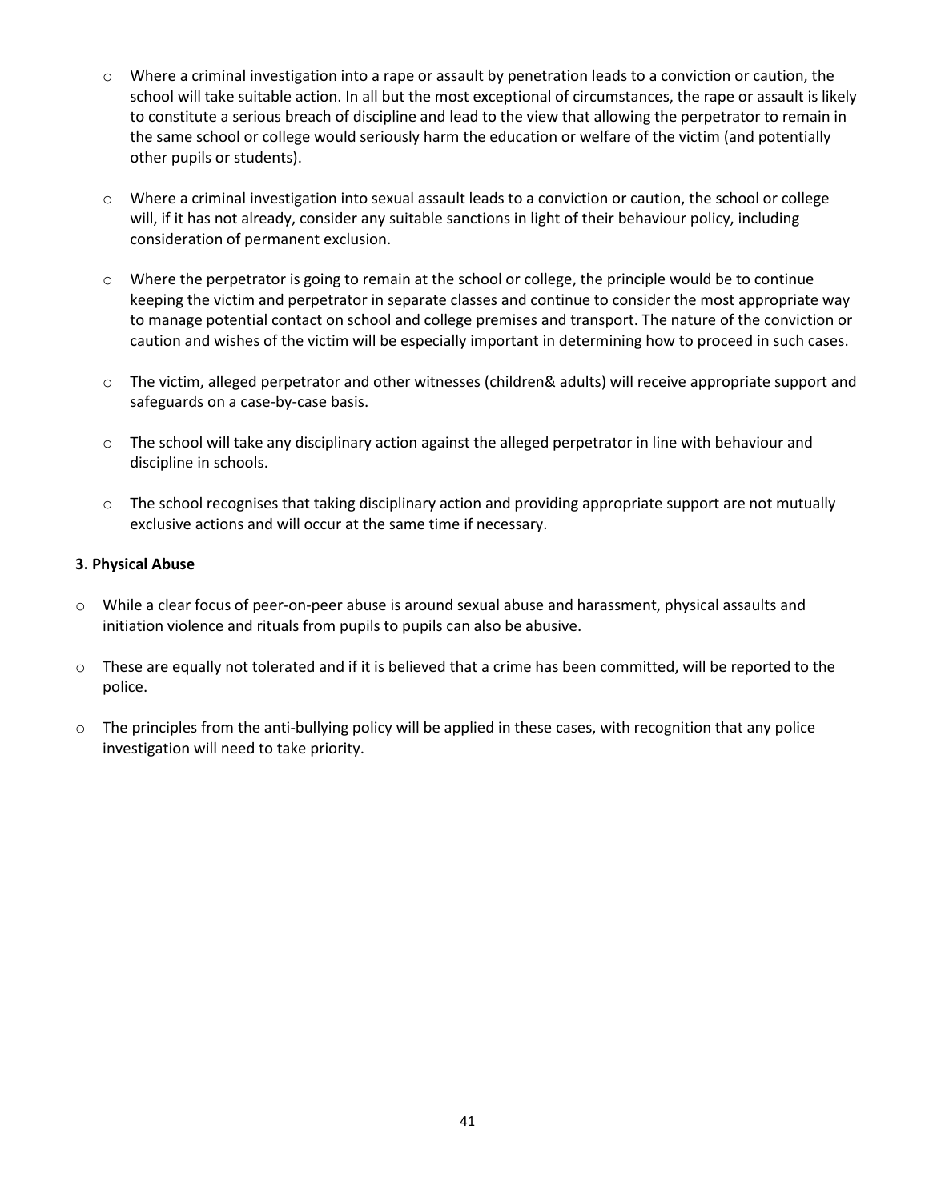- Where a criminal investigation into a rape or assault by penetration leads to a conviction or caution, the school will take suitable action. In all but the most exceptional of circumstances, the rape or assault is likely to constitute a serious breach of discipline and lead to the view that allowing the perpetrator to remain in the same school or college would seriously harm the education or welfare of the victim (and potentially other pupils or students).

- Where a criminal investigation into sexual assault leads to a conviction or caution, the school or college will, if it has not already, consider any suitable sanctions in light of their behaviour policy, including consideration of permanent exclusion.

- Where the perpetrator is going to remain at the school or college, the principle would be to continue keeping the victim and perpetrator in separate classes and continue to consider the most appropriate way to manage potential contact on school and college premises and transport. The nature of the conviction or caution and wishes of the victim will be especially important in determining how to proceed in such cases.

- The victim, alleged perpetrator and other witnesses (children& adults) will receive appropriate support and safeguards on a case-by-case basis.

- The school will take any disciplinary action against the alleged perpetrator in line with behaviour and discipline in schools.

- The school recognises that taking disciplinary action and providing appropriate support are not mutually exclusive actions and will occur at the same time if necessary.

**3. Physical Abuse**

- While a clear focus of peer-on-peer abuse is around sexual abuse and harassment, physical assaults and initiation violence and rituals from pupils to pupils can also be abusive.

- These are equally not tolerated and if it is believed that a crime has been committed, will be reported to the police.

- The principles from the anti-bullying policy will be applied in these cases, with recognition that any police investigation will need to take priority.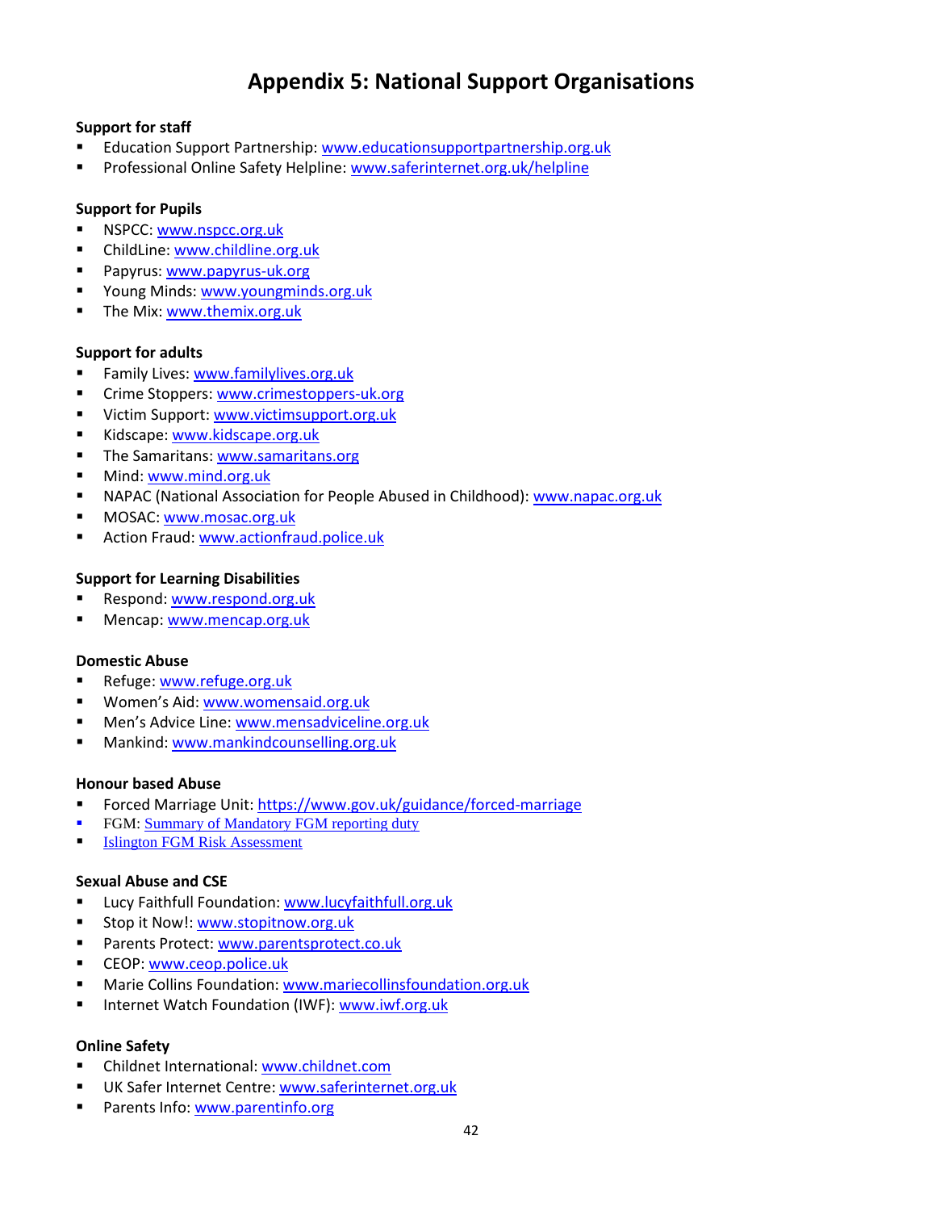# Appendix 5: National Support Organisations

**Support for staff**

- Education Support Partnership: www.educationsupportpartnership.org.uk
- Professional Online Safety Helpline: www.saferinternet.org.uk/helpline

**Support for Pupils**

- NSPCC: www.nspcc.org.uk
- ChildLine: www.childline.org.uk
- Papyrus: www.papyrus-uk.org
- Young Minds: www.youngminds.org.uk
- The Mix: www.themix.org.uk

**Support for adults**

- Family Lives: www.familylives.org.uk
- Crime Stoppers: www.crimestoppers-uk.org
- Victim Support: www.victimsupport.org.uk
- Kidscape: www.kidscape.org.uk
- The Samaritans: www.samaritans.org
- Mind: www.mind.org.uk
- NAPAC (National Association for People Abused in Childhood): www.napac.org.uk
- MOSAC: www.mosac.org.uk
- Action Fraud: www.actionfraud.police.uk

**Support for Learning Disabilities**

- Respond: www.respond.org.uk
- Mencap: www.mencap.org.uk

**Domestic Abuse**

- Refuge: www.refuge.org.uk
- Women's Aid: www.womensaid.org.uk
- Men's Advice Line: www.mensadviceline.org.uk
- Mankind: www.mankindcounselling.org.uk

**Honour based Abuse**

- Forced Marriage Unit: https://www.gov.uk/guidance/forced-marriage
- FGM: Summary of Mandatory FGM reporting duty
- Islington FGM Risk Assessment

**Sexual Abuse and CSE**

- Lucy Faithfull Foundation: www.lucyfaithfull.org.uk
- Stop it Now!: www.stopitnow.org.uk
- Parents Protect: www.parentsprotect.co.uk
- CEOP: www.ceop.police.uk
- Marie Collins Foundation: www.mariecollinsfoundation.org.uk
- Internet Watch Foundation (IWF): www.iwf.org.uk

**Online Safety**

- Childnet International: www.childnet.com
- UK Safer Internet Centre: www.saferinternet.org.uk
- Parents Info: www.parentinfo.org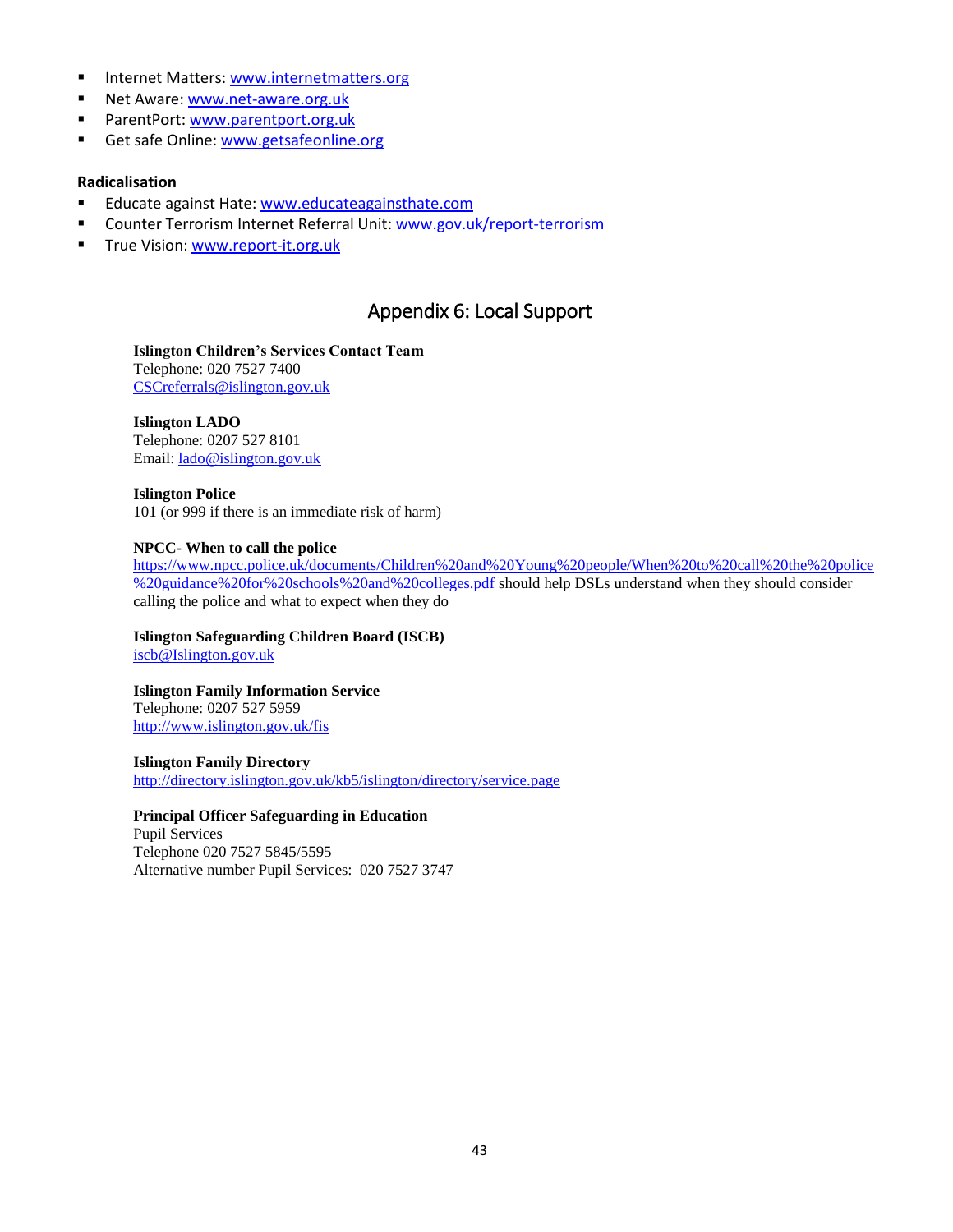- Internet Matters: www.internetmatters.org
- Net Aware: www.net-aware.org.uk
- ParentPort: www.parentport.org.uk
- Get safe Online: www.getsafeonline.org

**Radicalisation**

- Educate against Hate: www.educateagainsthate.com
- Counter Terrorism Internet Referral Unit: www.gov.uk/report-terrorism
- True Vision: www.report-it.org.uk

## Appendix 6: Local Support

**Islington Children's Services Contact Team**
Telephone: 020 7527 7400
CSCreferrals@islington.gov.uk

**Islington LADO**
Telephone: 0207 527 8101
Email: lado@islington.gov.uk

**Islington Police**
101 (or 999 if there is an immediate risk of harm)

**NPCC- When to call the police**
https://www.npcc.police.uk/documents/Children%20and%20Young%20people/When%20to%20call%20the%20police%20guidance%20for%20schools%20and%20colleges.pdf should help DSLs understand when they should consider calling the police and what to expect when they do

**Islington Safeguarding Children Board (ISCB)**
iscb@Islington.gov.uk

**Islington Family Information Service**
Telephone: 0207 527 5959
http://www.islington.gov.uk/fis

**Islington Family Directory**
http://directory.islington.gov.uk/kb5/islington/directory/service.page

**Principal Officer Safeguarding in Education**
Pupil Services
Telephone 020 7527 5845/5595
Alternative number Pupil Services: 020 7527 3747